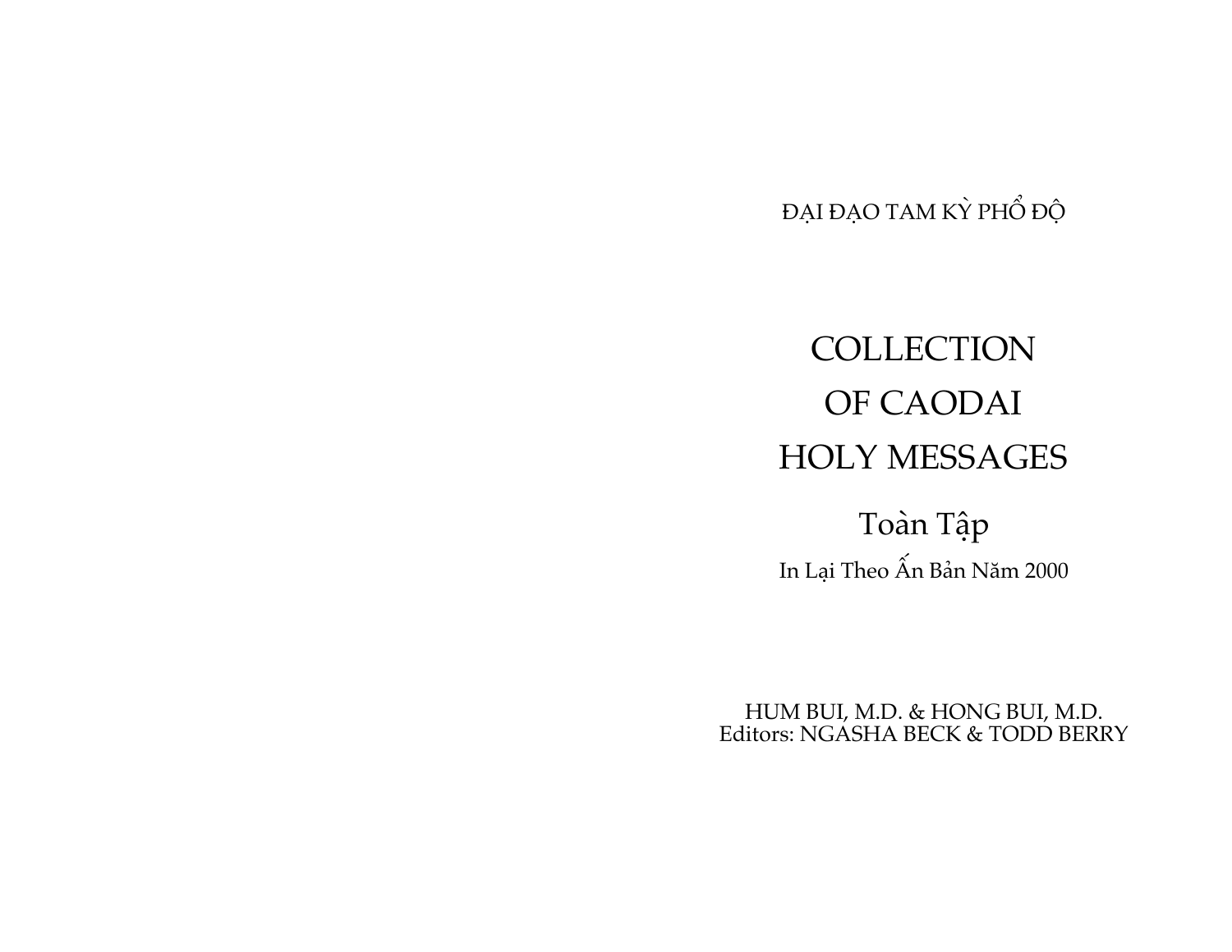ĐẠI ĐẠO TAM KỲ PHỔ ĐỘ

# COLLECTION OF CAODAI HOLY MESSAGES

## Toàn Tập

In Lại Theo Ấn Bản Năm 2000

HUM BUI, M.D. & HONG BUI, M.D.
Editors: NGASHA BECK & TODD BERRY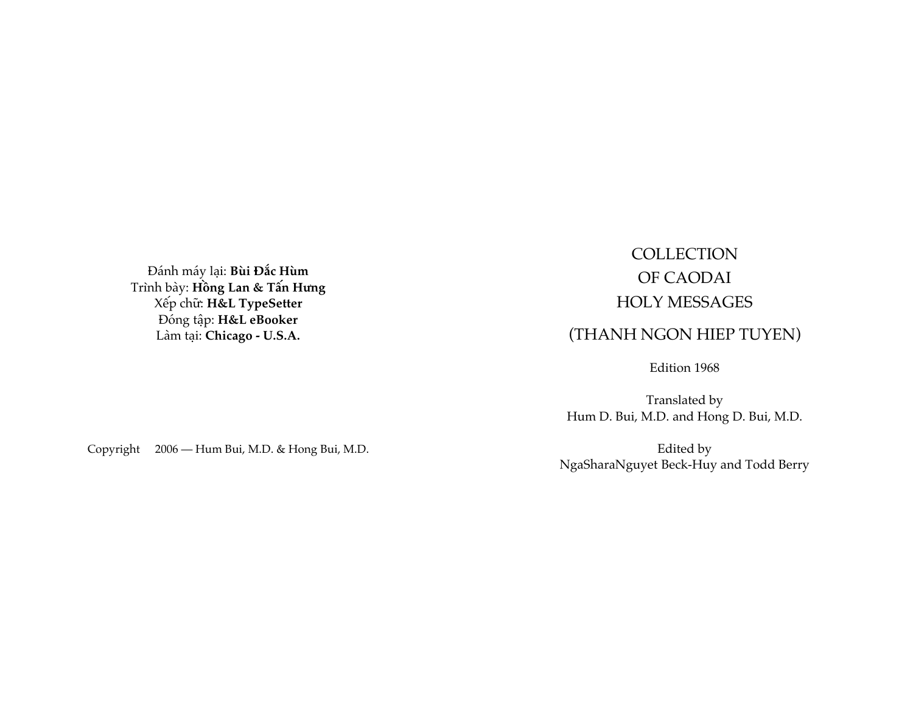Đánh máy lại: **Bùi Đắc Hùm**
Trình bày: **Hồng Lan & Tấn Hưng**
Xếp chữ: **H&L TypeSetter**
Đóng tập: **H&L eBooker**
Làm tại: **Chicago - U.S.A.**

Copyright 2006 — Hum Bui, M.D. & Hong Bui, M.D.

# COLLECTION OF CAODAI HOLY MESSAGES

## (THANH NGON HIEP TUYEN)

Edition 1968

Translated by
Hum D. Bui, M.D. and Hong D. Bui, M.D.

Edited by
NgaSharaNguyet Beck-Huy and Todd Berry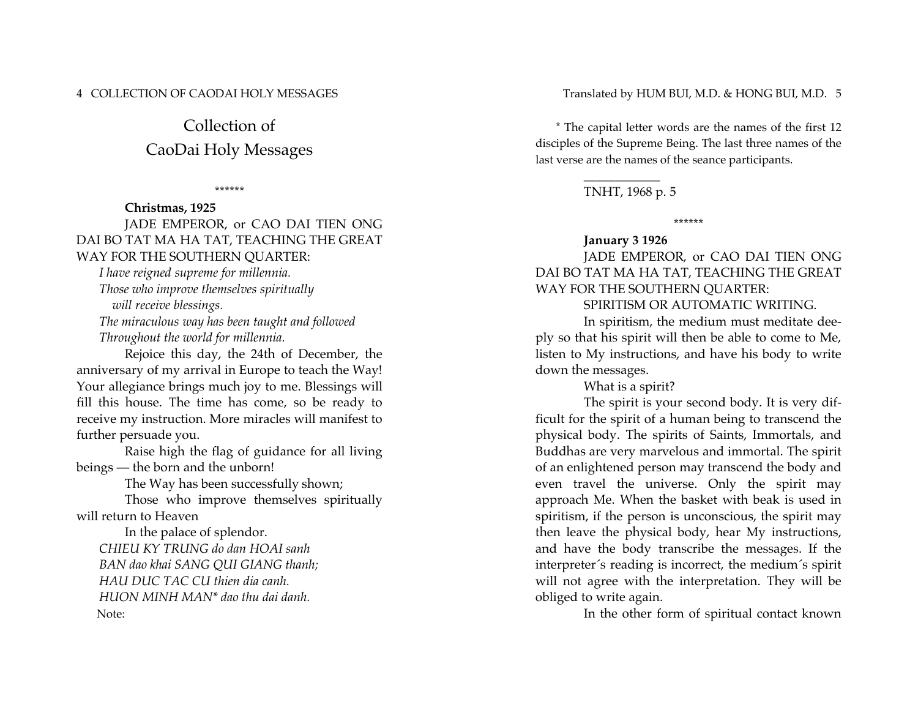# Collection of CaoDai Holy Messages

\*\*\*\*\*\*

**Christmas, 1925**

JADE EMPEROR, or CAO DAI TIEN ONG DAI BO TAT MA HA TAT, TEACHING THE GREAT WAY FOR THE SOUTHERN QUARTER:

*I have reigned supreme for millennia.*
*Those who improve themselves spiritually*
*will receive blessings.*
*The miraculous way has been taught and followed*
*Throughout the world for millennia.*

Rejoice this day, the 24th of December, the anniversary of my arrival in Europe to teach the Way! Your allegiance brings much joy to me. Blessings will fill this house. The time has come, so be ready to receive my instruction. More miracles will manifest to further persuade you.

Raise high the flag of guidance for all living beings — the born and the unborn!

The Way has been successfully shown;

Those who improve themselves spiritually will return to Heaven

In the palace of splendor.

*CHIEU KY TRUNG do dan HOAI sanh*
*BAN dao khai SANG QUI GIANG thanh;*
*HAU DUC TAC CU thien dia canh.*
*HUON MINH MAN\* dao thu dai danh.*

Note:

\* The capital letter words are the names of the first 12 disciples of the Supreme Being. The last three names of the last verse are the names of the seance participants.

TNHT, 1968 p. 5

\*\*\*\*\*\*

**January 3 1926**

JADE EMPEROR, or CAO DAI TIEN ONG DAI BO TAT MA HA TAT, TEACHING THE GREAT WAY FOR THE SOUTHERN QUARTER:

SPIRITISM OR AUTOMATIC WRITING.

In spiritism, the medium must meditate deeply so that his spirit will then be able to come to Me, listen to My instructions, and have his body to write down the messages.

What is a spirit?

The spirit is your second body. It is very difficult for the spirit of a human being to transcend the physical body. The spirits of Saints, Immortals, and Buddhas are very marvelous and immortal. The spirit of an enlightened person may transcend the body and even travel the universe. Only the spirit may approach Me. When the basket with beak is used in spiritism, if the person is unconscious, the spirit may then leave the physical body, hear My instructions, and have the body transcribe the messages. If the interpreter´s reading is incorrect, the medium´s spirit will not agree with the interpretation. They will be obliged to write again.

In the other form of spiritual contact known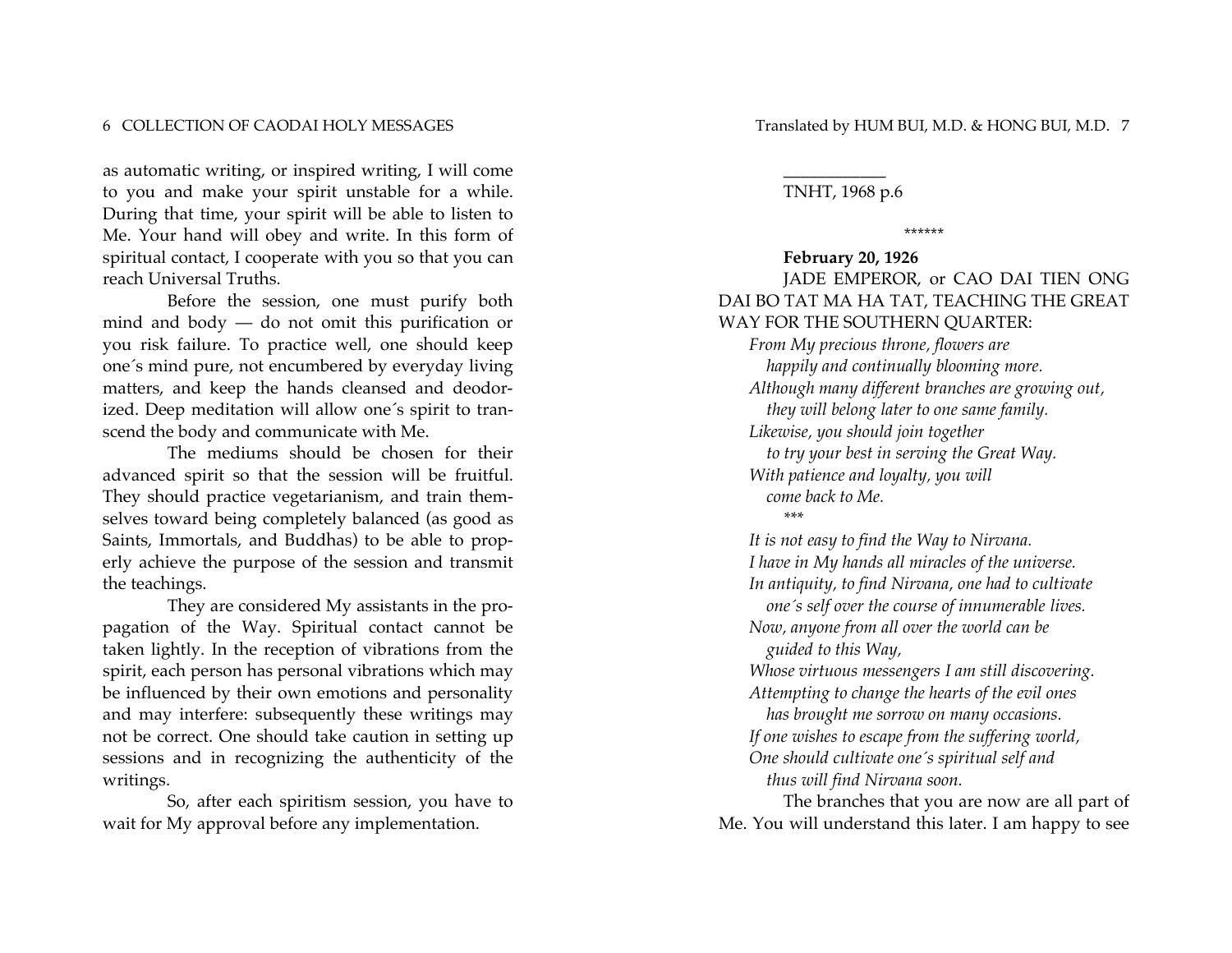as automatic writing, or inspired writing, I will come to you and make your spirit unstable for a while. During that time, your spirit will be able to listen to Me. Your hand will obey and write. In this form of spiritual contact, I cooperate with you so that you can reach Universal Truths.

Before the session, one must purify both mind and body — do not omit this purification or you risk failure. To practice well, one should keep one´s mind pure, not encumbered by everyday living matters, and keep the hands cleansed and deodorized. Deep meditation will allow one´s spirit to transcend the body and communicate with Me.

The mediums should be chosen for their advanced spirit so that the session will be fruitful. They should practice vegetarianism, and train themselves toward being completely balanced (as good as Saints, Immortals, and Buddhas) to be able to properly achieve the purpose of the session and transmit the teachings.

They are considered My assistants in the propagation of the Way. Spiritual contact cannot be taken lightly. In the reception of vibrations from the spirit, each person has personal vibrations which may be influenced by their own emotions and personality and may interfere: subsequently these writings may not be correct. One should take caution in setting up sessions and in recognizing the authenticity of the writings.

So, after each spiritism session, you have to wait for My approval before any implementation.

___________

TNHT, 1968 p.6

******

**February 20, 1926**

JADE EMPEROR, or CAO DAI TIEN ONG DAI BO TAT MA HA TAT, TEACHING THE GREAT WAY FOR THE SOUTHERN QUARTER:

*From My precious throne, flowers are*
*happily and continually blooming more.*
*Although many different branches are growing out,*
*they will belong later to one same family.*
*Likewise, you should join together*
*to try your best in serving the Great Way.*
*With patience and loyalty, you will*
*come back to Me.*

***

*It is not easy to find the Way to Nirvana.*
*I have in My hands all miracles of the universe.*
*In antiquity, to find Nirvana, one had to cultivate*
*one´s self over the course of innumerable lives.*
*Now, anyone from all over the world can be*
*guided to this Way,*
*Whose virtuous messengers I am still discovering.*
*Attempting to change the hearts of the evil ones*
*has brought me sorrow on many occasions.*
*If one wishes to escape from the suffering world,*
*One should cultivate one´s spiritual self and*
*thus will find Nirvana soon.*

The branches that you are now are all part of Me. You will understand this later. I am happy to see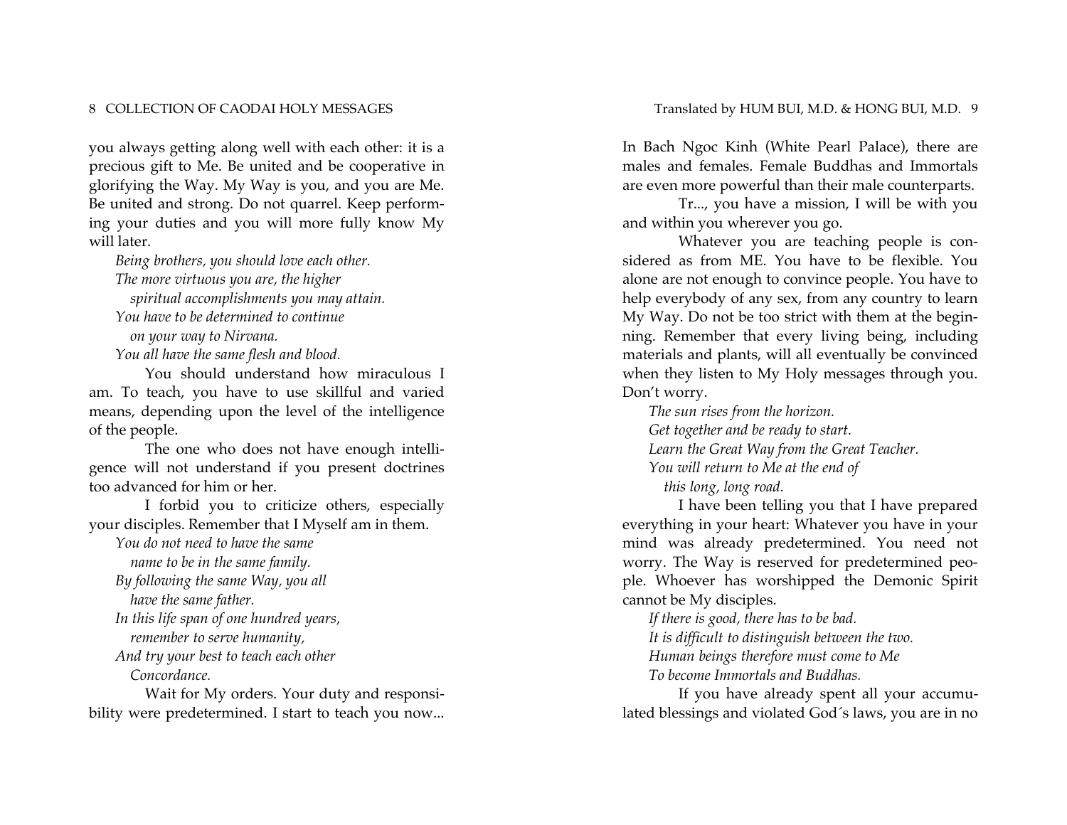you always getting along well with each other: it is a precious gift to Me. Be united and be cooperative in glorifying the Way. My Way is you, and you are Me. Be united and strong. Do not quarrel. Keep performing your duties and you will more fully know My will later.

*Being brothers, you should love each other.*
*The more virtuous you are, the higher*
*spiritual accomplishments you may attain.*
*You have to be determined to continue*
*on your way to Nirvana.*
*You all have the same flesh and blood.*

You should understand how miraculous I am. To teach, you have to use skillful and varied means, depending upon the level of the intelligence of the people.

The one who does not have enough intelligence will not understand if you present doctrines too advanced for him or her.

I forbid you to criticize others, especially your disciples. Remember that I Myself am in them.

*You do not need to have the same*
*name to be in the same family.*
*By following the same Way, you all*
*have the same father.*
*In this life span of one hundred years,*
*remember to serve humanity,*
*And try your best to teach each other*
*Concordance.*

Wait for My orders. Your duty and responsibility were predetermined. I start to teach you now...

In Bach Ngoc Kinh (White Pearl Palace), there are males and females. Female Buddhas and Immortals are even more powerful than their male counterparts.

Tr..., you have a mission, I will be with you and within you wherever you go.

Whatever you are teaching people is considered as from ME. You have to be flexible. You alone are not enough to convince people. You have to help everybody of any sex, from any country to learn My Way. Do not be too strict with them at the beginning. Remember that every living being, including materials and plants, will all eventually be convinced when they listen to My Holy messages through you. Don't worry.

*The sun rises from the horizon.*
*Get together and be ready to start.*
*Learn the Great Way from the Great Teacher.*
*You will return to Me at the end of*
*this long, long road.*

I have been telling you that I have prepared everything in your heart: Whatever you have in your mind was already predetermined. You need not worry. The Way is reserved for predetermined people. Whoever has worshipped the Demonic Spirit cannot be My disciples.

*If there is good, there has to be bad.*
*It is difficult to distinguish between the two.*
*Human beings therefore must come to Me*
*To become Immortals and Buddhas.*

If you have already spent all your accumulated blessings and violated God´s laws, you are in no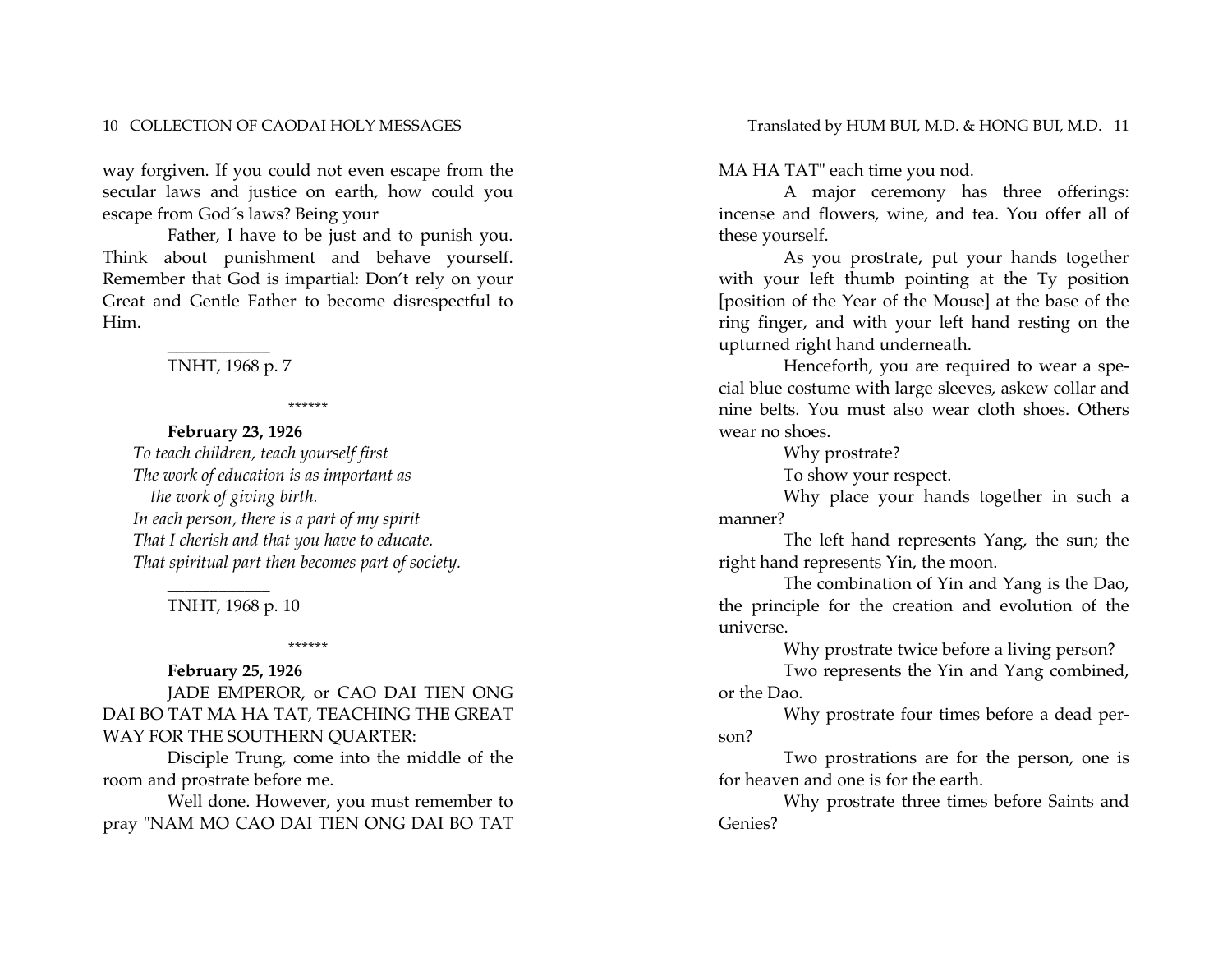way forgiven. If you could not even escape from the secular laws and justice on earth, how could you escape from God´s laws? Being your

Father, I have to be just and to punish you. Think about punishment and behave yourself. Remember that God is impartial: Don't rely on your Great and Gentle Father to become disrespectful to Him.

___________

TNHT, 1968 p. 7

\*\*\*\*\*\*

**February 23, 1926**

*To teach children, teach yourself first*
*The work of education is as important as*
*the work of giving birth.*
*In each person, there is a part of my spirit*
*That I cherish and that you have to educate.*
*That spiritual part then becomes part of society.*

___________

TNHT, 1968 p. 10

\*\*\*\*\*\*

**February 25, 1926**

JADE EMPEROR, or CAO DAI TIEN ONG DAI BO TAT MA HA TAT, TEACHING THE GREAT WAY FOR THE SOUTHERN QUARTER:

Disciple Trung, come into the middle of the room and prostrate before me.

Well done. However, you must remember to pray "NAM MO CAO DAI TIEN ONG DAI BO TAT MA HA TAT" each time you nod.

A major ceremony has three offerings: incense and flowers, wine, and tea. You offer all of these yourself.

As you prostrate, put your hands together with your left thumb pointing at the Ty position [position of the Year of the Mouse] at the base of the ring finger, and with your left hand resting on the upturned right hand underneath.

Henceforth, you are required to wear a special blue costume with large sleeves, askew collar and nine belts. You must also wear cloth shoes. Others wear no shoes.

Why prostrate?

To show your respect.

Why place your hands together in such a manner?

The left hand represents Yang, the sun; the right hand represents Yin, the moon.

The combination of Yin and Yang is the Dao, the principle for the creation and evolution of the universe.

Why prostrate twice before a living person?

Two represents the Yin and Yang combined, or the Dao.

Why prostrate four times before a dead person?

Two prostrations are for the person, one is for heaven and one is for the earth.

Why prostrate three times before Saints and Genies?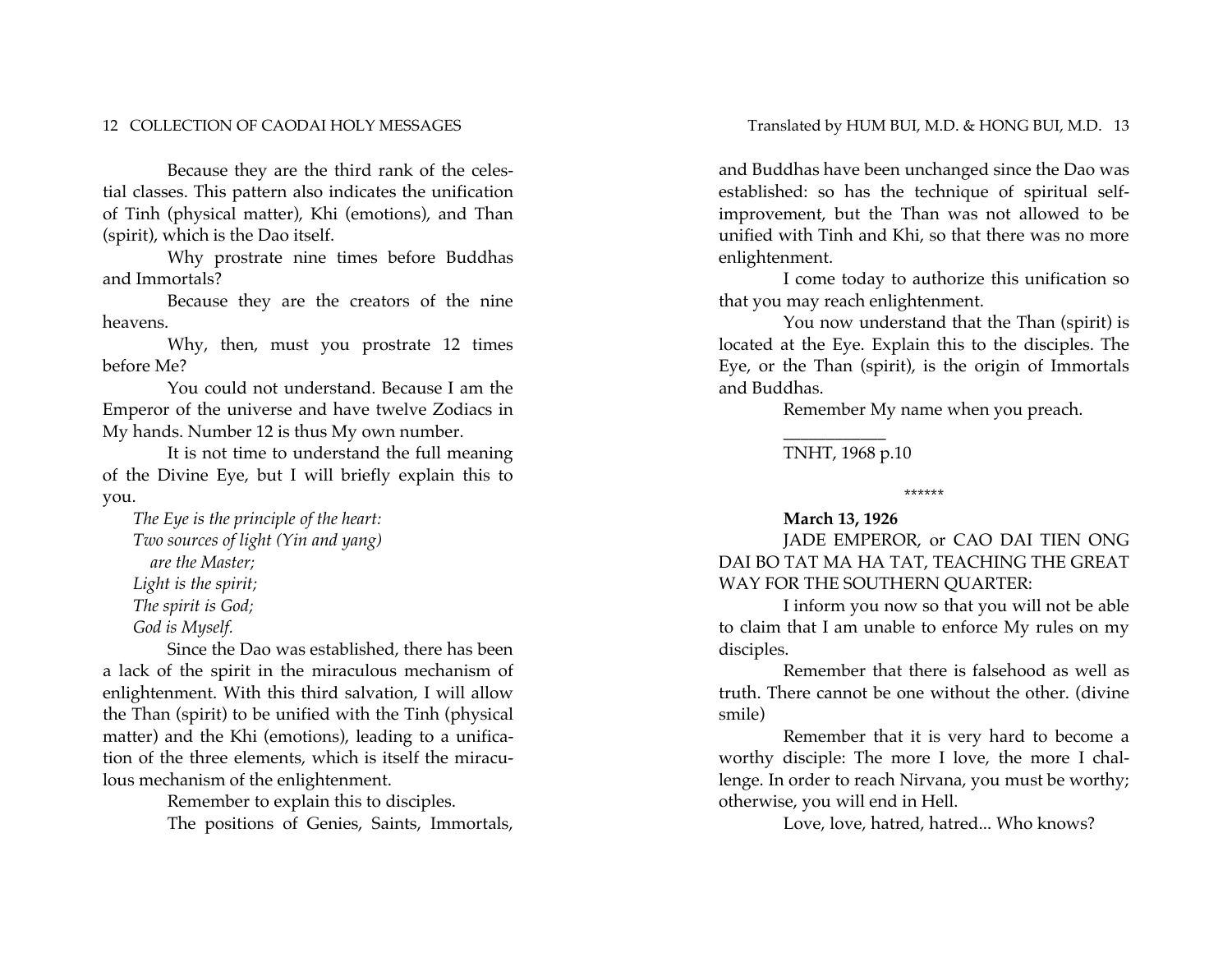Because they are the third rank of the celestial classes. This pattern also indicates the unification of Tinh (physical matter), Khi (emotions), and Than (spirit), which is the Dao itself.

Why prostrate nine times before Buddhas and Immortals?

Because they are the creators of the nine heavens.

Why, then, must you prostrate 12 times before Me?

You could not understand. Because I am the Emperor of the universe and have twelve Zodiacs in My hands. Number 12 is thus My own number.

It is not time to understand the full meaning of the Divine Eye, but I will briefly explain this to you.

*The Eye is the principle of the heart:*
*Two sources of light (Yin and yang)*
*are the Master;*
*Light is the spirit;*
*The spirit is God;*
*God is Myself.*

Since the Dao was established, there has been a lack of the spirit in the miraculous mechanism of enlightenment. With this third salvation, I will allow the Than (spirit) to be unified with the Tinh (physical matter) and the Khi (emotions), leading to a unification of the three elements, which is itself the miraculous mechanism of the enlightenment.

Remember to explain this to disciples.

The positions of Genies, Saints, Immortals, and Buddhas have been unchanged since the Dao was established: so has the technique of spiritual self-improvement, but the Than was not allowed to be unified with Tinh and Khi, so that there was no more enlightenment.

I come today to authorize this unification so that you may reach enlightenment.

You now understand that the Than (spirit) is located at the Eye. Explain this to the disciples. The Eye, or the Than (spirit), is the origin of Immortals and Buddhas.

Remember My name when you preach.

___________

TNHT, 1968 p.10

******

**March 13, 1926**

JADE EMPEROR, or CAO DAI TIEN ONG DAI BO TAT MA HA TAT, TEACHING THE GREAT WAY FOR THE SOUTHERN QUARTER:

I inform you now so that you will not be able to claim that I am unable to enforce My rules on my disciples.

Remember that there is falsehood as well as truth. There cannot be one without the other. (divine smile)

Remember that it is very hard to become a worthy disciple: The more I love, the more I challenge. In order to reach Nirvana, you must be worthy; otherwise, you will end in Hell.

Love, love, hatred, hatred... Who knows?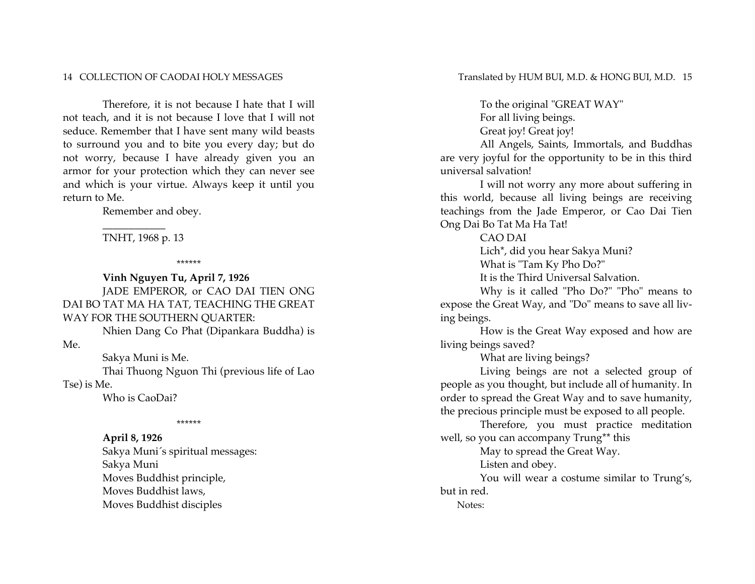Therefore, it is not because I hate that I will not teach, and it is not because I love that I will not seduce. Remember that I have sent many wild beasts to surround you and to bite you every day; but do not worry, because I have already given you an armor for your protection which they can never see and which is your virtue. Always keep it until you return to Me.

Remember and obey.

___________

TNHT, 1968 p. 13

******

**Vinh Nguyen Tu, April 7, 1926**

JADE EMPEROR, or CAO DAI TIEN ONG DAI BO TAT MA HA TAT, TEACHING THE GREAT WAY FOR THE SOUTHERN QUARTER:

Nhien Dang Co Phat (Dipankara Buddha) is Me.

Sakya Muni is Me.

Thai Thuong Nguon Thi (previous life of Lao Tse) is Me.

Who is CaoDai?

******

**April 8, 1926**

Sakya Muni´s spiritual messages:

Sakya Muni
Moves Buddhist principle,
Moves Buddhist laws,
Moves Buddhist disciples
To the original "GREAT WAY"
For all living beings.
Great joy! Great joy!

All Angels, Saints, Immortals, and Buddhas are very joyful for the opportunity to be in this third universal salvation!

I will not worry any more about suffering in this world, because all living beings are receiving teachings from the Jade Emperor, or Cao Dai Tien Ong Dai Bo Tat Ma Ha Tat!

CAO DAI

Lich*, did you hear Sakya Muni?

What is "Tam Ky Pho Do?"

It is the Third Universal Salvation.

Why is it called "Pho Do?" "Pho" means to expose the Great Way, and "Do" means to save all living beings.

How is the Great Way exposed and how are living beings saved?

What are living beings?

Living beings are not a selected group of people as you thought, but include all of humanity. In order to spread the Great Way and to save humanity, the precious principle must be exposed to all people.

Therefore, you must practice meditation well, so you can accompany Trung** this May to spread the Great Way.

Listen and obey.

You will wear a costume similar to Trung's, but in red.

Notes: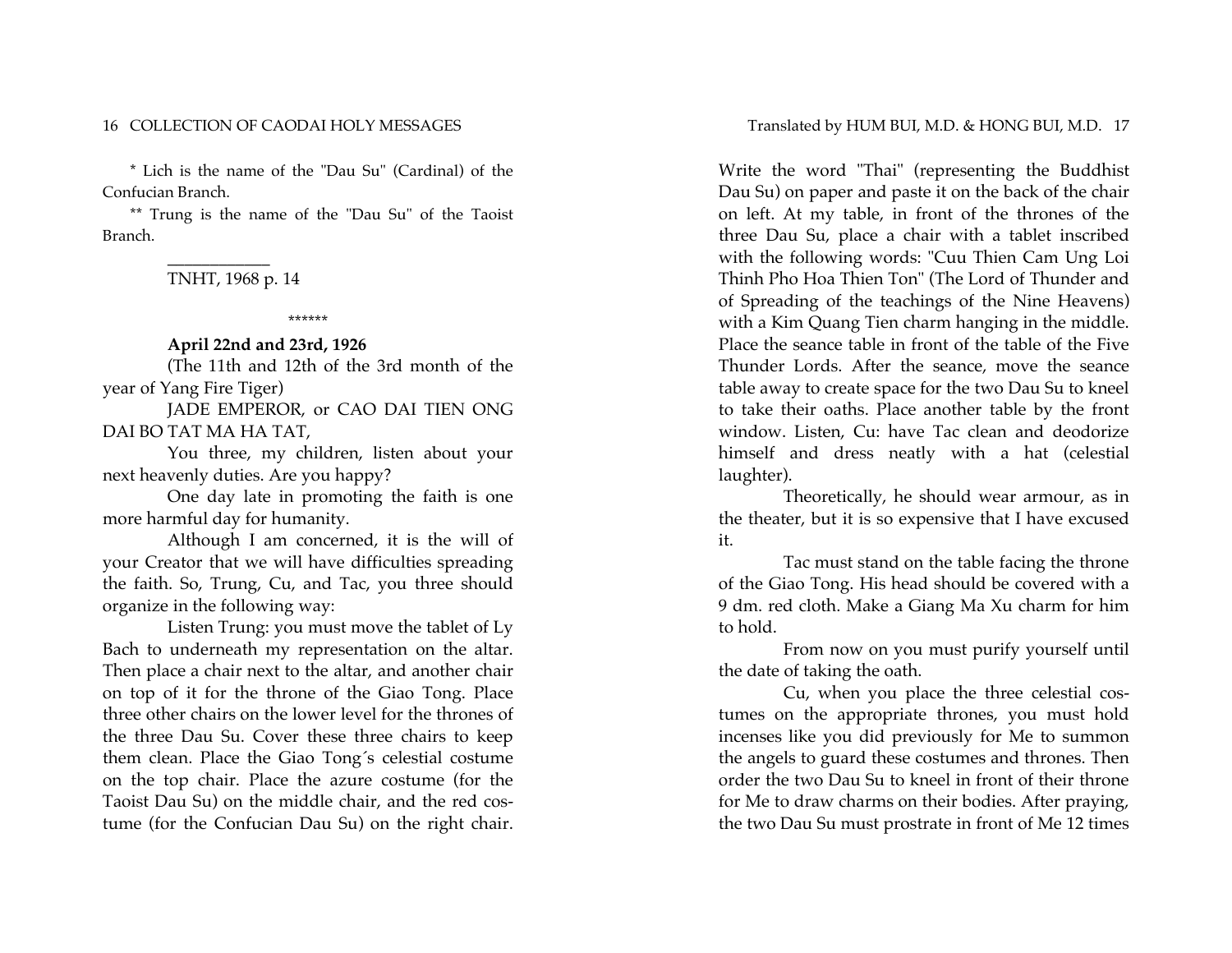* Lich is the name of the "Dau Su" (Cardinal) of the Confucian Branch.

** Trung is the name of the "Dau Su" of the Taoist Branch.

___________

TNHT, 1968 p. 14

******

**April 22nd and 23rd, 1926**

(The 11th and 12th of the 3rd month of the year of Yang Fire Tiger)

JADE EMPEROR, or CAO DAI TIEN ONG DAI BO TAT MA HA TAT,

You three, my children, listen about your next heavenly duties. Are you happy?

One day late in promoting the faith is one more harmful day for humanity.

Although I am concerned, it is the will of your Creator that we will have difficulties spreading the faith. So, Trung, Cu, and Tac, you three should organize in the following way:

Listen Trung: you must move the tablet of Ly Bach to underneath my representation on the altar. Then place a chair next to the altar, and another chair on top of it for the throne of the Giao Tong. Place three other chairs on the lower level for the thrones of the three Dau Su. Cover these three chairs to keep them clean. Place the Giao Tong´s celestial costume on the top chair. Place the azure costume (for the Taoist Dau Su) on the middle chair, and the red costume (for the Confucian Dau Su) on the right chair. Write the word "Thai" (representing the Buddhist Dau Su) on paper and paste it on the back of the chair on left. At my table, in front of the thrones of the three Dau Su, place a chair with a tablet inscribed with the following words: "Cuu Thien Cam Ung Loi Thinh Pho Hoa Thien Ton" (The Lord of Thunder and of Spreading of the teachings of the Nine Heavens) with a Kim Quang Tien charm hanging in the middle. Place the seance table in front of the table of the Five Thunder Lords. After the seance, move the seance table away to create space for the two Dau Su to kneel to take their oaths. Place another table by the front window. Listen, Cu: have Tac clean and deodorize himself and dress neatly with a hat (celestial laughter).

Theoretically, he should wear armour, as in the theater, but it is so expensive that I have excused it.

Tac must stand on the table facing the throne of the Giao Tong. His head should be covered with a 9 dm. red cloth. Make a Giang Ma Xu charm for him to hold.

From now on you must purify yourself until the date of taking the oath.

Cu, when you place the three celestial costumes on the appropriate thrones, you must hold incenses like you did previously for Me to summon the angels to guard these costumes and thrones. Then order the two Dau Su to kneel in front of their throne for Me to draw charms on their bodies. After praying, the two Dau Su must prostrate in front of Me 12 times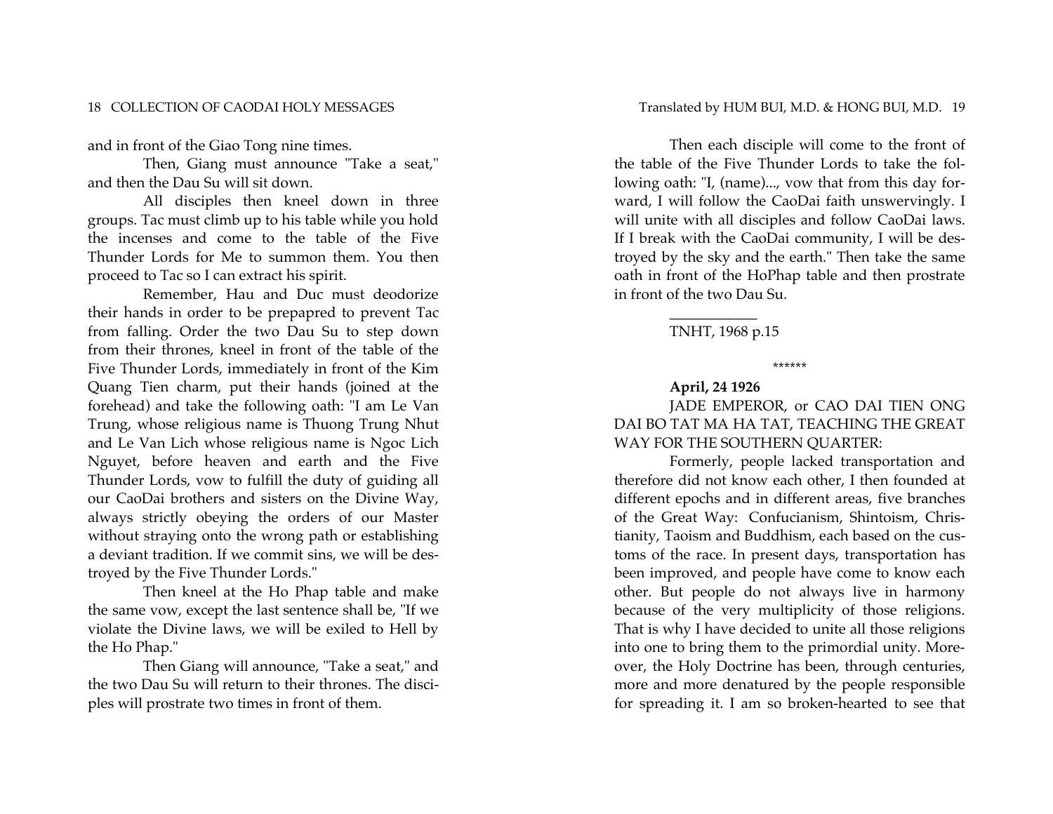and in front of the Giao Tong nine times.

Then, Giang must announce "Take a seat," and then the Dau Su will sit down.

All disciples then kneel down in three groups. Tac must climb up to his table while you hold the incenses and come to the table of the Five Thunder Lords for Me to summon them. You then proceed to Tac so I can extract his spirit.

Remember, Hau and Duc must deodorize their hands in order to be prepapred to prevent Tac from falling. Order the two Dau Su to step down from their thrones, kneel in front of the table of the Five Thunder Lords, immediately in front of the Kim Quang Tien charm, put their hands (joined at the forehead) and take the following oath: "I am Le Van Trung, whose religious name is Thuong Trung Nhut and Le Van Lich whose religious name is Ngoc Lich Nguyet, before heaven and earth and the Five Thunder Lords, vow to fulfill the duty of guiding all our CaoDai brothers and sisters on the Divine Way, always strictly obeying the orders of our Master without straying onto the wrong path or establishing a deviant tradition. If we commit sins, we will be destroyed by the Five Thunder Lords."

Then kneel at the Ho Phap table and make the same vow, except the last sentence shall be, "If we violate the Divine laws, we will be exiled to Hell by the Ho Phap."

Then Giang will announce, "Take a seat," and the two Dau Su will return to their thrones. The disciples will prostrate two times in front of them.

Then each disciple will come to the front of the table of the Five Thunder Lords to take the following oath: "I, (name)..., vow that from this day forward, I will follow the CaoDai faith unswervingly. I will unite with all disciples and follow CaoDai laws. If I break with the CaoDai community, I will be destroyed by the sky and the earth." Then take the same oath in front of the HoPhap table and then prostrate in front of the two Dau Su.

___________

TNHT, 1968 p.15

******

**April, 24 1926**

JADE EMPEROR, or CAO DAI TIEN ONG DAI BO TAT MA HA TAT, TEACHING THE GREAT WAY FOR THE SOUTHERN QUARTER:

Formerly, people lacked transportation and therefore did not know each other, I then founded at different epochs and in different areas, five branches of the Great Way: Confucianism, Shintoism, Christianity, Taoism and Buddhism, each based on the customs of the race. In present days, transportation has been improved, and people have come to know each other. But people do not always live in harmony because of the very multiplicity of those religions. That is why I have decided to unite all those religions into one to bring them to the primordial unity. Moreover, the Holy Doctrine has been, through centuries, more and more denatured by the people responsible for spreading it. I am so broken-hearted to see that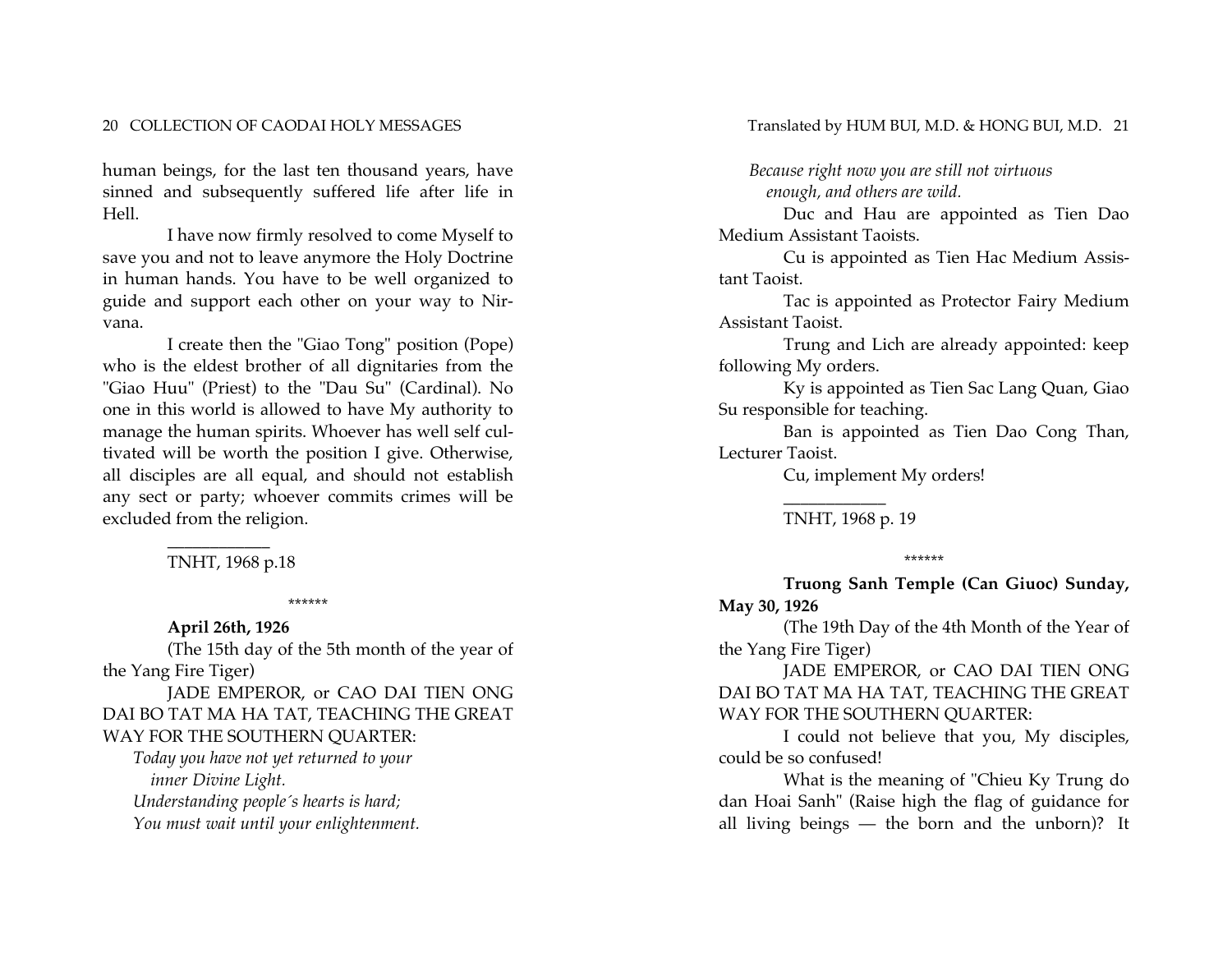human beings, for the last ten thousand years, have sinned and subsequently suffered life after life in Hell.

I have now firmly resolved to come Myself to save you and not to leave anymore the Holy Doctrine in human hands. You have to be well organized to guide and support each other on your way to Nirvana.

I create then the "Giao Tong" position (Pope) who is the eldest brother of all dignitaries from the "Giao Huu" (Priest) to the "Dau Su" (Cardinal). No one in this world is allowed to have My authority to manage the human spirits. Whoever has well self cultivated will be worth the position I give. Otherwise, all disciples are all equal, and should not establish any sect or party; whoever commits crimes will be excluded from the religion.

___________

TNHT, 1968 p.18

******

**April 26th, 1926**

(The 15th day of the 5th month of the year of the Yang Fire Tiger)

JADE EMPEROR, or CAO DAI TIEN ONG DAI BO TAT MA HA TAT, TEACHING THE GREAT WAY FOR THE SOUTHERN QUARTER:

*Today you have not yet returned to your*
*inner Divine Light.*
*Understanding people´s hearts is hard;*
*You must wait until your enlightenment.*
*Because right now you are still not virtuous*
*enough, and others are wild.*

Duc and Hau are appointed as Tien Dao Medium Assistant Taoists.

Cu is appointed as Tien Hac Medium Assistant Taoist.

Tac is appointed as Protector Fairy Medium Assistant Taoist.

Trung and Lich are already appointed: keep following My orders.

Ky is appointed as Tien Sac Lang Quan, Giao Su responsible for teaching.

Ban is appointed as Tien Dao Cong Than, Lecturer Taoist.

Cu, implement My orders!

___________

TNHT, 1968 p. 19

******

**Truong Sanh Temple (Can Giuoc) Sunday, May 30, 1926**

(The 19th Day of the 4th Month of the Year of the Yang Fire Tiger)

JADE EMPEROR, or CAO DAI TIEN ONG DAI BO TAT MA HA TAT, TEACHING THE GREAT WAY FOR THE SOUTHERN QUARTER:

I could not believe that you, My disciples, could be so confused!

What is the meaning of "Chieu Ky Trung do dan Hoai Sanh" (Raise high the flag of guidance for all living beings — the born and the unborn)? It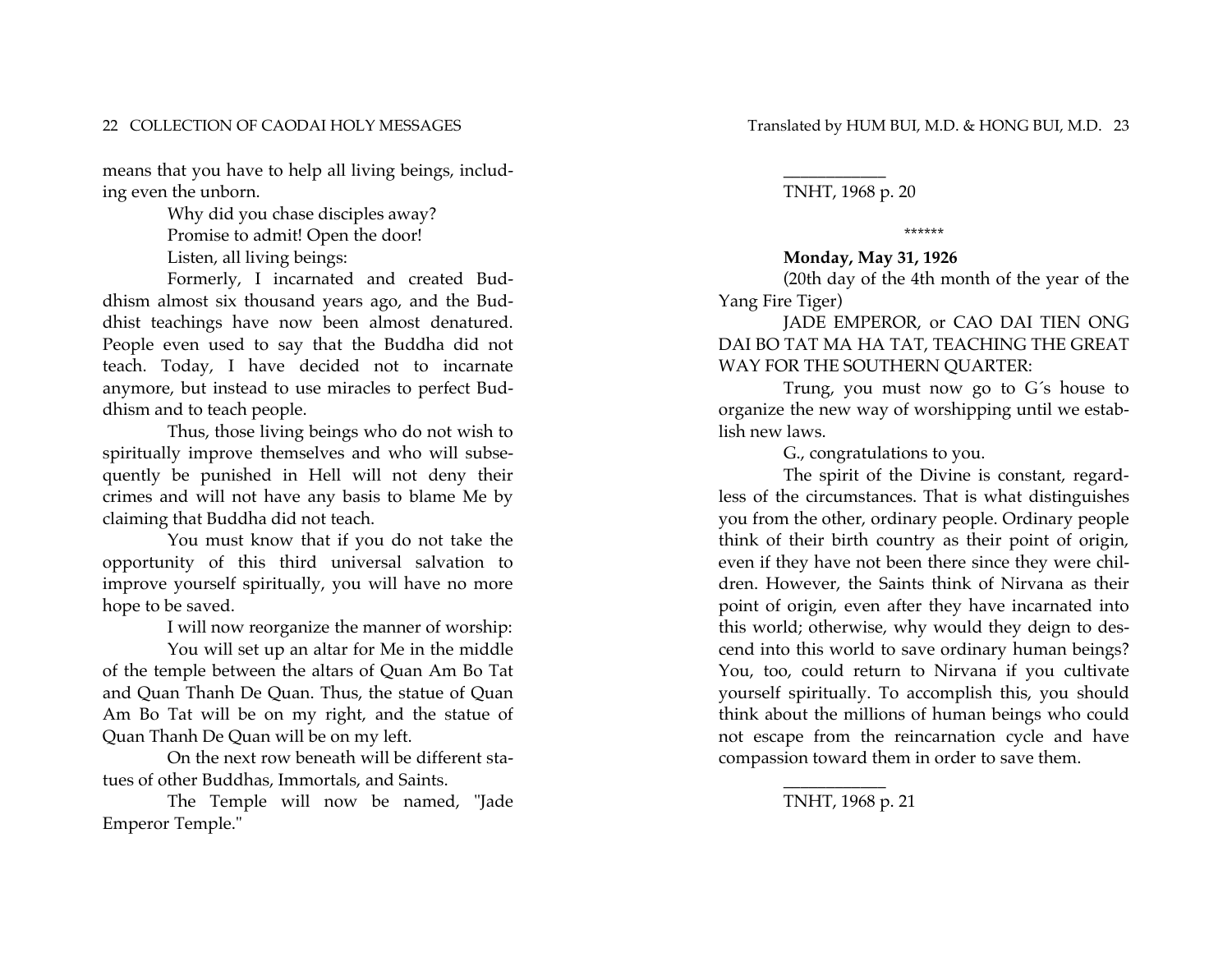means that you have to help all living beings, including even the unborn.

Why did you chase disciples away?

Promise to admit! Open the door!

Listen, all living beings:

Formerly, I incarnated and created Buddhism almost six thousand years ago, and the Buddhist teachings have now been almost denatured. People even used to say that the Buddha did not teach. Today, I have decided not to incarnate anymore, but instead to use miracles to perfect Buddhism and to teach people.

Thus, those living beings who do not wish to spiritually improve themselves and who will subsequently be punished in Hell will not deny their crimes and will not have any basis to blame Me by claiming that Buddha did not teach.

You must know that if you do not take the opportunity of this third universal salvation to improve yourself spiritually, you will have no more hope to be saved.

I will now reorganize the manner of worship:

You will set up an altar for Me in the middle of the temple between the altars of Quan Am Bo Tat and Quan Thanh De Quan. Thus, the statue of Quan Am Bo Tat will be on my right, and the statue of Quan Thanh De Quan will be on my left.

On the next row beneath will be different statues of other Buddhas, Immortals, and Saints.

The Temple will now be named, "Jade Emperor Temple."

___________

TNHT, 1968 p. 20

******

**Monday, May 31, 1926**

(20th day of the 4th month of the year of the Yang Fire Tiger)

JADE EMPEROR, or CAO DAI TIEN ONG DAI BO TAT MA HA TAT, TEACHING THE GREAT WAY FOR THE SOUTHERN QUARTER:

Trung, you must now go to G´s house to organize the new way of worshipping until we establish new laws.

G., congratulations to you.

The spirit of the Divine is constant, regardless of the circumstances. That is what distinguishes you from the other, ordinary people. Ordinary people think of their birth country as their point of origin, even if they have not been there since they were children. However, the Saints think of Nirvana as their point of origin, even after they have incarnated into this world; otherwise, why would they deign to descend into this world to save ordinary human beings? You, too, could return to Nirvana if you cultivate yourself spiritually. To accomplish this, you should think about the millions of human beings who could not escape from the reincarnation cycle and have compassion toward them in order to save them.

___________

TNHT, 1968 p. 21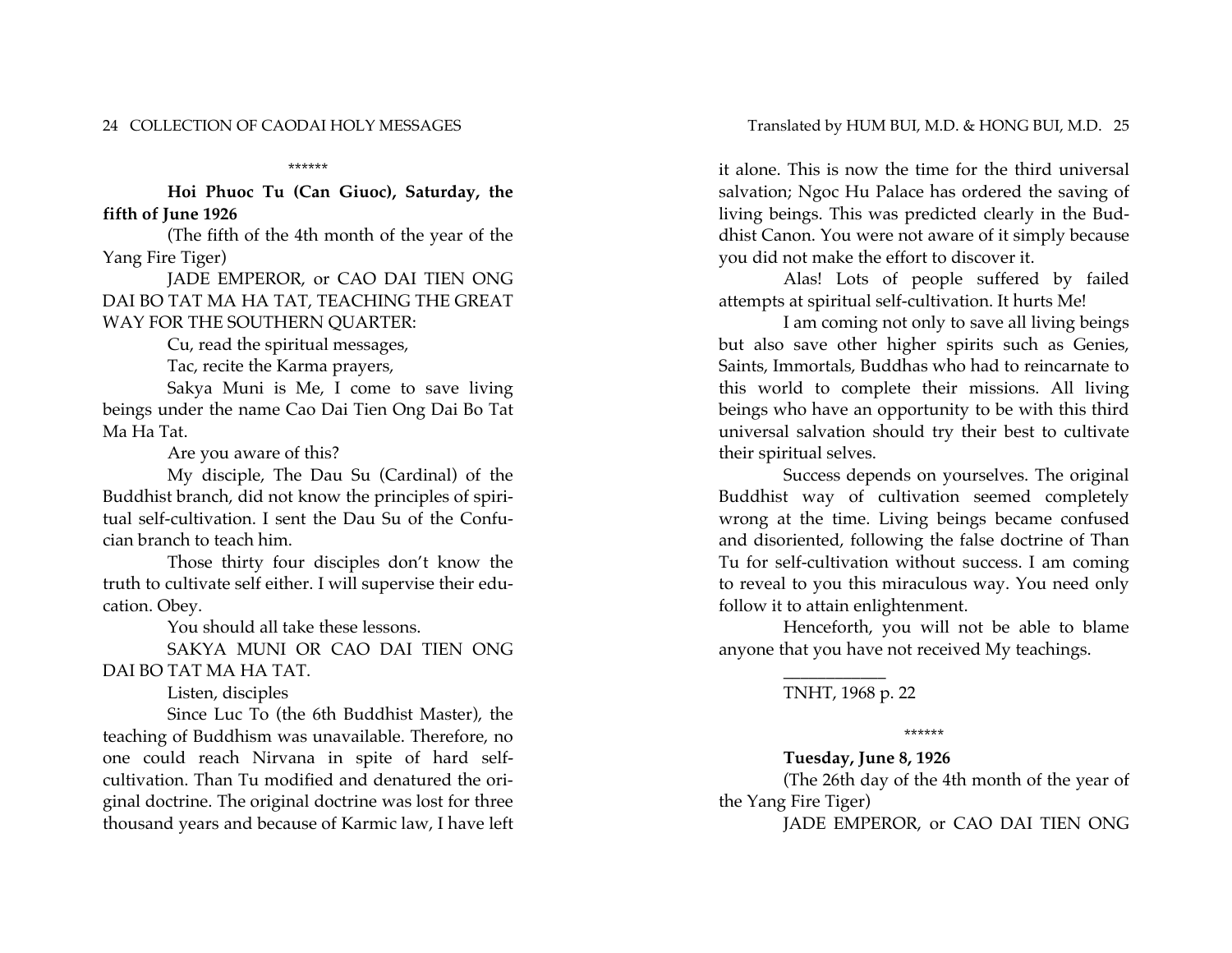\*\*\*\*\*\*

**Hoi Phuoc Tu (Can Giuoc), Saturday, the fifth of June 1926**

(The fifth of the 4th month of the year of the Yang Fire Tiger)

JADE EMPEROR, or CAO DAI TIEN ONG DAI BO TAT MA HA TAT, TEACHING THE GREAT WAY FOR THE SOUTHERN QUARTER:

Cu, read the spiritual messages,

Tac, recite the Karma prayers,

Sakya Muni is Me, I come to save living beings under the name Cao Dai Tien Ong Dai Bo Tat Ma Ha Tat.

Are you aware of this?

My disciple, The Dau Su (Cardinal) of the Buddhist branch, did not know the principles of spiritual self-cultivation. I sent the Dau Su of the Confucian branch to teach him.

Those thirty four disciples don't know the truth to cultivate self either. I will supervise their education. Obey.

You should all take these lessons.

SAKYA MUNI OR CAO DAI TIEN ONG DAI BO TAT MA HA TAT.

Listen, disciples

Since Luc To (the 6th Buddhist Master), the teaching of Buddhism was unavailable. Therefore, no one could reach Nirvana in spite of hard self-cultivation. Than Tu modified and denatured the original doctrine. The original doctrine was lost for three thousand years and because of Karmic law, I have left it alone. This is now the time for the third universal salvation; Ngoc Hu Palace has ordered the saving of living beings. This was predicted clearly in the Buddhist Canon. You were not aware of it simply because you did not make the effort to discover it.

Alas! Lots of people suffered by failed attempts at spiritual self-cultivation. It hurts Me!

I am coming not only to save all living beings but also save other higher spirits such as Genies, Saints, Immortals, Buddhas who had to reincarnate to this world to complete their missions. All living beings who have an opportunity to be with this third universal salvation should try their best to cultivate their spiritual selves.

Success depends on yourselves. The original Buddhist way of cultivation seemed completely wrong at the time. Living beings became confused and disoriented, following the false doctrine of Than Tu for self-cultivation without success. I am coming to reveal to you this miraculous way. You need only follow it to attain enlightenment.

Henceforth, you will not be able to blame anyone that you have not received My teachings.

---

TNHT, 1968 p. 22

\*\*\*\*\*\*

**Tuesday, June 8, 1926**

(The 26th day of the 4th month of the year of the Yang Fire Tiger)

JADE EMPEROR, or CAO DAI TIEN ONG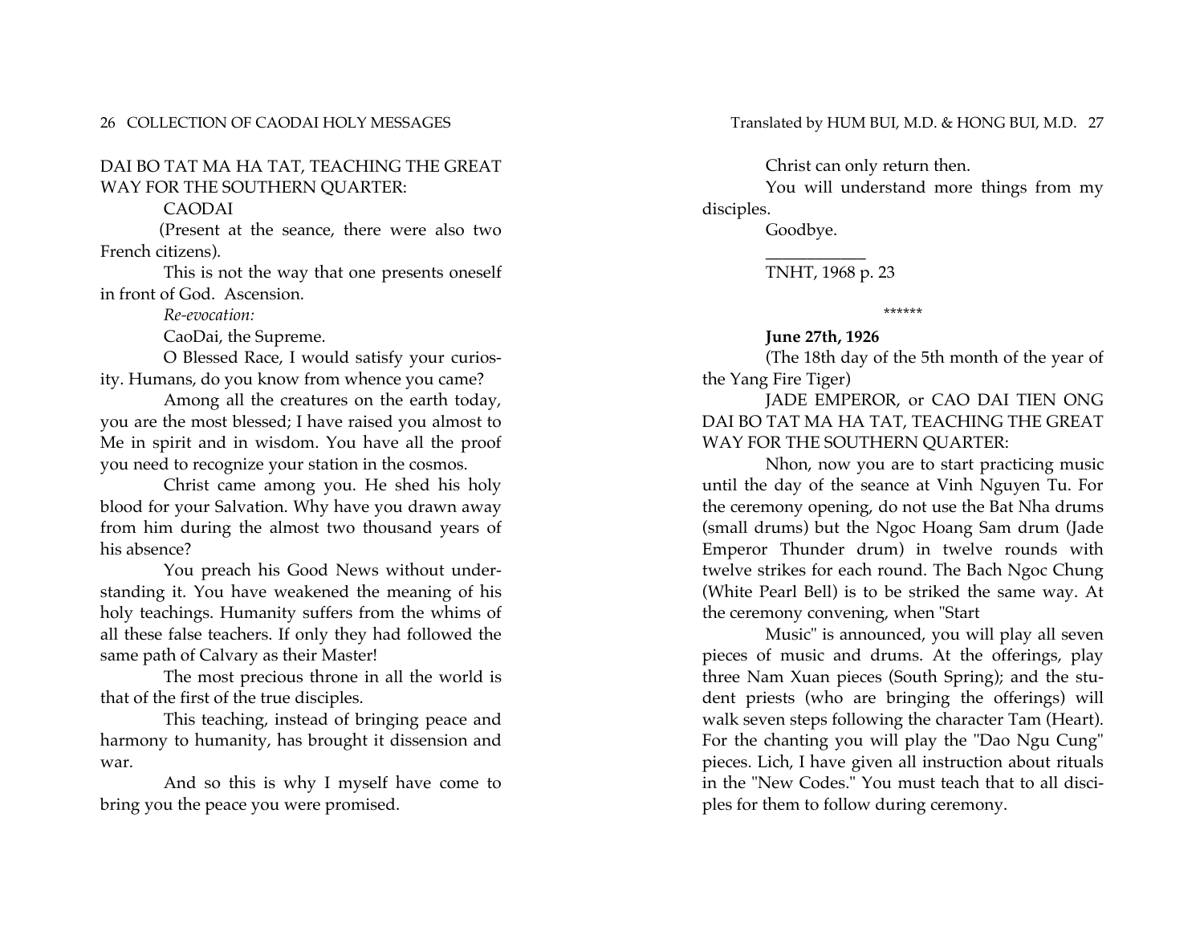DAI BO TAT MA HA TAT, TEACHING THE GREAT WAY FOR THE SOUTHERN QUARTER:

CAODAI

(Present at the seance, there were also two French citizens).

This is not the way that one presents oneself in front of God. Ascension.

*Re-evocation:*

CaoDai, the Supreme.

O Blessed Race, I would satisfy your curiosity. Humans, do you know from whence you came?

Among all the creatures on the earth today, you are the most blessed; I have raised you almost to Me in spirit and in wisdom. You have all the proof you need to recognize your station in the cosmos.

Christ came among you. He shed his holy blood for your Salvation. Why have you drawn away from him during the almost two thousand years of his absence?

You preach his Good News without understanding it. You have weakened the meaning of his holy teachings. Humanity suffers from the whims of all these false teachers. If only they had followed the same path of Calvary as their Master!

The most precious throne in all the world is that of the first of the true disciples.

This teaching, instead of bringing peace and harmony to humanity, has brought it dissension and war.

And so this is why I myself have come to bring you the peace you were promised.

Christ can only return then.

You will understand more things from my disciples.

Goodbye.

___________

TNHT, 1968 p. 23

\*\*\*\*\*\*

**June 27th, 1926**

(The 18th day of the 5th month of the year of the Yang Fire Tiger)

JADE EMPEROR, or CAO DAI TIEN ONG DAI BO TAT MA HA TAT, TEACHING THE GREAT WAY FOR THE SOUTHERN QUARTER:

Nhon, now you are to start practicing music until the day of the seance at Vinh Nguyen Tu. For the ceremony opening, do not use the Bat Nha drums (small drums) but the Ngoc Hoang Sam drum (Jade Emperor Thunder drum) in twelve rounds with twelve strikes for each round. The Bach Ngoc Chung (White Pearl Bell) is to be striked the same way. At the ceremony convening, when "Start Music" is announced, you will play all seven pieces of music and drums. At the offerings, play three Nam Xuan pieces (South Spring); and the student priests (who are bringing the offerings) will walk seven steps following the character Tam (Heart). For the chanting you will play the "Dao Ngu Cung" pieces. Lich, I have given all instruction about rituals in the "New Codes." You must teach that to all disciples for them to follow during ceremony.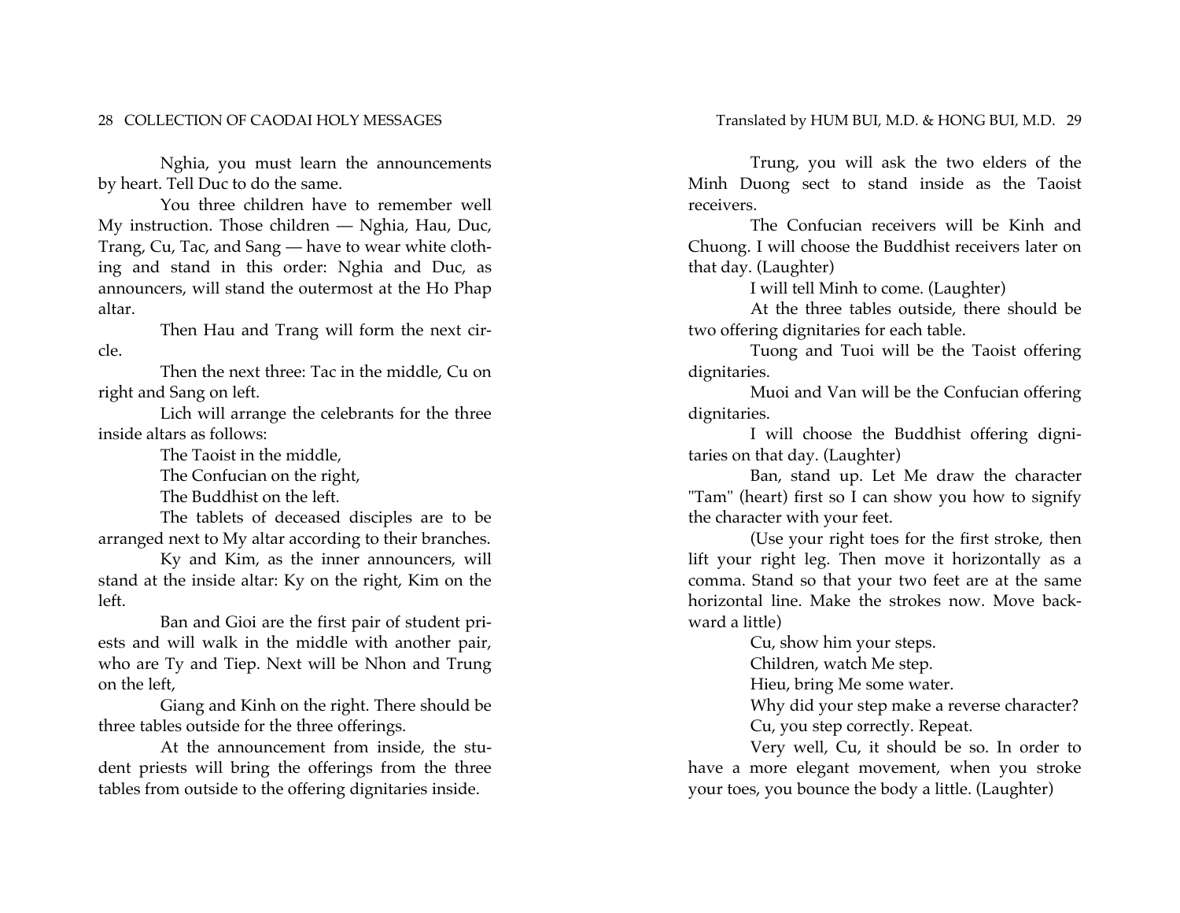Nghia, you must learn the announcements by heart. Tell Duc to do the same.

You three children have to remember well My instruction. Those children — Nghia, Hau, Duc, Trang, Cu, Tac, and Sang — have to wear white clothing and stand in this order: Nghia and Duc, as announcers, will stand the outermost at the Ho Phap altar.

Then Hau and Trang will form the next circle.

Then the next three: Tac in the middle, Cu on right and Sang on left.

Lich will arrange the celebrants for the three inside altars as follows:

The Taoist in the middle,

The Confucian on the right,

The Buddhist on the left.

The tablets of deceased disciples are to be arranged next to My altar according to their branches.

Ky and Kim, as the inner announcers, will stand at the inside altar: Ky on the right, Kim on the left.

Ban and Gioi are the first pair of student priests and will walk in the middle with another pair, who are Ty and Tiep. Next will be Nhon and Trung on the left,

Giang and Kinh on the right. There should be three tables outside for the three offerings.

At the announcement from inside, the student priests will bring the offerings from the three tables from outside to the offering dignitaries inside.

Trung, you will ask the two elders of the Minh Duong sect to stand inside as the Taoist receivers.

The Confucian receivers will be Kinh and Chuong. I will choose the Buddhist receivers later on that day. (Laughter)

I will tell Minh to come. (Laughter)

At the three tables outside, there should be two offering dignitaries for each table.

Tuong and Tuoi will be the Taoist offering dignitaries.

Muoi and Van will be the Confucian offering dignitaries.

I will choose the Buddhist offering dignitaries on that day. (Laughter)

Ban, stand up. Let Me draw the character "Tam" (heart) first so I can show you how to signify the character with your feet.

(Use your right toes for the first stroke, then lift your right leg. Then move it horizontally as a comma. Stand so that your two feet are at the same horizontal line. Make the strokes now. Move backward a little)

Cu, show him your steps.

Children, watch Me step.

Hieu, bring Me some water.

Why did your step make a reverse character?

Cu, you step correctly. Repeat.

Very well, Cu, it should be so. In order to have a more elegant movement, when you stroke your toes, you bounce the body a little. (Laughter)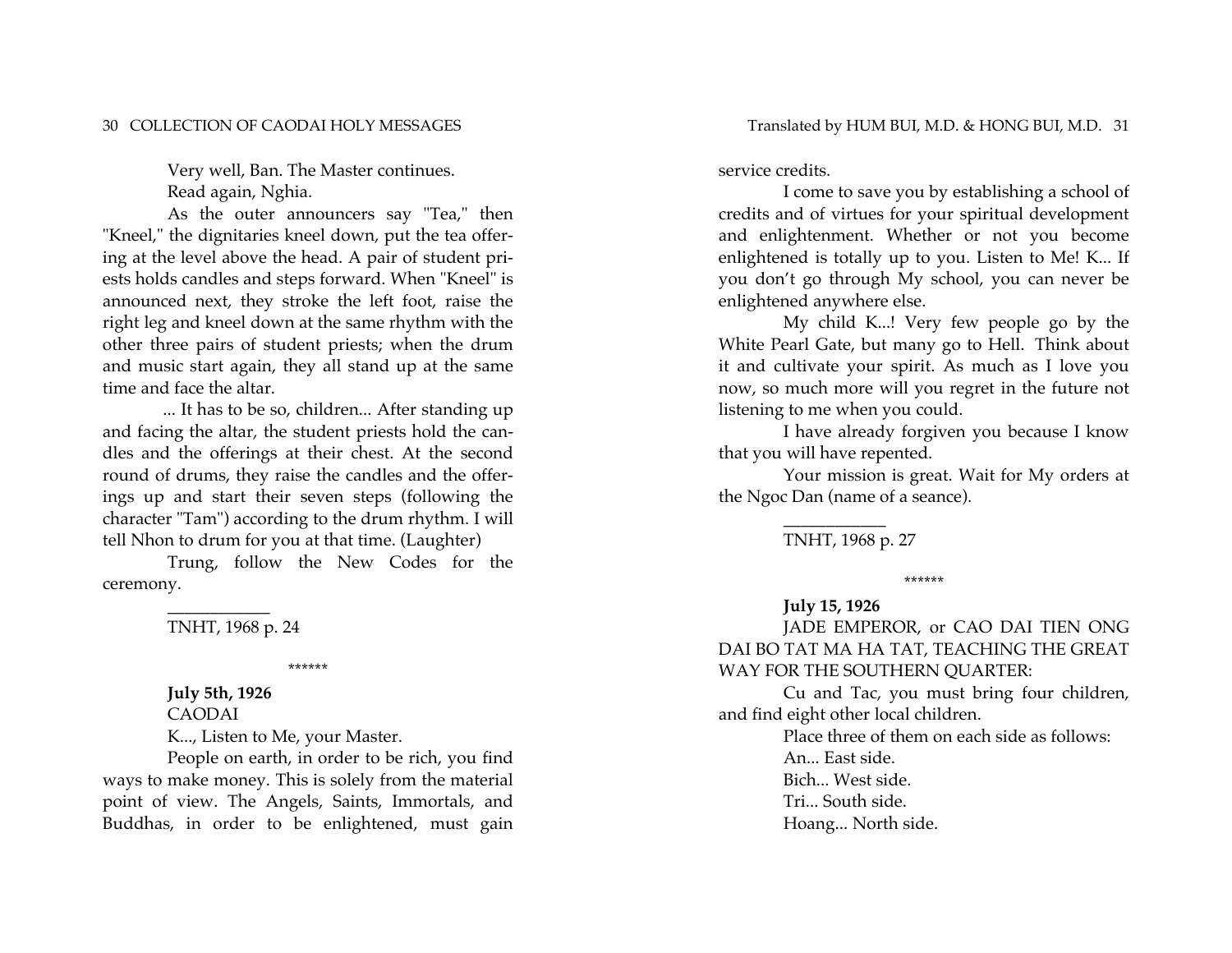Very well, Ban. The Master continues.

Read again, Nghia.

As the outer announcers say "Tea," then "Kneel," the dignitaries kneel down, put the tea offering at the level above the head. A pair of student priests holds candles and steps forward. When "Kneel" is announced next, they stroke the left foot, raise the right leg and kneel down at the same rhythm with the other three pairs of student priests; when the drum and music start again, they all stand up at the same time and face the altar.

... It has to be so, children... After standing up and facing the altar, the student priests hold the candles and the offerings at their chest. At the second round of drums, they raise the candles and the offerings up and start their seven steps (following the character "Tam") according to the drum rhythm. I will tell Nhon to drum for you at that time. (Laughter)

Trung, follow the New Codes for the ceremony.

___________

TNHT, 1968 p. 24

******

**July 5th, 1926**

CAODAI

K..., Listen to Me, your Master.

People on earth, in order to be rich, you find ways to make money. This is solely from the material point of view. The Angels, Saints, Immortals, and Buddhas, in order to be enlightened, must gain service credits.

I come to save you by establishing a school of credits and of virtues for your spiritual development and enlightenment. Whether or not you become enlightened is totally up to you. Listen to Me! K... If you don't go through My school, you can never be enlightened anywhere else.

My child K...! Very few people go by the White Pearl Gate, but many go to Hell. Think about it and cultivate your spirit. As much as I love you now, so much more will you regret in the future not listening to me when you could.

I have already forgiven you because I know that you will have repented.

Your mission is great. Wait for My orders at the Ngoc Dan (name of a seance).

___________

TNHT, 1968 p. 27

******

**July 15, 1926**

JADE EMPEROR, or CAO DAI TIEN ONG DAI BO TAT MA HA TAT, TEACHING THE GREAT WAY FOR THE SOUTHERN QUARTER:

Cu and Tac, you must bring four children, and find eight other local children.

Place three of them on each side as follows:

An... East side.

Bich... West side.

Tri... South side.

Hoang... North side.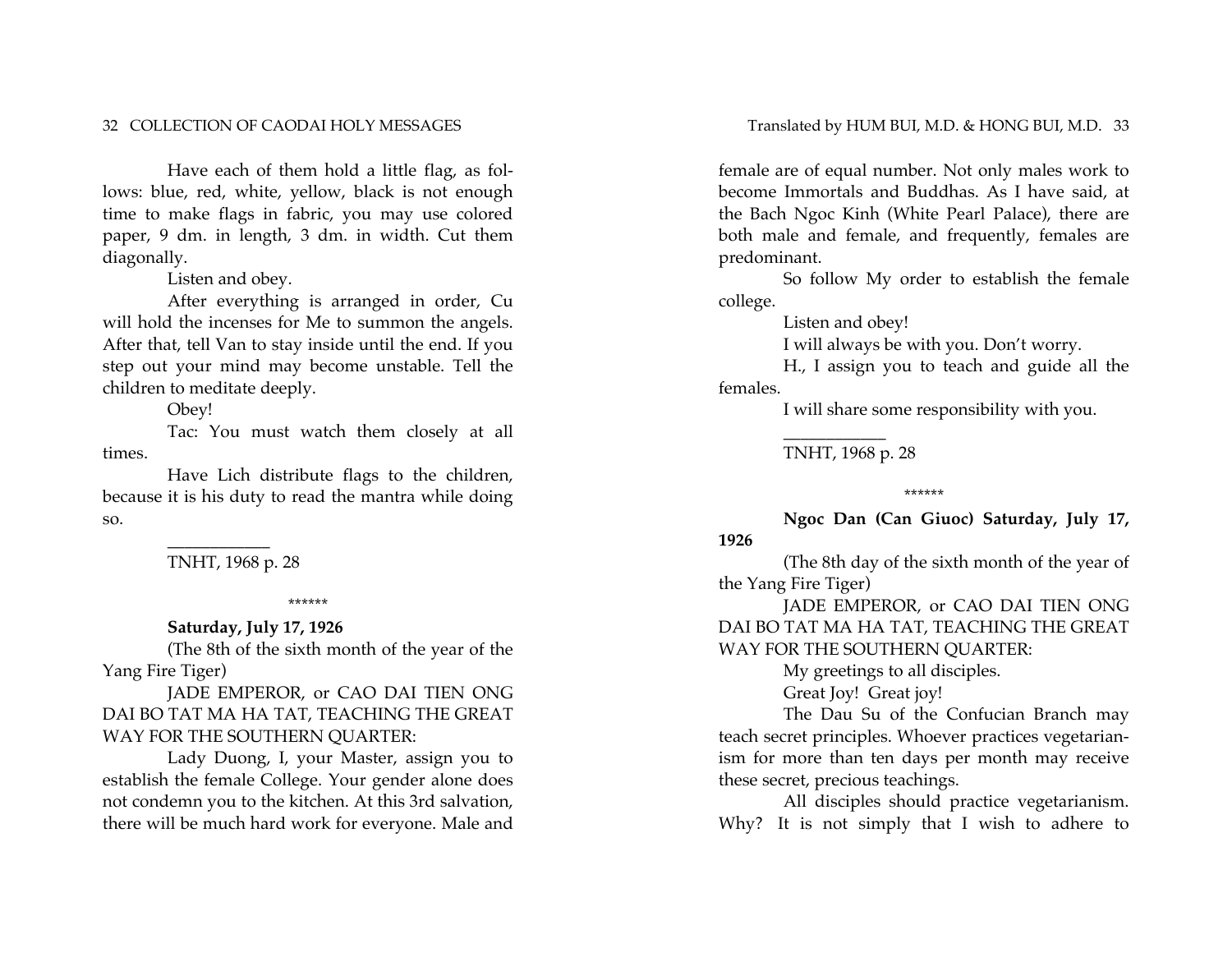Have each of them hold a little flag, as follows: blue, red, white, yellow, black is not enough time to make flags in fabric, you may use colored paper, 9 dm. in length, 3 dm. in width. Cut them diagonally.

Listen and obey.

After everything is arranged in order, Cu will hold the incenses for Me to summon the angels. After that, tell Van to stay inside until the end. If you step out your mind may become unstable. Tell the children to meditate deeply.

Obey!

Tac: You must watch them closely at all times.

Have Lich distribute flags to the children, because it is his duty to read the mantra while doing so.

___________

TNHT, 1968 p. 28

******

**Saturday, July 17, 1926**

(The 8th of the sixth month of the year of the Yang Fire Tiger)

JADE EMPEROR, or CAO DAI TIEN ONG DAI BO TAT MA HA TAT, TEACHING THE GREAT WAY FOR THE SOUTHERN QUARTER:

Lady Duong, I, your Master, assign you to establish the female College. Your gender alone does not condemn you to the kitchen. At this 3rd salvation, there will be much hard work for everyone. Male and female are of equal number. Not only males work to become Immortals and Buddhas. As I have said, at the Bach Ngoc Kinh (White Pearl Palace), there are both male and female, and frequently, females are predominant.

So follow My order to establish the female college.

Listen and obey!

I will always be with you. Don't worry.

H., I assign you to teach and guide all the females.

I will share some responsibility with you.

___________

TNHT, 1968 p. 28

******

**Ngoc Dan (Can Giuoc) Saturday, July 17, 1926**

(The 8th day of the sixth month of the year of the Yang Fire Tiger)

JADE EMPEROR, or CAO DAI TIEN ONG DAI BO TAT MA HA TAT, TEACHING THE GREAT WAY FOR THE SOUTHERN QUARTER:

My greetings to all disciples.

Great Joy! Great joy!

The Dau Su of the Confucian Branch may teach secret principles. Whoever practices vegetarianism for more than ten days per month may receive these secret, precious teachings.

All disciples should practice vegetarianism. Why? It is not simply that I wish to adhere to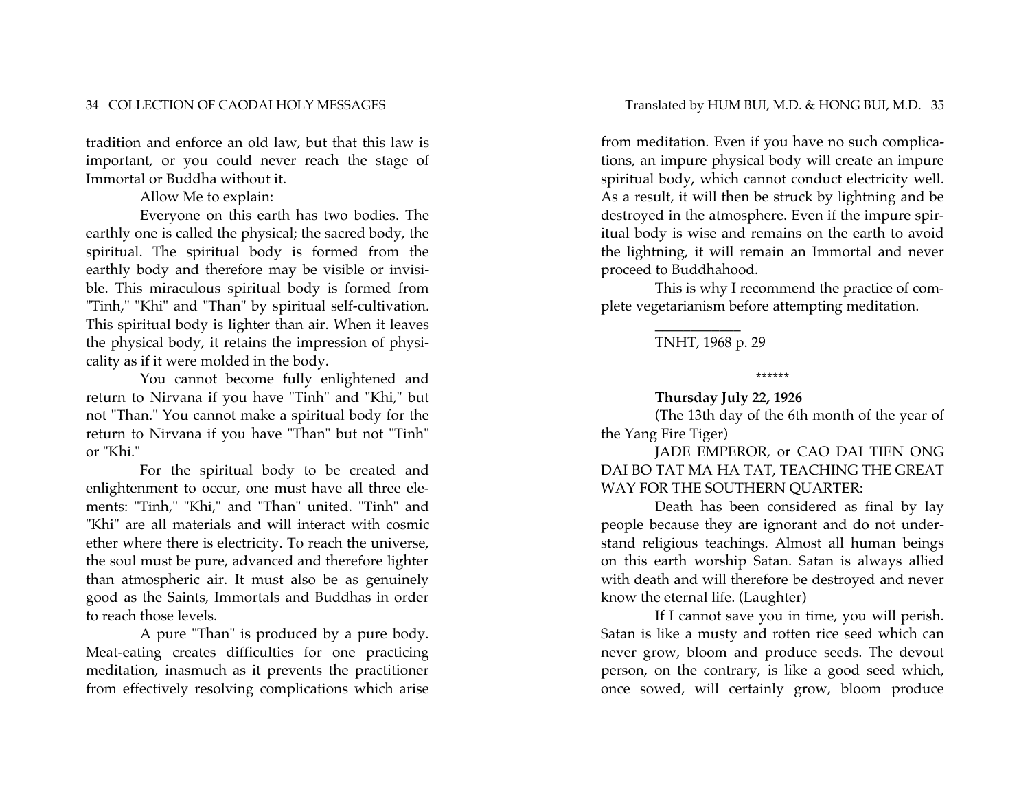tradition and enforce an old law, but that this law is important, or you could never reach the stage of Immortal or Buddha without it.

Allow Me to explain:

Everyone on this earth has two bodies. The earthly one is called the physical; the sacred body, the spiritual. The spiritual body is formed from the earthly body and therefore may be visible or invisible. This miraculous spiritual body is formed from "Tinh," "Khi" and "Than" by spiritual self-cultivation. This spiritual body is lighter than air. When it leaves the physical body, it retains the impression of physicality as if it were molded in the body.

You cannot become fully enlightened and return to Nirvana if you have "Tinh" and "Khi," but not "Than." You cannot make a spiritual body for the return to Nirvana if you have "Than" but not "Tinh" or "Khi."

For the spiritual body to be created and enlightenment to occur, one must have all three elements: "Tinh," "Khi," and "Than" united. "Tinh" and "Khi" are all materials and will interact with cosmic ether where there is electricity. To reach the universe, the soul must be pure, advanced and therefore lighter than atmospheric air. It must also be as genuinely good as the Saints, Immortals and Buddhas in order to reach those levels.

A pure "Than" is produced by a pure body. Meat-eating creates difficulties for one practicing meditation, inasmuch as it prevents the practitioner from effectively resolving complications which arise from meditation. Even if you have no such complications, an impure physical body will create an impure spiritual body, which cannot conduct electricity well. As a result, it will then be struck by lightning and be destroyed in the atmosphere. Even if the impure spiritual body is wise and remains on the earth to avoid the lightning, it will remain an Immortal and never proceed to Buddhahood.

This is why I recommend the practice of complete vegetarianism before attempting meditation.

___________

TNHT, 1968 p. 29

******

**Thursday July 22, 1926**

(The 13th day of the 6th month of the year of the Yang Fire Tiger)

JADE EMPEROR, or CAO DAI TIEN ONG DAI BO TAT MA HA TAT, TEACHING THE GREAT WAY FOR THE SOUTHERN QUARTER:

Death has been considered as final by lay people because they are ignorant and do not understand religious teachings. Almost all human beings on this earth worship Satan. Satan is always allied with death and will therefore be destroyed and never know the eternal life. (Laughter)

If I cannot save you in time, you will perish. Satan is like a musty and rotten rice seed which can never grow, bloom and produce seeds. The devout person, on the contrary, is like a good seed which, once sowed, will certainly grow, bloom produce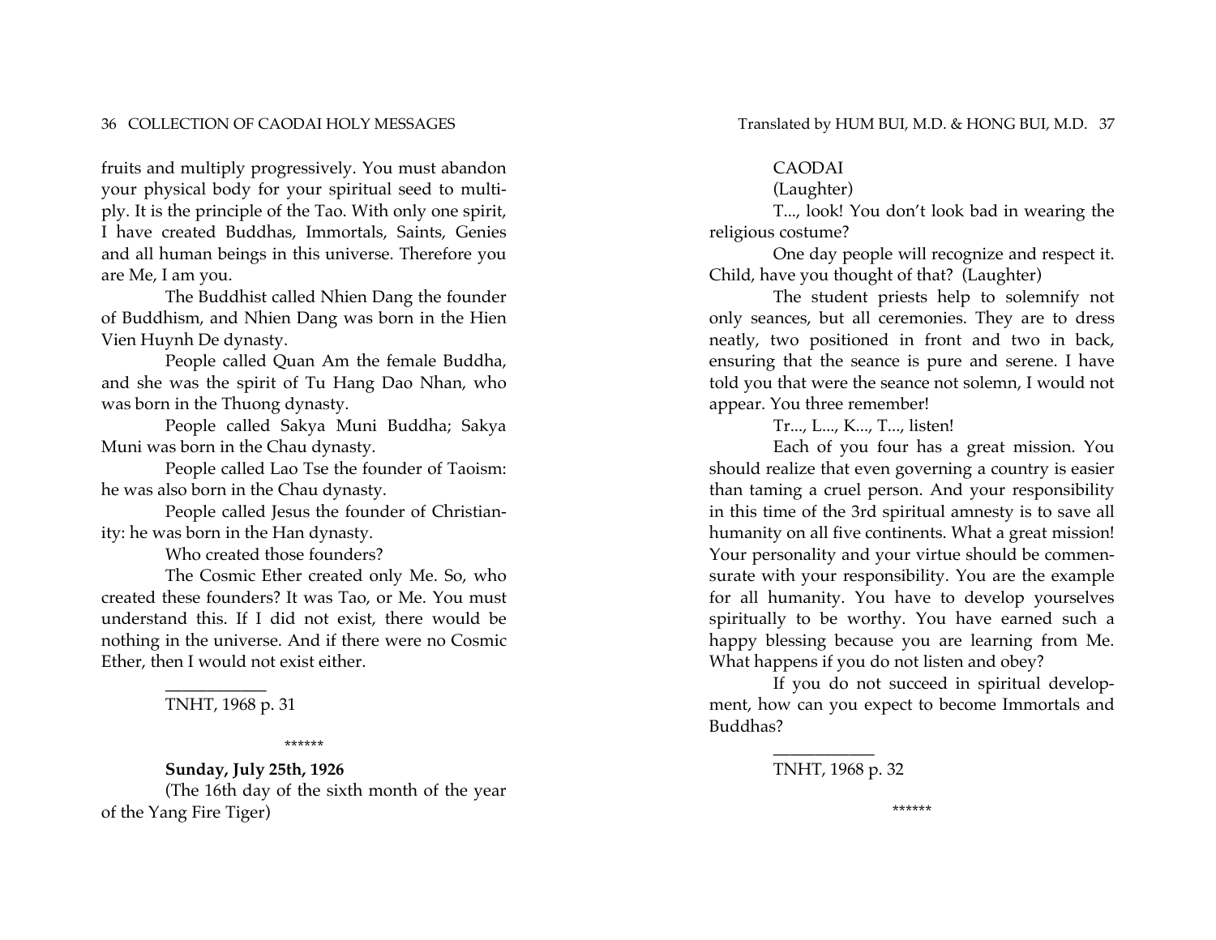fruits and multiply progressively. You must abandon your physical body for your spiritual seed to multiply. It is the principle of the Tao. With only one spirit, I have created Buddhas, Immortals, Saints, Genies and all human beings in this universe. Therefore you are Me, I am you.

The Buddhist called Nhien Dang the founder of Buddhism, and Nhien Dang was born in the Hien Vien Huynh De dynasty.

People called Quan Am the female Buddha, and she was the spirit of Tu Hang Dao Nhan, who was born in the Thuong dynasty.

People called Sakya Muni Buddha; Sakya Muni was born in the Chau dynasty.

People called Lao Tse the founder of Taoism: he was also born in the Chau dynasty.

People called Jesus the founder of Christianity: he was born in the Han dynasty.

Who created those founders?

The Cosmic Ether created only Me. So, who created these founders? It was Tao, or Me. You must understand this. If I did not exist, there would be nothing in the universe. And if there were no Cosmic Ether, then I would not exist either.

___________

TNHT, 1968 p. 31

******

**Sunday, July 25th, 1926**

(The 16th day of the sixth month of the year of the Yang Fire Tiger)

CAODAI

(Laughter)

T..., look! You don't look bad in wearing the religious costume?

One day people will recognize and respect it. Child, have you thought of that? (Laughter)

The student priests help to solemnify not only seances, but all ceremonies. They are to dress neatly, two positioned in front and two in back, ensuring that the seance is pure and serene. I have told you that were the seance not solemn, I would not appear. You three remember!

Tr..., L..., K..., T..., listen!

Each of you four has a great mission. You should realize that even governing a country is easier than taming a cruel person. And your responsibility in this time of the 3rd spiritual amnesty is to save all humanity on all five continents. What a great mission! Your personality and your virtue should be commensurate with your responsibility. You are the example for all humanity. You have to develop yourselves spiritually to be worthy. You have earned such a happy blessing because you are learning from Me. What happens if you do not listen and obey?

If you do not succeed in spiritual development, how can you expect to become Immortals and Buddhas?

___________

TNHT, 1968 p. 32

******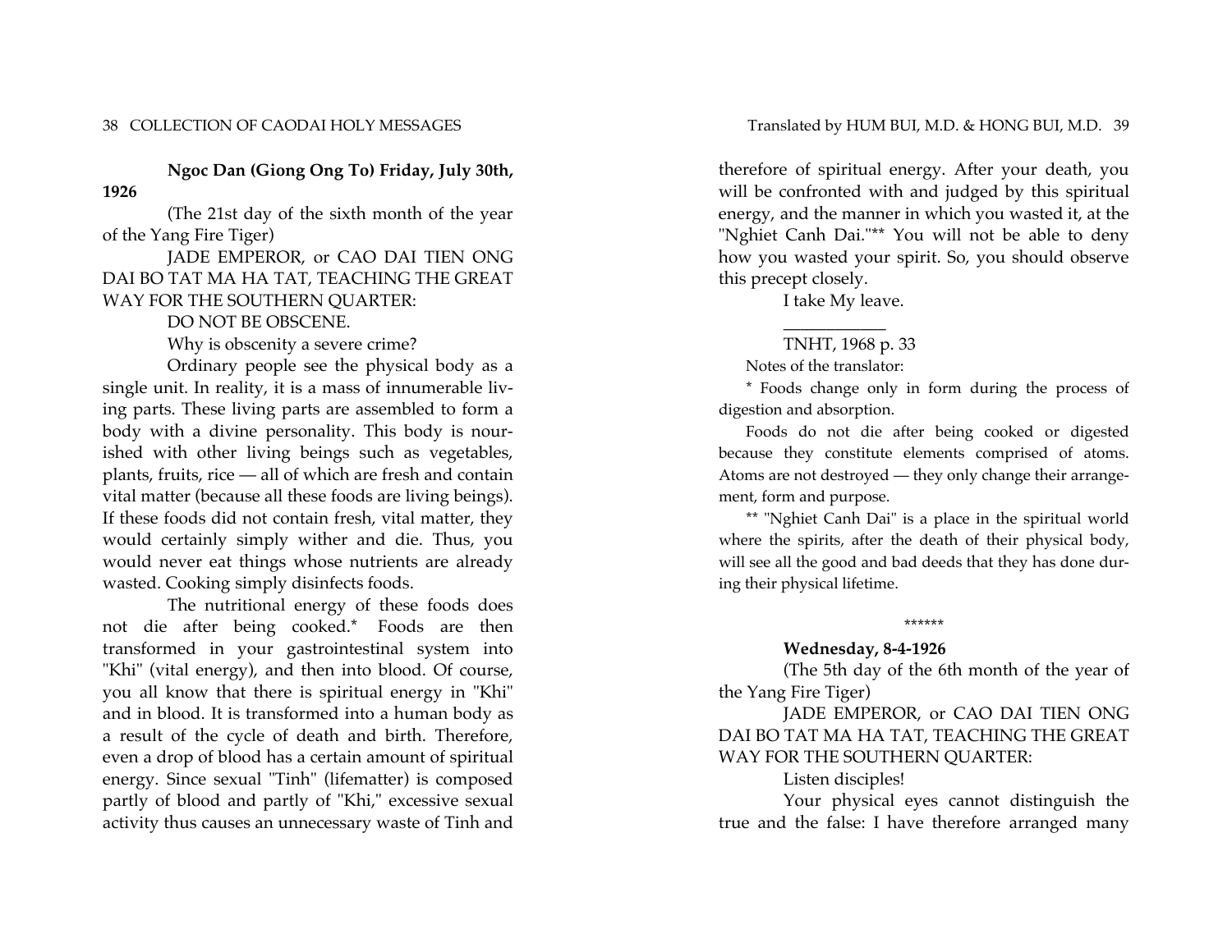**Ngoc Dan (Giong Ong To) Friday, July 30th, 1926**

(The 21st day of the sixth month of the year of the Yang Fire Tiger)

JADE EMPEROR, or CAO DAI TIEN ONG DAI BO TAT MA HA TAT, TEACHING THE GREAT WAY FOR THE SOUTHERN QUARTER:

DO NOT BE OBSCENE.

Why is obscenity a severe crime?

Ordinary people see the physical body as a single unit. In reality, it is a mass of innumerable living parts. These living parts are assembled to form a body with a divine personality. This body is nourished with other living beings such as vegetables, plants, fruits, rice — all of which are fresh and contain vital matter (because all these foods are living beings). If these foods did not contain fresh, vital matter, they would certainly simply wither and die. Thus, you would never eat things whose nutrients are already wasted. Cooking simply disinfects foods.

The nutritional energy of these foods does not die after being cooked.* Foods are then transformed in your gastrointestinal system into "Khi" (vital energy), and then into blood. Of course, you all know that there is spiritual energy in "Khi" and in blood. It is transformed into a human body as a result of the cycle of death and birth. Therefore, even a drop of blood has a certain amount of spiritual energy. Since sexual "Tinh" (lifematter) is composed partly of blood and partly of "Khi," excessive sexual activity thus causes an unnecessary waste of Tinh and therefore of spiritual energy. After your death, you will be confronted with and judged by this spiritual energy, and the manner in which you wasted it, at the "Nghiet Canh Dai."** You will not be able to deny how you wasted your spirit. So, you should observe this precept closely.

I take My leave.

___________

TNHT, 1968 p. 33

Notes of the translator:

* Foods change only in form during the process of digestion and absorption.

Foods do not die after being cooked or digested because they constitute elements comprised of atoms. Atoms are not destroyed — they only change their arrangement, form and purpose.

** "Nghiet Canh Dai" is a place in the spiritual world where the spirits, after the death of their physical body, will see all the good and bad deeds that they has done during their physical lifetime.

******

**Wednesday, 8-4-1926**

(The 5th day of the 6th month of the year of the Yang Fire Tiger)

JADE EMPEROR, or CAO DAI TIEN ONG DAI BO TAT MA HA TAT, TEACHING THE GREAT WAY FOR THE SOUTHERN QUARTER:

Listen disciples!

Your physical eyes cannot distinguish the true and the false: I have therefore arranged many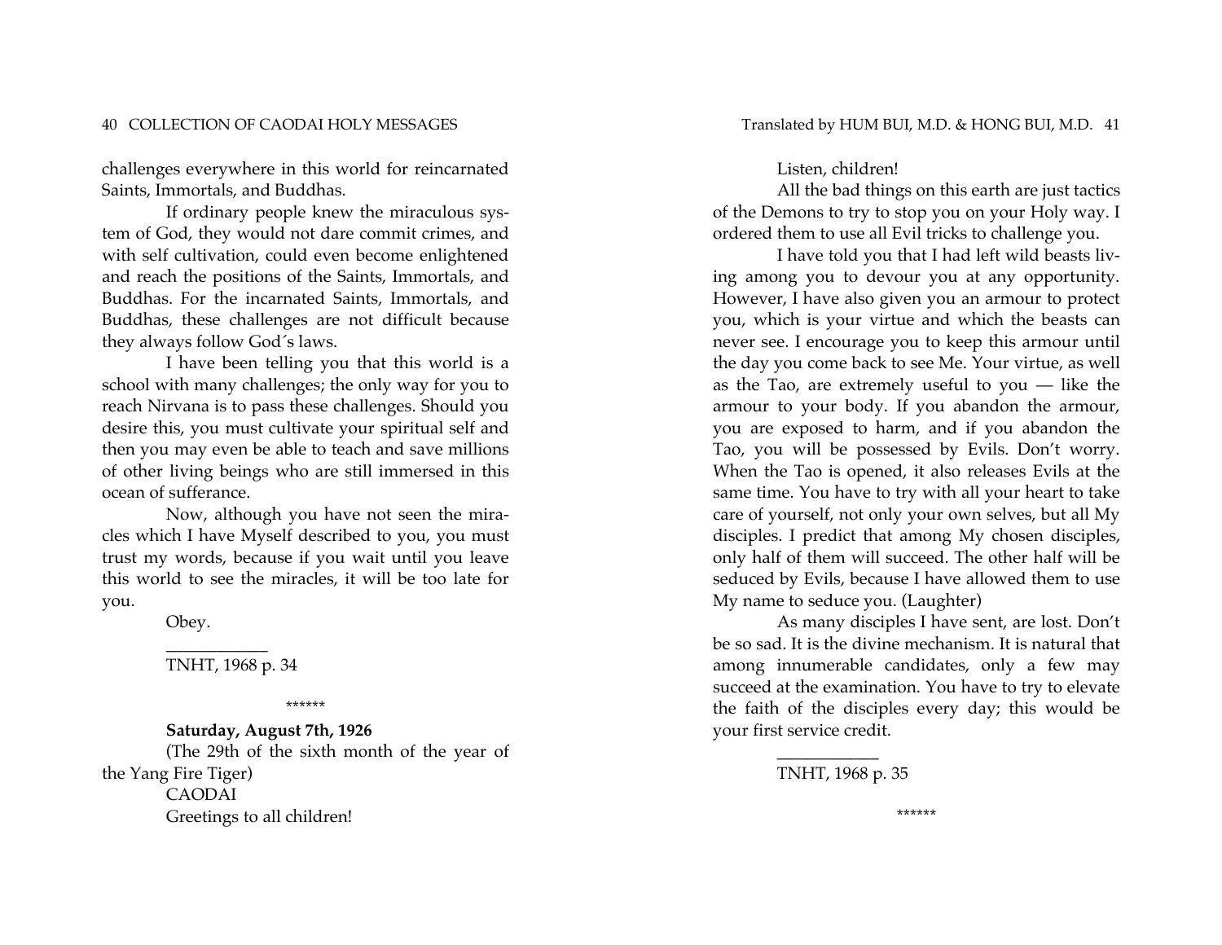challenges everywhere in this world for reincarnated Saints, Immortals, and Buddhas.

If ordinary people knew the miraculous system of God, they would not dare commit crimes, and with self cultivation, could even become enlightened and reach the positions of the Saints, Immortals, and Buddhas. For the incarnated Saints, Immortals, and Buddhas, these challenges are not difficult because they always follow God´s laws.

I have been telling you that this world is a school with many challenges; the only way for you to reach Nirvana is to pass these challenges. Should you desire this, you must cultivate your spiritual self and then you may even be able to teach and save millions of other living beings who are still immersed in this ocean of sufferance.

Now, although you have not seen the miracles which I have Myself described to you, you must trust my words, because if you wait until you leave this world to see the miracles, it will be too late for you.

Obey.

___________

TNHT, 1968 p. 34

******

**Saturday, August 7th, 1926**

(The 29th of the sixth month of the year of the Yang Fire Tiger)

CAODAI

Greetings to all children!

Listen, children!

All the bad things on this earth are just tactics of the Demons to try to stop you on your Holy way. I ordered them to use all Evil tricks to challenge you.

I have told you that I had left wild beasts living among you to devour you at any opportunity. However, I have also given you an armour to protect you, which is your virtue and which the beasts can never see. I encourage you to keep this armour until the day you come back to see Me. Your virtue, as well as the Tao, are extremely useful to you — like the armour to your body. If you abandon the armour, you are exposed to harm, and if you abandon the Tao, you will be possessed by Evils. Don't worry. When the Tao is opened, it also releases Evils at the same time. You have to try with all your heart to take care of yourself, not only your own selves, but all My disciples. I predict that among My chosen disciples, only half of them will succeed. The other half will be seduced by Evils, because I have allowed them to use My name to seduce you. (Laughter)

As many disciples I have sent, are lost. Don't be so sad. It is the divine mechanism. It is natural that among innumerable candidates, only a few may succeed at the examination. You have to try to elevate the faith of the disciples every day; this would be your first service credit.

___________

TNHT, 1968 p. 35

******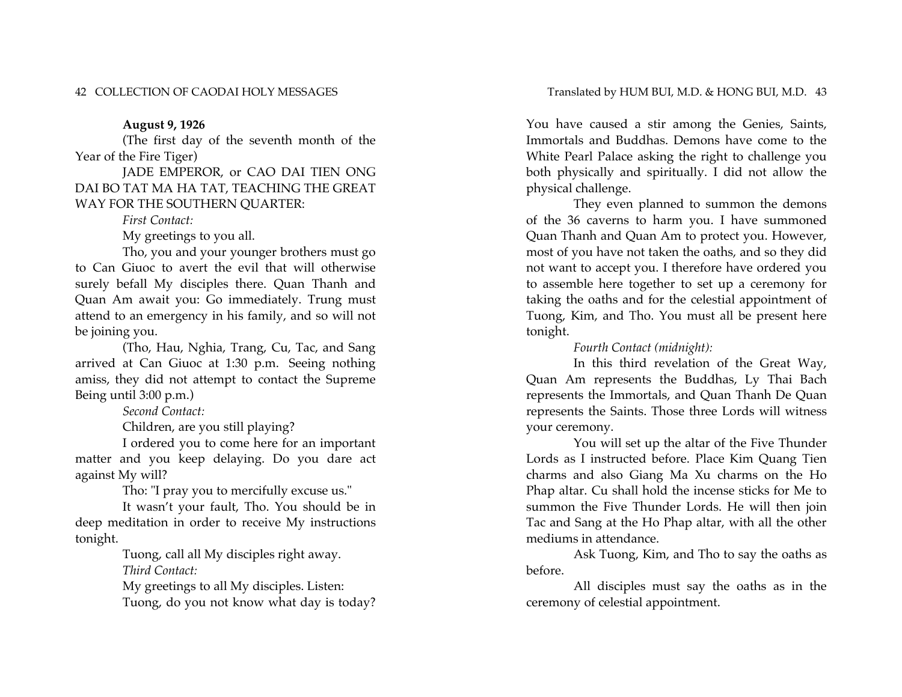**August 9, 1926**

(The first day of the seventh month of the Year of the Fire Tiger)

JADE EMPEROR, or CAO DAI TIEN ONG DAI BO TAT MA HA TAT, TEACHING THE GREAT WAY FOR THE SOUTHERN QUARTER:

*First Contact:*

My greetings to you all.

Tho, you and your younger brothers must go to Can Giuoc to avert the evil that will otherwise surely befall My disciples there. Quan Thanh and Quan Am await you: Go immediately. Trung must attend to an emergency in his family, and so will not be joining you.

(Tho, Hau, Nghia, Trang, Cu, Tac, and Sang arrived at Can Giuoc at 1:30 p.m. Seeing nothing amiss, they did not attempt to contact the Supreme Being until 3:00 p.m.)

*Second Contact:*

Children, are you still playing?

I ordered you to come here for an important matter and you keep delaying. Do you dare act against My will?

Tho: "I pray you to mercifully excuse us."

It wasn't your fault, Tho. You should be in deep meditation in order to receive My instructions tonight.

Tuong, call all My disciples right away.

*Third Contact:*

My greetings to all My disciples. Listen:

Tuong, do you not know what day is today? You have caused a stir among the Genies, Saints, Immortals and Buddhas. Demons have come to the White Pearl Palace asking the right to challenge you both physically and spiritually. I did not allow the physical challenge.

They even planned to summon the demons of the 36 caverns to harm you. I have summoned Quan Thanh and Quan Am to protect you. However, most of you have not taken the oaths, and so they did not want to accept you. I therefore have ordered you to assemble here together to set up a ceremony for taking the oaths and for the celestial appointment of Tuong, Kim, and Tho. You must all be present here tonight.

*Fourth Contact (midnight):*

In this third revelation of the Great Way, Quan Am represents the Buddhas, Ly Thai Bach represents the Immortals, and Quan Thanh De Quan represents the Saints. Those three Lords will witness your ceremony.

You will set up the altar of the Five Thunder Lords as I instructed before. Place Kim Quang Tien charms and also Giang Ma Xu charms on the Ho Phap altar. Cu shall hold the incense sticks for Me to summon the Five Thunder Lords. He will then join Tac and Sang at the Ho Phap altar, with all the other mediums in attendance.

Ask Tuong, Kim, and Tho to say the oaths as before.

All disciples must say the oaths as in the ceremony of celestial appointment.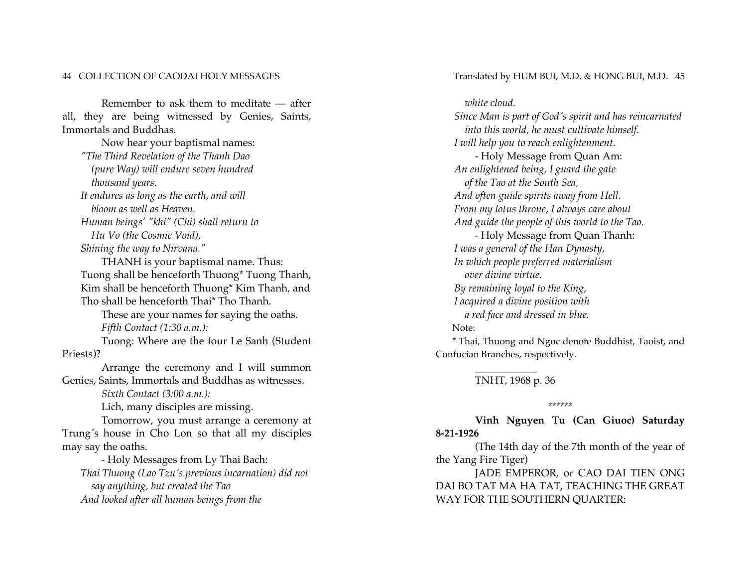Remember to ask them to meditate — after all, they are being witnessed by Genies, Saints, Immortals and Buddhas.

Now hear your baptismal names:

*"The Third Revelation of the Thanh Dao (pure Way) will endure seven hundred thousand years.*
*It endures as long as the earth, and will bloom as well as Heaven.*
*Human beings' "khi" (Chi) shall return to Hu Vo (the Cosmic Void),*
*Shining the way to Nirvana."*

THANH is your baptismal name. Thus:
Tuong shall be henceforth Thuong* Tuong Thanh,
Kim shall be henceforth Thuong* Kim Thanh, and
Tho shall be henceforth Thai* Tho Thanh.

These are your names for saying the oaths.

*Fifth Contact (1:30 a.m.):*

Tuong: Where are the four Le Sanh (Student Priests)?

Arrange the ceremony and I will summon Genies, Saints, Immortals and Buddhas as witnesses.

*Sixth Contact (3:00 a.m.):*

Lich, many disciples are missing.

Tomorrow, you must arrange a ceremony at Trung´s house in Cho Lon so that all my disciples may say the oaths.

- Holy Messages from Ly Thai Bach:

*Thai Thuong (Lao Tzu´s previous incarnation) did not say anything, but created the Tao*
*And looked after all human beings from the white cloud.*
*Since Man is part of God´s spirit and has reincarnated into this world, he must cultivate himself.*
*I will help you to reach enlightenment.*

- Holy Message from Quan Am:

*An enlightened being, I guard the gate of the Tao at the South Sea,*
*And often guide spirits away from Hell.*
*From my lotus throne, I always care about*
*And guide the people of this world to the Tao.*

- Holy Message from Quan Thanh:

*I was a general of the Han Dynasty,*
*In which people preferred materialism over divine virtue.*
*By remaining loyal to the King,*
*I acquired a divine position with a red face and dressed in blue.*

Note:

* Thai, Thuong and Ngoc denote Buddhist, Taoist, and Confucian Branches, respectively.

____________

TNHT, 1968 p. 36

******

**Vinh Nguyen Tu (Can Giuoc) Saturday 8-21-1926**

(The 14th day of the 7th month of the year of the Yang Fire Tiger)

JADE EMPEROR, or CAO DAI TIEN ONG DAI BO TAT MA HA TAT, TEACHING THE GREAT WAY FOR THE SOUTHERN QUARTER: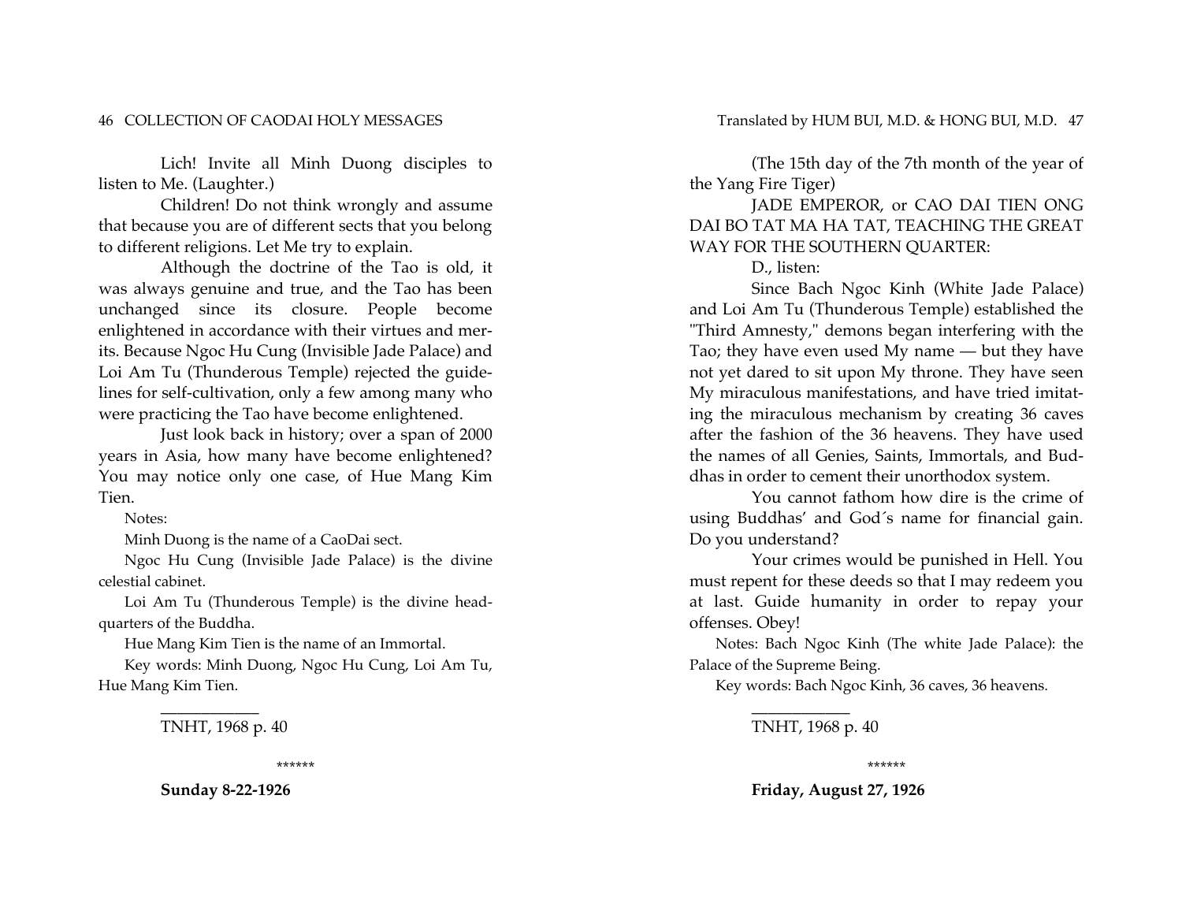Lich! Invite all Minh Duong disciples to listen to Me. (Laughter.)

Children! Do not think wrongly and assume that because you are of different sects that you belong to different religions. Let Me try to explain.

Although the doctrine of the Tao is old, it was always genuine and true, and the Tao has been unchanged since its closure. People become enlightened in accordance with their virtues and merits. Because Ngoc Hu Cung (Invisible Jade Palace) and Loi Am Tu (Thunderous Temple) rejected the guidelines for self-cultivation, only a few among many who were practicing the Tao have become enlightened.

Just look back in history; over a span of 2000 years in Asia, how many have become enlightened? You may notice only one case, of Hue Mang Kim Tien.

Notes:

Minh Duong is the name of a CaoDai sect.

Ngoc Hu Cung (Invisible Jade Palace) is the divine celestial cabinet.

Loi Am Tu (Thunderous Temple) is the divine headquarters of the Buddha.

Hue Mang Kim Tien is the name of an Immortal.

Key words: Minh Duong, Ngoc Hu Cung, Loi Am Tu, Hue Mang Kim Tien.

\_\_\_\_\_\_\_\_\_\_\_\_

TNHT, 1968 p. 40

\*\*\*\*\*\*

**Sunday 8-22-1926**

(The 15th day of the 7th month of the year of the Yang Fire Tiger)

JADE EMPEROR, or CAO DAI TIEN ONG DAI BO TAT MA HA TAT, TEACHING THE GREAT WAY FOR THE SOUTHERN QUARTER:

D., listen:

Since Bach Ngoc Kinh (White Jade Palace) and Loi Am Tu (Thunderous Temple) established the "Third Amnesty," demons began interfering with the Tao; they have even used My name — but they have not yet dared to sit upon My throne. They have seen My miraculous manifestations, and have tried imitating the miraculous mechanism by creating 36 caves after the fashion of the 36 heavens. They have used the names of all Genies, Saints, Immortals, and Buddhas in order to cement their unorthodox system.

You cannot fathom how dire is the crime of using Buddhas' and God´s name for financial gain. Do you understand?

Your crimes would be punished in Hell. You must repent for these deeds so that I may redeem you at last. Guide humanity in order to repay your offenses. Obey!

Notes: Bach Ngoc Kinh (The white Jade Palace): the Palace of the Supreme Being.

Key words: Bach Ngoc Kinh, 36 caves, 36 heavens.

\_\_\_\_\_\_\_\_\_\_\_\_

TNHT, 1968 p. 40

\*\*\*\*\*\*

**Friday, August 27, 1926**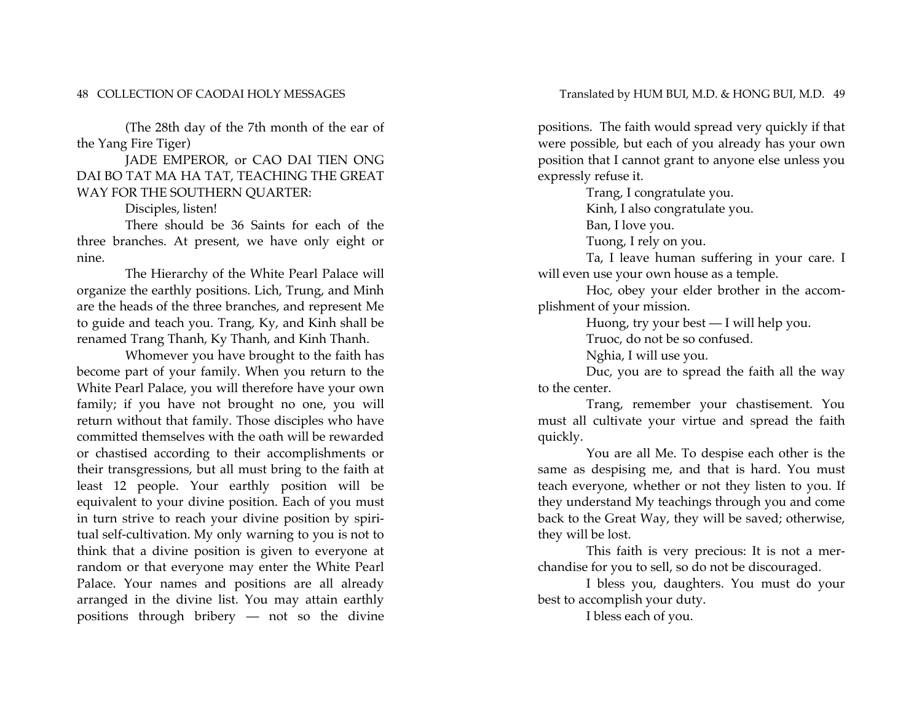(The 28th day of the 7th month of the ear of the Yang Fire Tiger)

JADE EMPEROR, or CAO DAI TIEN ONG DAI BO TAT MA HA TAT, TEACHING THE GREAT WAY FOR THE SOUTHERN QUARTER:

Disciples, listen!

There should be 36 Saints for each of the three branches. At present, we have only eight or nine.

The Hierarchy of the White Pearl Palace will organize the earthly positions. Lich, Trung, and Minh are the heads of the three branches, and represent Me to guide and teach you. Trang, Ky, and Kinh shall be renamed Trang Thanh, Ky Thanh, and Kinh Thanh.

Whomever you have brought to the faith has become part of your family. When you return to the White Pearl Palace, you will therefore have your own family; if you have not brought no one, you will return without that family. Those disciples who have committed themselves with the oath will be rewarded or chastised according to their accomplishments or their transgressions, but all must bring to the faith at least 12 people. Your earthly position will be equivalent to your divine position. Each of you must in turn strive to reach your divine position by spiritual self-cultivation. My only warning to you is not to think that a divine position is given to everyone at random or that everyone may enter the White Pearl Palace. Your names and positions are all already arranged in the divine list. You may attain earthly positions through bribery — not so the divine positions. The faith would spread very quickly if that were possible, but each of you already has your own position that I cannot grant to anyone else unless you expressly refuse it.

Trang, I congratulate you.

Kinh, I also congratulate you.

Ban, I love you.

Tuong, I rely on you.

Ta, I leave human suffering in your care. I will even use your own house as a temple.

Hoc, obey your elder brother in the accomplishment of your mission.

Huong, try your best — I will help you.

Truoc, do not be so confused.

Nghia, I will use you.

Duc, you are to spread the faith all the way to the center.

Trang, remember your chastisement. You must all cultivate your virtue and spread the faith quickly.

You are all Me. To despise each other is the same as despising me, and that is hard. You must teach everyone, whether or not they listen to you. If they understand My teachings through you and come back to the Great Way, they will be saved; otherwise, they will be lost.

This faith is very precious: It is not a merchandise for you to sell, so do not be discouraged.

I bless you, daughters. You must do your best to accomplish your duty.

I bless each of you.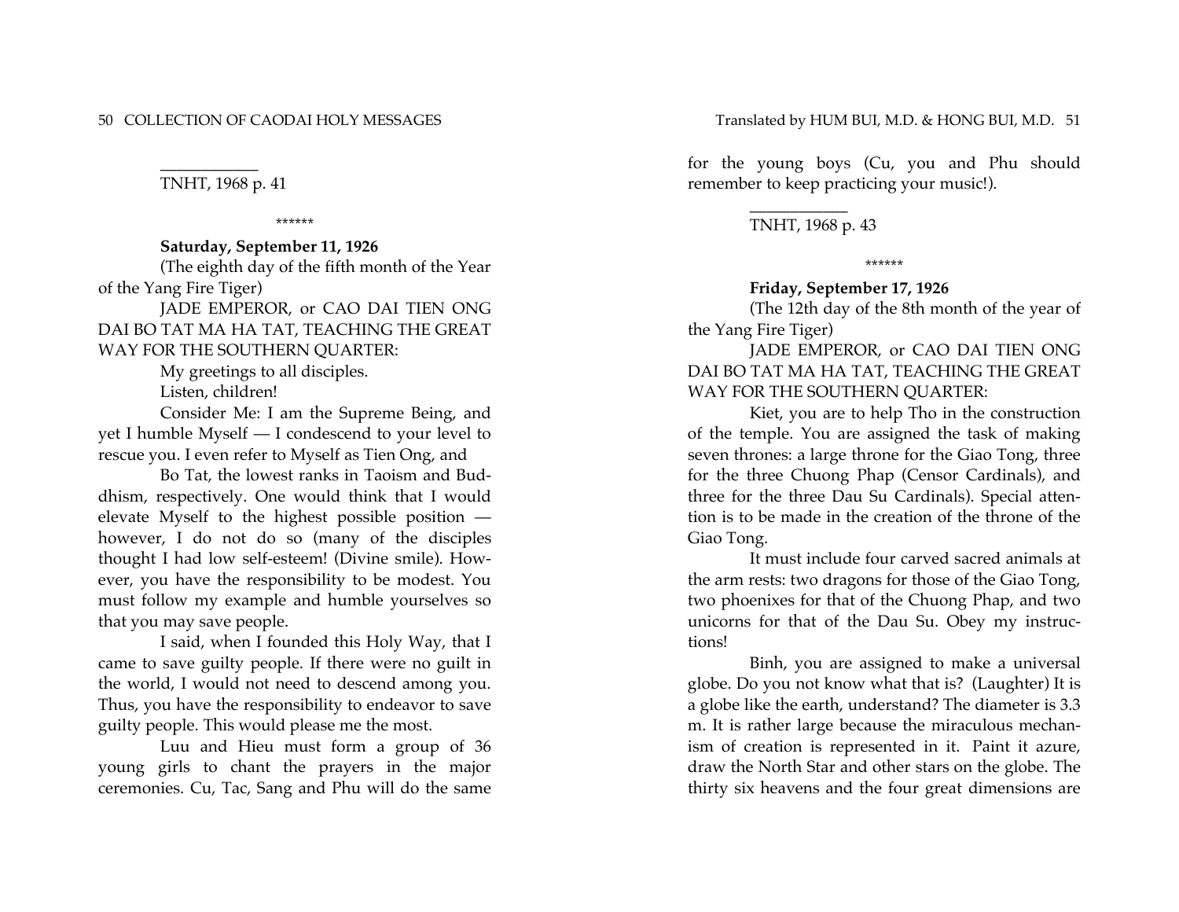\_\_\_\_\_\_\_\_\_\_\_\_

TNHT, 1968 p. 41

\*\*\*\*\*\*

**Saturday, September 11, 1926**

(The eighth day of the fifth month of the Year of the Yang Fire Tiger)

JADE EMPEROR, or CAO DAI TIEN ONG DAI BO TAT MA HA TAT, TEACHING THE GREAT WAY FOR THE SOUTHERN QUARTER:

My greetings to all disciples.

Listen, children!

Consider Me: I am the Supreme Being, and yet I humble Myself — I condescend to your level to rescue you. I even refer to Myself as Tien Ong, and

Bo Tat, the lowest ranks in Taoism and Buddhism, respectively. One would think that I would elevate Myself to the highest possible position — however, I do not do so (many of the disciples thought I had low self-esteem! (Divine smile). However, you have the responsibility to be modest. You must follow my example and humble yourselves so that you may save people.

I said, when I founded this Holy Way, that I came to save guilty people. If there were no guilt in the world, I would not need to descend among you. Thus, you have the responsibility to endeavor to save guilty people. This would please me the most.

Luu and Hieu must form a group of 36 young girls to chant the prayers in the major ceremonies. Cu, Tac, Sang and Phu will do the same for the young boys (Cu, you and Phu should remember to keep practicing your music!).

\_\_\_\_\_\_\_\_\_\_\_\_

TNHT, 1968 p. 43

\*\*\*\*\*\*

**Friday, September 17, 1926**

(The 12th day of the 8th month of the year of the Yang Fire Tiger)

JADE EMPEROR, or CAO DAI TIEN ONG DAI BO TAT MA HA TAT, TEACHING THE GREAT WAY FOR THE SOUTHERN QUARTER:

Kiet, you are to help Tho in the construction of the temple. You are assigned the task of making seven thrones: a large throne for the Giao Tong, three for the three Chuong Phap (Censor Cardinals), and three for the three Dau Su Cardinals). Special attention is to be made in the creation of the throne of the Giao Tong.

It must include four carved sacred animals at the arm rests: two dragons for those of the Giao Tong, two phoenixes for that of the Chuong Phap, and two unicorns for that of the Dau Su. Obey my instructions!

Binh, you are assigned to make a universal globe. Do you not know what that is? (Laughter) It is a globe like the earth, understand? The diameter is 3.3 m. It is rather large because the miraculous mechanism of creation is represented in it. Paint it azure, draw the North Star and other stars on the globe. The thirty six heavens and the four great dimensions are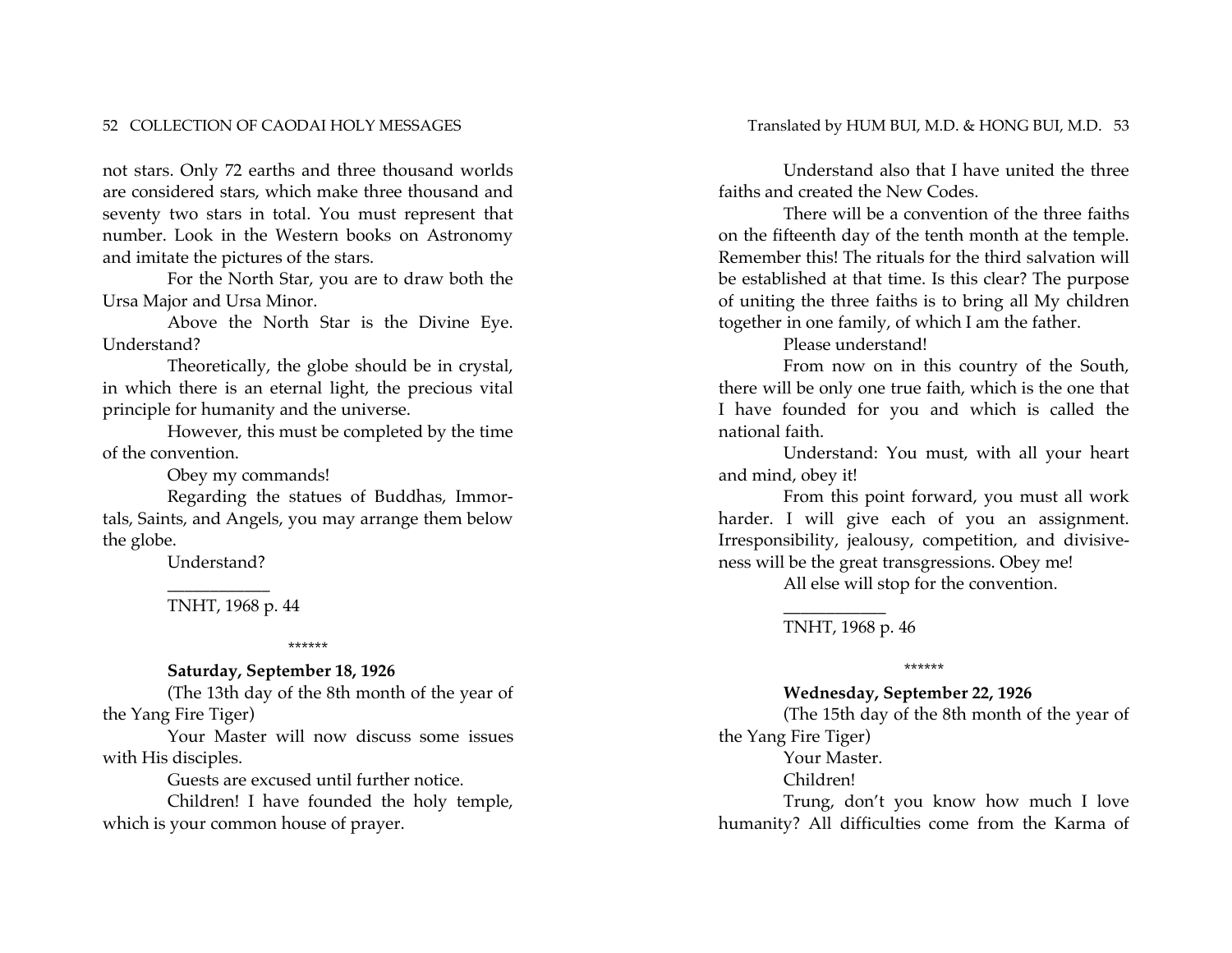not stars. Only 72 earths and three thousand worlds are considered stars, which make three thousand and seventy two stars in total. You must represent that number. Look in the Western books on Astronomy and imitate the pictures of the stars.

For the North Star, you are to draw both the Ursa Major and Ursa Minor.

Above the North Star is the Divine Eye. Understand?

Theoretically, the globe should be in crystal, in which there is an eternal light, the precious vital principle for humanity and the universe.

However, this must be completed by the time of the convention.

Obey my commands!

Regarding the statues of Buddhas, Immortals, Saints, and Angels, you may arrange them below the globe.

Understand?

___________

TNHT, 1968 p. 44

\*\*\*\*\*\*

**Saturday, September 18, 1926**

(The 13th day of the 8th month of the year of the Yang Fire Tiger)

Your Master will now discuss some issues with His disciples.

Guests are excused until further notice.

Children! I have founded the holy temple, which is your common house of prayer.

Understand also that I have united the three faiths and created the New Codes.

There will be a convention of the three faiths on the fifteenth day of the tenth month at the temple. Remember this! The rituals for the third salvation will be established at that time. Is this clear? The purpose of uniting the three faiths is to bring all My children together in one family, of which I am the father.

Please understand!

From now on in this country of the South, there will be only one true faith, which is the one that I have founded for you and which is called the national faith.

Understand: You must, with all your heart and mind, obey it!

From this point forward, you must all work harder. I will give each of you an assignment. Irresponsibility, jealousy, competition, and divisiveness will be the great transgressions. Obey me!

All else will stop for the convention.

___________

TNHT, 1968 p. 46

\*\*\*\*\*\*

**Wednesday, September 22, 1926**

(The 15th day of the 8th month of the year of the Yang Fire Tiger)

Your Master.

Children!

Trung, don't you know how much I love humanity? All difficulties come from the Karma of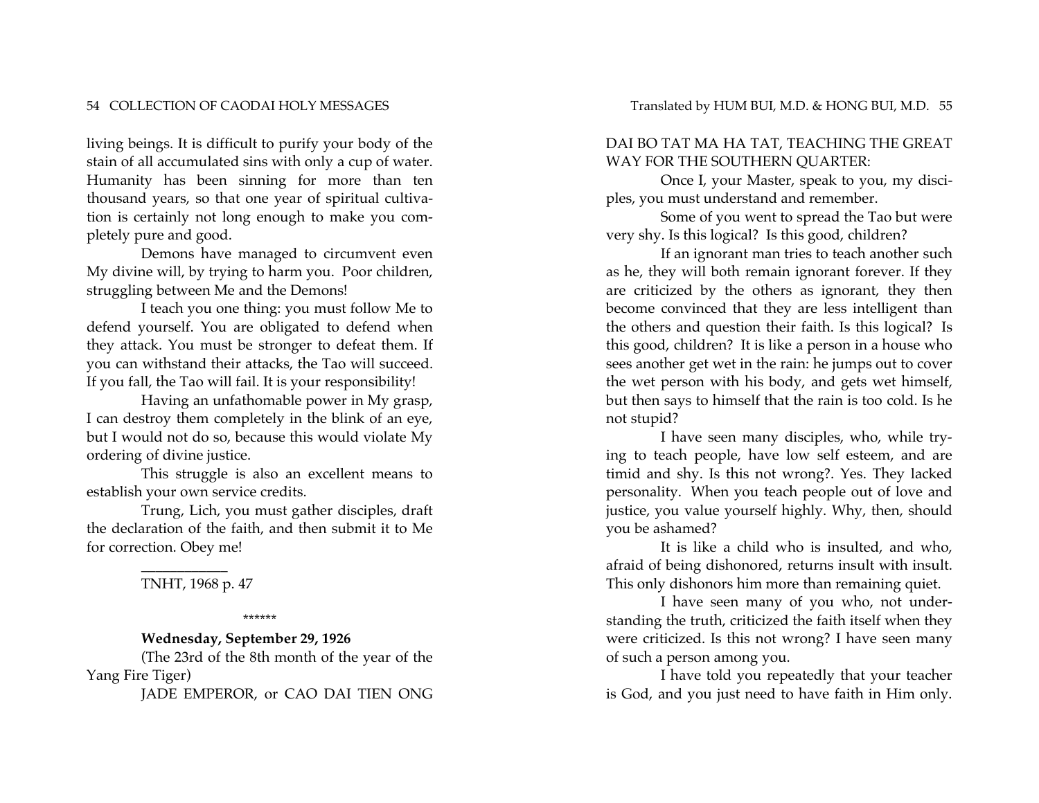living beings. It is difficult to purify your body of the stain of all accumulated sins with only a cup of water. Humanity has been sinning for more than ten thousand years, so that one year of spiritual cultivation is certainly not long enough to make you completely pure and good.

Demons have managed to circumvent even My divine will, by trying to harm you. Poor children, struggling between Me and the Demons!

I teach you one thing: you must follow Me to defend yourself. You are obligated to defend when they attack. You must be stronger to defeat them. If you can withstand their attacks, the Tao will succeed. If you fall, the Tao will fail. It is your responsibility!

Having an unfathomable power in My grasp, I can destroy them completely in the blink of an eye, but I would not do so, because this would violate My ordering of divine justice.

This struggle is also an excellent means to establish your own service credits.

Trung, Lich, you must gather disciples, draft the declaration of the faith, and then submit it to Me for correction. Obey me!

___________

TNHT, 1968 p. 47

******

**Wednesday, September 29, 1926**

(The 23rd of the 8th month of the year of the Yang Fire Tiger)

JADE EMPEROR, or CAO DAI TIEN ONG DAI BO TAT MA HA TAT, TEACHING THE GREAT WAY FOR THE SOUTHERN QUARTER:

Once I, your Master, speak to you, my disciples, you must understand and remember.

Some of you went to spread the Tao but were very shy. Is this logical? Is this good, children?

If an ignorant man tries to teach another such as he, they will both remain ignorant forever. If they are criticized by the others as ignorant, they then become convinced that they are less intelligent than the others and question their faith. Is this logical? Is this good, children? It is like a person in a house who sees another get wet in the rain: he jumps out to cover the wet person with his body, and gets wet himself, but then says to himself that the rain is too cold. Is he not stupid?

I have seen many disciples, who, while trying to teach people, have low self esteem, and are timid and shy. Is this not wrong?. Yes. They lacked personality. When you teach people out of love and justice, you value yourself highly. Why, then, should you be ashamed?

It is like a child who is insulted, and who, afraid of being dishonored, returns insult with insult. This only dishonors him more than remaining quiet.

I have seen many of you who, not understanding the truth, criticized the faith itself when they were criticized. Is this not wrong? I have seen many of such a person among you.

I have told you repeatedly that your teacher is God, and you just need to have faith in Him only.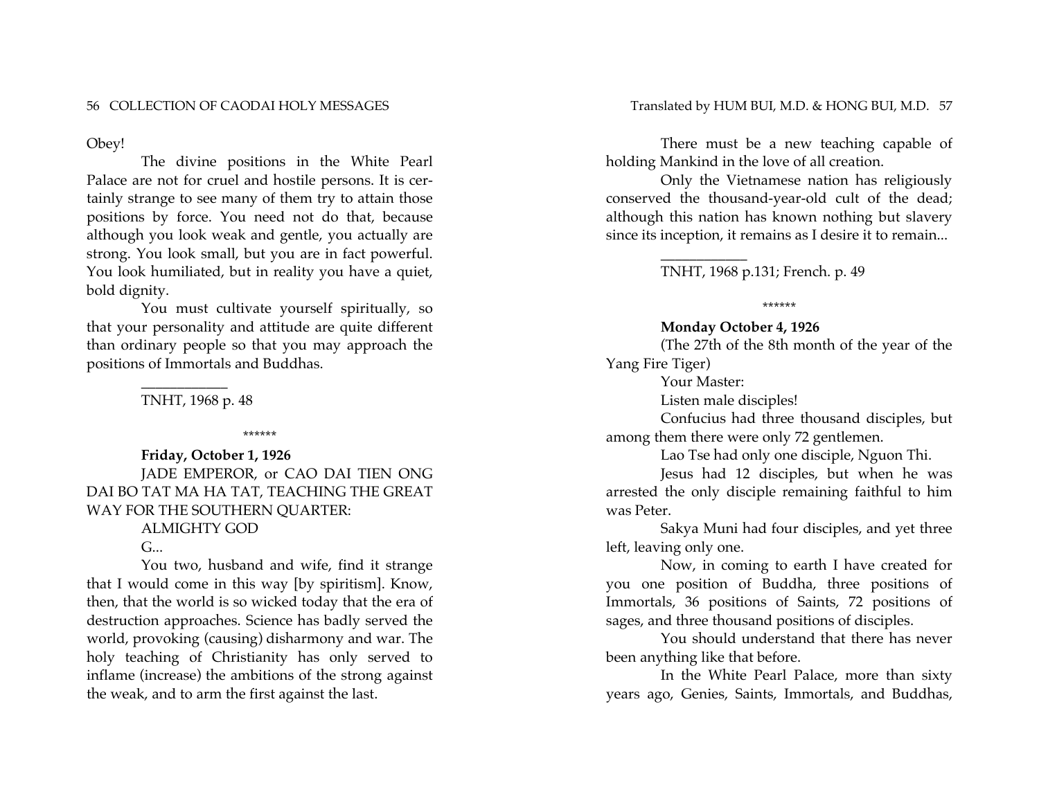Obey!

The divine positions in the White Pearl Palace are not for cruel and hostile persons. It is certainly strange to see many of them try to attain those positions by force. You need not do that, because although you look weak and gentle, you actually are strong. You look small, but you are in fact powerful. You look humiliated, but in reality you have a quiet, bold dignity.

You must cultivate yourself spiritually, so that your personality and attitude are quite different than ordinary people so that you may approach the positions of Immortals and Buddhas.

\_\_\_\_\_\_\_\_\_\_\_\_

TNHT, 1968 p. 48

\*\*\*\*\*\*

**Friday, October 1, 1926**

JADE EMPEROR, or CAO DAI TIEN ONG DAI BO TAT MA HA TAT, TEACHING THE GREAT WAY FOR THE SOUTHERN QUARTER:

ALMIGHTY GOD

G...

You two, husband and wife, find it strange that I would come in this way [by spiritism]. Know, then, that the world is so wicked today that the era of destruction approaches. Science has badly served the world, provoking (causing) disharmony and war. The holy teaching of Christianity has only served to inflame (increase) the ambitions of the strong against the weak, and to arm the first against the last.

There must be a new teaching capable of holding Mankind in the love of all creation.

Only the Vietnamese nation has religiously conserved the thousand-year-old cult of the dead; although this nation has known nothing but slavery since its inception, it remains as I desire it to remain...

\_\_\_\_\_\_\_\_\_\_\_\_

TNHT, 1968 p.131; French. p. 49

\*\*\*\*\*\*

**Monday October 4, 1926**

(The 27th of the 8th month of the year of the Yang Fire Tiger)

Your Master:

Listen male disciples!

Confucius had three thousand disciples, but among them there were only 72 gentlemen.

Lao Tse had only one disciple, Nguon Thi.

Jesus had 12 disciples, but when he was arrested the only disciple remaining faithful to him was Peter.

Sakya Muni had four disciples, and yet three left, leaving only one.

Now, in coming to earth I have created for you one position of Buddha, three positions of Immortals, 36 positions of Saints, 72 positions of sages, and three thousand positions of disciples.

You should understand that there has never been anything like that before.

In the White Pearl Palace, more than sixty years ago, Genies, Saints, Immortals, and Buddhas,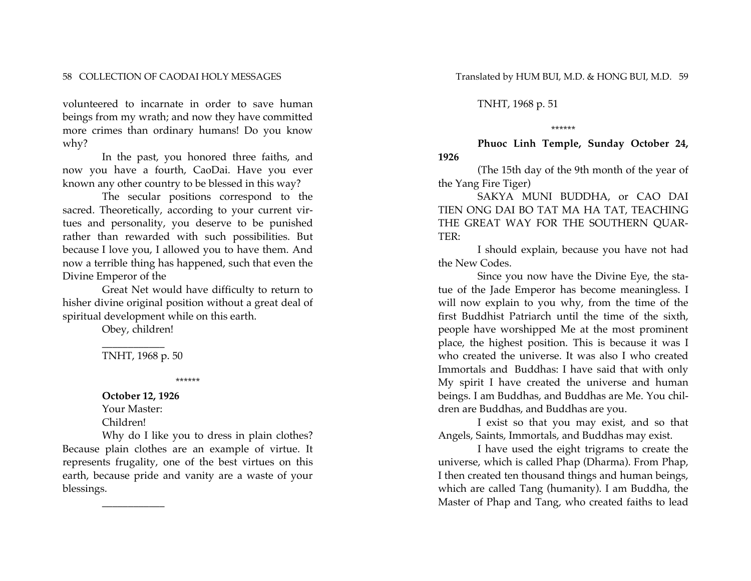volunteered to incarnate in order to save human beings from my wrath; and now they have committed more crimes than ordinary humans! Do you know why?

In the past, you honored three faiths, and now you have a fourth, CaoDai. Have you ever known any other country to be blessed in this way?

The secular positions correspond to the sacred. Theoretically, according to your current virtues and personality, you deserve to be punished rather than rewarded with such possibilities. But because I love you, I allowed you to have them. And now a terrible thing has happened, such that even the Divine Emperor of the

Great Net would have difficulty to return to hisher divine original position without a great deal of spiritual development while on this earth.

Obey, children!

___________

TNHT, 1968 p. 50

******

**October 12, 1926**

Your Master:

Children!

Why do I like you to dress in plain clothes? Because plain clothes are an example of virtue. It represents frugality, one of the best virtues on this earth, because pride and vanity are a waste of your blessings.

___________

TNHT, 1968 p. 51

******

**Phuoc Linh Temple, Sunday October 24, 1926**

(The 15th day of the 9th month of the year of the Yang Fire Tiger)

SAKYA MUNI BUDDHA, or CAO DAI TIEN ONG DAI BO TAT MA HA TAT, TEACHING THE GREAT WAY FOR THE SOUTHERN QUARTER:

I should explain, because you have not had the New Codes.

Since you now have the Divine Eye, the statue of the Jade Emperor has become meaningless. I will now explain to you why, from the time of the first Buddhist Patriarch until the time of the sixth, people have worshipped Me at the most prominent place, the highest position. This is because it was I who created the universe. It was also I who created Immortals and Buddhas: I have said that with only My spirit I have created the universe and human beings. I am Buddhas, and Buddhas are Me. You children are Buddhas, and Buddhas are you.

I exist so that you may exist, and so that Angels, Saints, Immortals, and Buddhas may exist.

I have used the eight trigrams to create the universe, which is called Phap (Dharma). From Phap, I then created ten thousand things and human beings, which are called Tang (humanity). I am Buddha, the Master of Phap and Tang, who created faiths to lead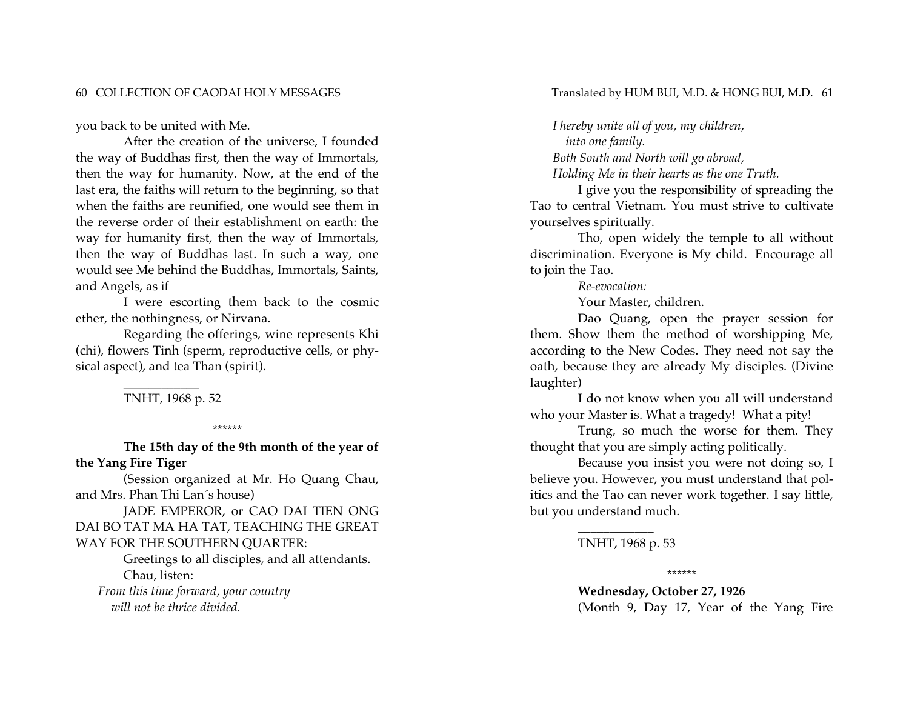you back to be united with Me.

After the creation of the universe, I founded the way of Buddhas first, then the way of Immortals, then the way for humanity. Now, at the end of the last era, the faiths will return to the beginning, so that when the faiths are reunified, one would see them in the reverse order of their establishment on earth: the way for humanity first, then the way of Immortals, then the way of Buddhas last. In such a way, one would see Me behind the Buddhas, Immortals, Saints, and Angels, as if

I were escorting them back to the cosmic ether, the nothingness, or Nirvana.

Regarding the offerings, wine represents Khi (chi), flowers Tinh (sperm, reproductive cells, or physical aspect), and tea Than (spirit).

___________

TNHT, 1968 p. 52

\*\*\*\*\*\*

**The 15th day of the 9th month of the year of the Yang Fire Tiger**

(Session organized at Mr. Ho Quang Chau, and Mrs. Phan Thi Lan´s house)

JADE EMPEROR, or CAO DAI TIEN ONG DAI BO TAT MA HA TAT, TEACHING THE GREAT WAY FOR THE SOUTHERN QUARTER:

Greetings to all disciples, and all attendants.

Chau, listen:

*From this time forward, your country*
*will not be thrice divided.*
*I hereby unite all of you, my children,*
*into one family.*
*Both South and North will go abroad,*
*Holding Me in their hearts as the one Truth.*

I give you the responsibility of spreading the Tao to central Vietnam. You must strive to cultivate yourselves spiritually.

Tho, open widely the temple to all without discrimination. Everyone is My child. Encourage all to join the Tao.

*Re-evocation:*

Your Master, children.

Dao Quang, open the prayer session for them. Show them the method of worshipping Me, according to the New Codes. They need not say the oath, because they are already My disciples. (Divine laughter)

I do not know when you all will understand who your Master is. What a tragedy! What a pity!

Trung, so much the worse for them. They thought that you are simply acting politically.

Because you insist you were not doing so, I believe you. However, you must understand that politics and the Tao can never work together. I say little, but you understand much.

___________

TNHT, 1968 p. 53

\*\*\*\*\*\*

**Wednesday, October 27, 1926**

(Month 9, Day 17, Year of the Yang Fire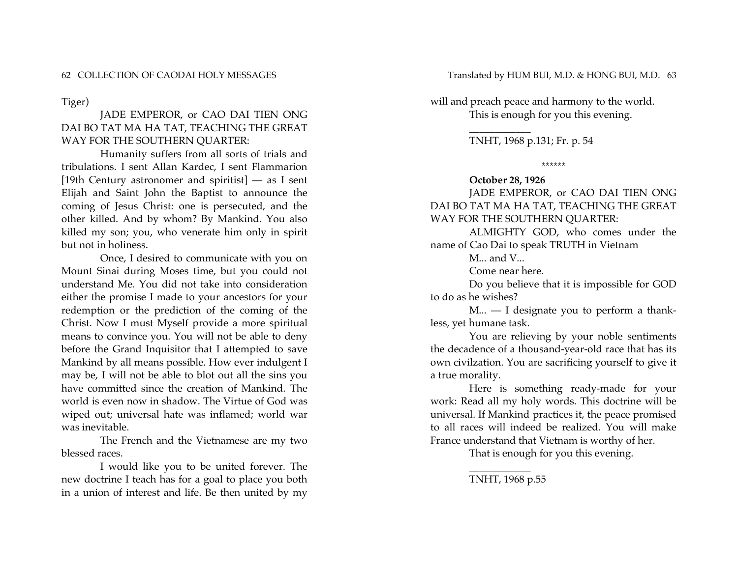Tiger)

JADE EMPEROR, or CAO DAI TIEN ONG DAI BO TAT MA HA TAT, TEACHING THE GREAT WAY FOR THE SOUTHERN QUARTER:

Humanity suffers from all sorts of trials and tribulations. I sent Allan Kardec, I sent Flammarion [19th Century astronomer and spiritist] — as I sent Elijah and Saint John the Baptist to announce the coming of Jesus Christ: one is persecuted, and the other killed. And by whom? By Mankind. You also killed my son; you, who venerate him only in spirit but not in holiness.

Once, I desired to communicate with you on Mount Sinai during Moses time, but you could not understand Me. You did not take into consideration either the promise I made to your ancestors for your redemption or the prediction of the coming of the Christ. Now I must Myself provide a more spiritual means to convince you. You will not be able to deny before the Grand Inquisitor that I attempted to save Mankind by all means possible. How ever indulgent I may be, I will not be able to blot out all the sins you have committed since the creation of Mankind. The world is even now in shadow. The Virtue of God was wiped out; universal hate was inflamed; world war was inevitable.

The French and the Vietnamese are my two blessed races.

I would like you to be united forever. The new doctrine I teach has for a goal to place you both in a union of interest and life. Be then united by my will and preach peace and harmony to the world.

This is enough for you this evening.

___________

TNHT, 1968 p.131; Fr. p. 54

******

**October 28, 1926**

JADE EMPEROR, or CAO DAI TIEN ONG DAI BO TAT MA HA TAT, TEACHING THE GREAT WAY FOR THE SOUTHERN QUARTER:

ALMIGHTY GOD, who comes under the name of Cao Dai to speak TRUTH in Vietnam

M... and V...

Come near here.

Do you believe that it is impossible for GOD to do as he wishes?

M... — I designate you to perform a thankless, yet humane task.

You are relieving by your noble sentiments the decadence of a thousand-year-old race that has its own civilzation. You are sacrificing yourself to give it a true morality.

Here is something ready-made for your work: Read all my holy words. This doctrine will be universal. If Mankind practices it, the peace promised to all races will indeed be realized. You will make France understand that Vietnam is worthy of her.

That is enough for you this evening.

___________

TNHT, 1968 p.55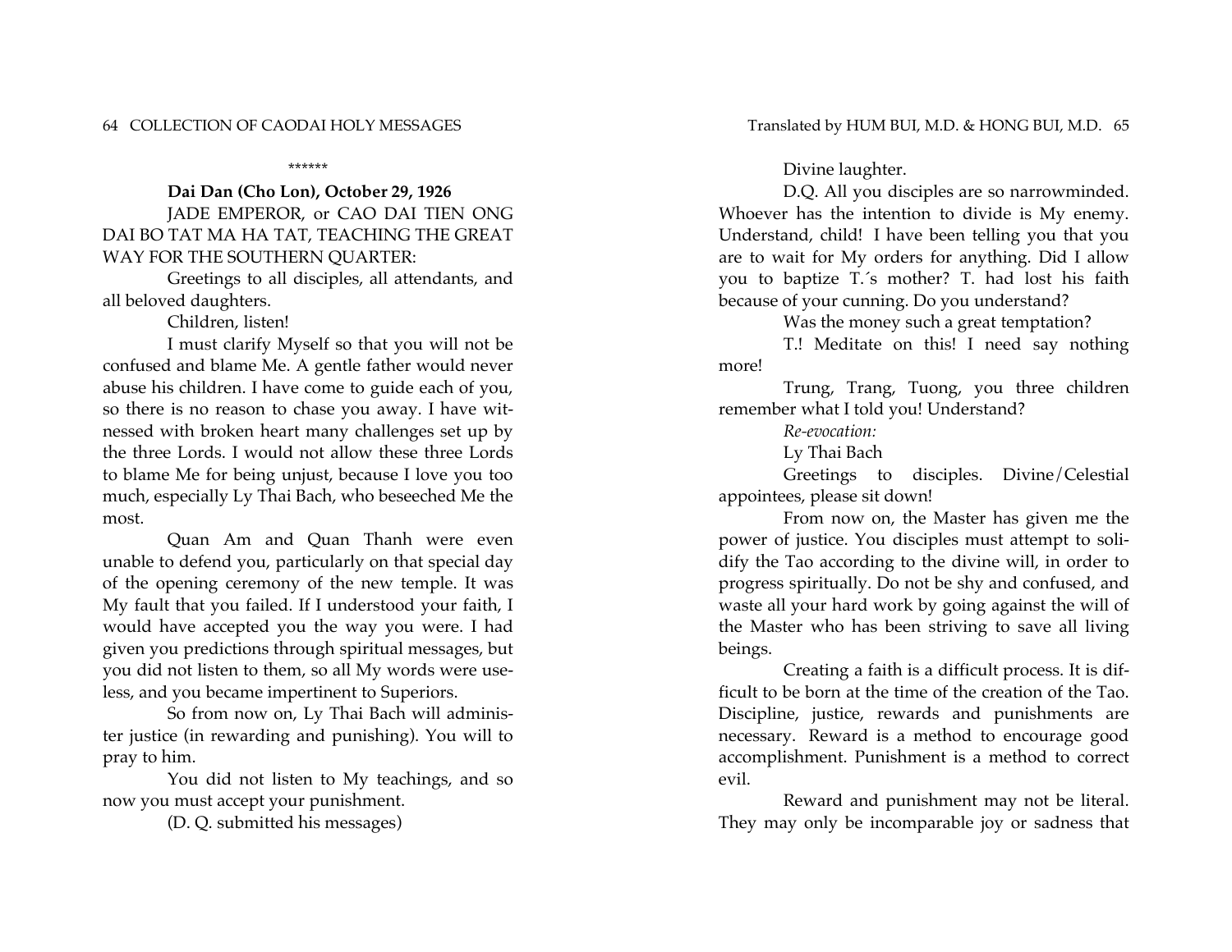\*\*\*\*\*\*

**Dai Dan (Cho Lon), October 29, 1926**

JADE EMPEROR, or CAO DAI TIEN ONG DAI BO TAT MA HA TAT, TEACHING THE GREAT WAY FOR THE SOUTHERN QUARTER:

Greetings to all disciples, all attendants, and all beloved daughters.

Children, listen!

I must clarify Myself so that you will not be confused and blame Me. A gentle father would never abuse his children. I have come to guide each of you, so there is no reason to chase you away. I have witnessed with broken heart many challenges set up by the three Lords. I would not allow these three Lords to blame Me for being unjust, because I love you too much, especially Ly Thai Bach, who beseeched Me the most.

Quan Am and Quan Thanh were even unable to defend you, particularly on that special day of the opening ceremony of the new temple. It was My fault that you failed. If I understood your faith, I would have accepted you the way you were. I had given you predictions through spiritual messages, but you did not listen to them, so all My words were useless, and you became impertinent to Superiors.

So from now on, Ly Thai Bach will administer justice (in rewarding and punishing). You will to pray to him.

You did not listen to My teachings, and so now you must accept your punishment.

(D. Q. submitted his messages)

Divine laughter.

D.Q. All you disciples are so narrowminded. Whoever has the intention to divide is My enemy. Understand, child! I have been telling you that you are to wait for My orders for anything. Did I allow you to baptize T.´s mother? T. had lost his faith because of your cunning. Do you understand?

Was the money such a great temptation?

T.! Meditate on this! I need say nothing more!

Trung, Trang, Tuong, you three children remember what I told you! Understand?

*Re-evocation:*

Ly Thai Bach

Greetings to disciples. Divine/Celestial appointees, please sit down!

From now on, the Master has given me the power of justice. You disciples must attempt to solidify the Tao according to the divine will, in order to progress spiritually. Do not be shy and confused, and waste all your hard work by going against the will of the Master who has been striving to save all living beings.

Creating a faith is a difficult process. It is difficult to be born at the time of the creation of the Tao. Discipline, justice, rewards and punishments are necessary. Reward is a method to encourage good accomplishment. Punishment is a method to correct evil.

Reward and punishment may not be literal. They may only be incomparable joy or sadness that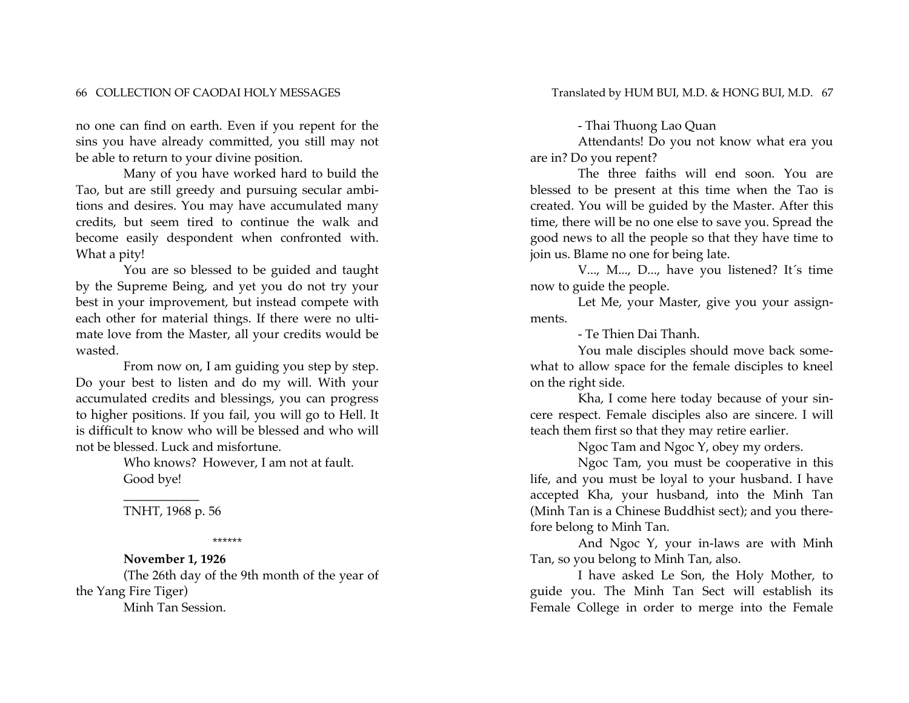no one can find on earth. Even if you repent for the sins you have already committed, you still may not be able to return to your divine position.

Many of you have worked hard to build the Tao, but are still greedy and pursuing secular ambitions and desires. You may have accumulated many credits, but seem tired to continue the walk and become easily despondent when confronted with. What a pity!

You are so blessed to be guided and taught by the Supreme Being, and yet you do not try your best in your improvement, but instead compete with each other for material things. If there were no ultimate love from the Master, all your credits would be wasted.

From now on, I am guiding you step by step. Do your best to listen and do my will. With your accumulated credits and blessings, you can progress to higher positions. If you fail, you will go to Hell. It is difficult to know who will be blessed and who will not be blessed. Luck and misfortune.

Who knows? However, I am not at fault.

Good bye!

___________

TNHT, 1968 p. 56

\*\*\*\*\*\*

**November 1, 1926**

(The 26th day of the 9th month of the year of the Yang Fire Tiger)

Minh Tan Session.

- Thai Thuong Lao Quan

Attendants! Do you not know what era you are in? Do you repent?

The three faiths will end soon. You are blessed to be present at this time when the Tao is created. You will be guided by the Master. After this time, there will be no one else to save you. Spread the good news to all the people so that they have time to join us. Blame no one for being late.

V..., M..., D..., have you listened? It´s time now to guide the people.

Let Me, your Master, give you your assignments.

- Te Thien Dai Thanh.

You male disciples should move back somewhat to allow space for the female disciples to kneel on the right side.

Kha, I come here today because of your sincere respect. Female disciples also are sincere. I will teach them first so that they may retire earlier.

Ngoc Tam and Ngoc Y, obey my orders.

Ngoc Tam, you must be cooperative in this life, and you must be loyal to your husband. I have accepted Kha, your husband, into the Minh Tan (Minh Tan is a Chinese Buddhist sect); and you therefore belong to Minh Tan.

And Ngoc Y, your in-laws are with Minh Tan, so you belong to Minh Tan, also.

I have asked Le Son, the Holy Mother, to guide you. The Minh Tan Sect will establish its Female College in order to merge into the Female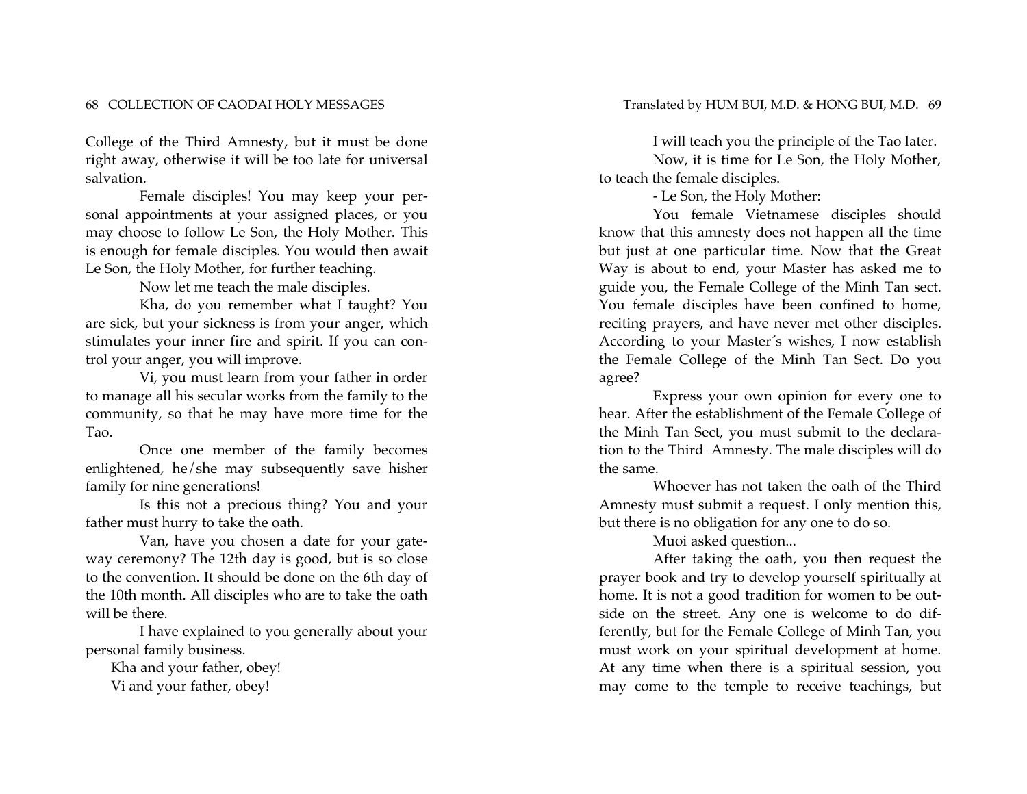College of the Third Amnesty, but it must be done right away, otherwise it will be too late for universal salvation.

Female disciples! You may keep your personal appointments at your assigned places, or you may choose to follow Le Son, the Holy Mother. This is enough for female disciples. You would then await Le Son, the Holy Mother, for further teaching.

Now let me teach the male disciples.

Kha, do you remember what I taught? You are sick, but your sickness is from your anger, which stimulates your inner fire and spirit. If you can control your anger, you will improve.

Vi, you must learn from your father in order to manage all his secular works from the family to the community, so that he may have more time for the Tao.

Once one member of the family becomes enlightened, he/she may subsequently save hisher family for nine generations!

Is this not a precious thing? You and your father must hurry to take the oath.

Van, have you chosen a date for your gateway ceremony? The 12th day is good, but is so close to the convention. It should be done on the 6th day of the 10th month. All disciples who are to take the oath will be there.

I have explained to you generally about your personal family business.

Kha and your father, obey!
Vi and your father, obey!

I will teach you the principle of the Tao later.

Now, it is time for Le Son, the Holy Mother, to teach the female disciples.

- Le Son, the Holy Mother:

You female Vietnamese disciples should know that this amnesty does not happen all the time but just at one particular time. Now that the Great Way is about to end, your Master has asked me to guide you, the Female College of the Minh Tan sect. You female disciples have been confined to home, reciting prayers, and have never met other disciples. According to your Master´s wishes, I now establish the Female College of the Minh Tan Sect. Do you agree?

Express your own opinion for every one to hear. After the establishment of the Female College of the Minh Tan Sect, you must submit to the declaration to the Third Amnesty. The male disciples will do the same.

Whoever has not taken the oath of the Third Amnesty must submit a request. I only mention this, but there is no obligation for any one to do so.

Muoi asked question...

After taking the oath, you then request the prayer book and try to develop yourself spiritually at home. It is not a good tradition for women to be outside on the street. Any one is welcome to do differently, but for the Female College of Minh Tan, you must work on your spiritual development at home. At any time when there is a spiritual session, you may come to the temple to receive teachings, but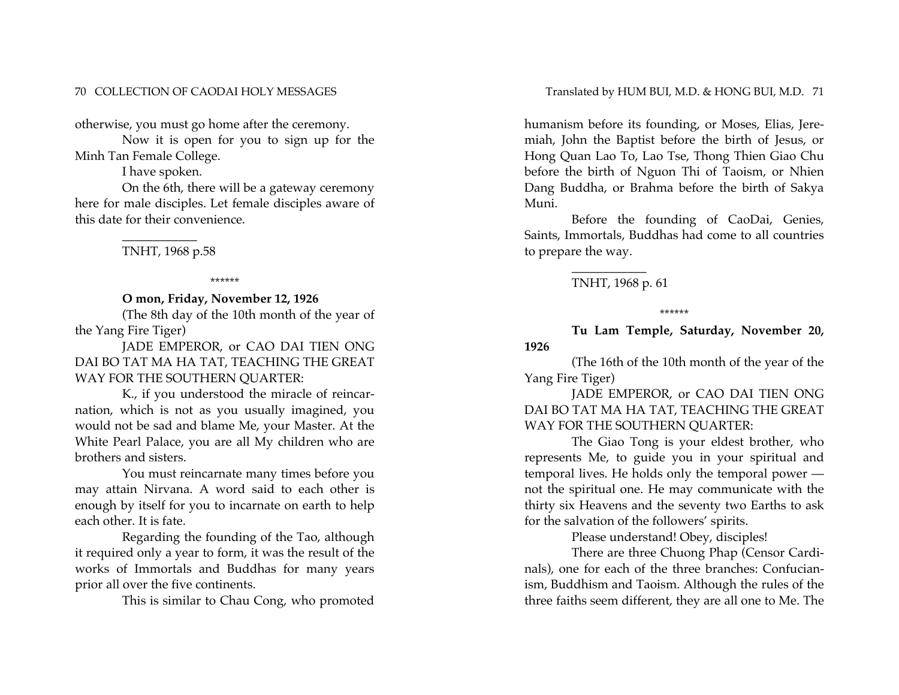otherwise, you must go home after the ceremony.

Now it is open for you to sign up for the Minh Tan Female College.

I have spoken.

On the 6th, there will be a gateway ceremony here for male disciples. Let female disciples aware of this date for their convenience.

___________

TNHT, 1968 p.58

\*\*\*\*\*\*

**O mon, Friday, November 12, 1926**

(The 8th day of the 10th month of the year of the Yang Fire Tiger)

JADE EMPEROR, or CAO DAI TIEN ONG DAI BO TAT MA HA TAT, TEACHING THE GREAT WAY FOR THE SOUTHERN QUARTER:

K., if you understood the miracle of reincarnation, which is not as you usually imagined, you would not be sad and blame Me, your Master. At the White Pearl Palace, you are all My children who are brothers and sisters.

You must reincarnate many times before you may attain Nirvana. A word said to each other is enough by itself for you to incarnate on earth to help each other. It is fate.

Regarding the founding of the Tao, although it required only a year to form, it was the result of the works of Immortals and Buddhas for many years prior all over the five continents.

This is similar to Chau Cong, who promoted humanism before its founding, or Moses, Elias, Jeremiah, John the Baptist before the birth of Jesus, or Hong Quan Lao To, Lao Tse, Thong Thien Giao Chu before the birth of Nguon Thi of Taoism, or Nhien Dang Buddha, or Brahma before the birth of Sakya Muni.

Before the founding of CaoDai, Genies, Saints, Immortals, Buddhas had come to all countries to prepare the way.

___________

TNHT, 1968 p. 61

\*\*\*\*\*\*

**Tu Lam Temple, Saturday, November 20, 1926**

(The 16th of the 10th month of the year of the Yang Fire Tiger)

JADE EMPEROR, or CAO DAI TIEN ONG DAI BO TAT MA HA TAT, TEACHING THE GREAT WAY FOR THE SOUTHERN QUARTER:

The Giao Tong is your eldest brother, who represents Me, to guide you in your spiritual and temporal lives. He holds only the temporal power — not the spiritual one. He may communicate with the thirty six Heavens and the seventy two Earths to ask for the salvation of the followers' spirits.

Please understand! Obey, disciples!

There are three Chuong Phap (Censor Cardinals), one for each of the three branches: Confucianism, Buddhism and Taoism. Although the rules of the three faiths seem different, they are all one to Me. The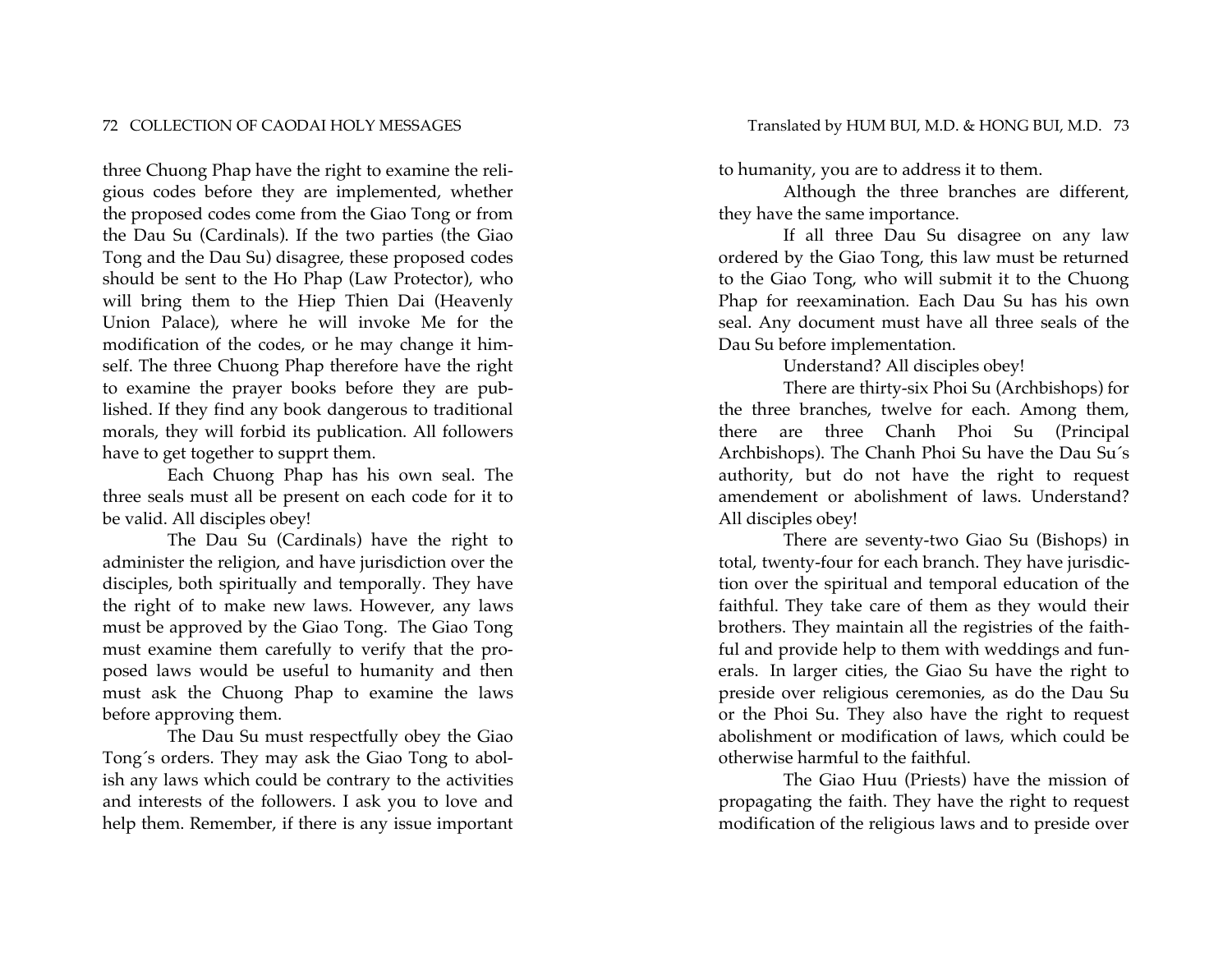three Chuong Phap have the right to examine the religious codes before they are implemented, whether the proposed codes come from the Giao Tong or from the Dau Su (Cardinals). If the two parties (the Giao Tong and the Dau Su) disagree, these proposed codes should be sent to the Ho Phap (Law Protector), who will bring them to the Hiep Thien Dai (Heavenly Union Palace), where he will invoke Me for the modification of the codes, or he may change it himself. The three Chuong Phap therefore have the right to examine the prayer books before they are published. If they find any book dangerous to traditional morals, they will forbid its publication. All followers have to get together to supprt them.

Each Chuong Phap has his own seal. The three seals must all be present on each code for it to be valid. All disciples obey!

The Dau Su (Cardinals) have the right to administer the religion, and have jurisdiction over the disciples, both spiritually and temporally. They have the right of to make new laws. However, any laws must be approved by the Giao Tong. The Giao Tong must examine them carefully to verify that the proposed laws would be useful to humanity and then must ask the Chuong Phap to examine the laws before approving them.

The Dau Su must respectfully obey the Giao Tong´s orders. They may ask the Giao Tong to abolish any laws which could be contrary to the activities and interests of the followers. I ask you to love and help them. Remember, if there is any issue important to humanity, you are to address it to them.

Although the three branches are different, they have the same importance.

If all three Dau Su disagree on any law ordered by the Giao Tong, this law must be returned to the Giao Tong, who will submit it to the Chuong Phap for reexamination. Each Dau Su has his own seal. Any document must have all three seals of the Dau Su before implementation.

Understand? All disciples obey!

There are thirty-six Phoi Su (Archbishops) for the three branches, twelve for each. Among them, there are three Chanh Phoi Su (Principal Archbishops). The Chanh Phoi Su have the Dau Su´s authority, but do not have the right to request amendement or abolishment of laws. Understand? All disciples obey!

There are seventy-two Giao Su (Bishops) in total, twenty-four for each branch. They have jurisdiction over the spiritual and temporal education of the faithful. They take care of them as they would their brothers. They maintain all the registries of the faithful and provide help to them with weddings and funerals. In larger cities, the Giao Su have the right to preside over religious ceremonies, as do the Dau Su or the Phoi Su. They also have the right to request abolishment or modification of laws, which could be otherwise harmful to the faithful.

The Giao Huu (Priests) have the mission of propagating the faith. They have the right to request modification of the religious laws and to preside over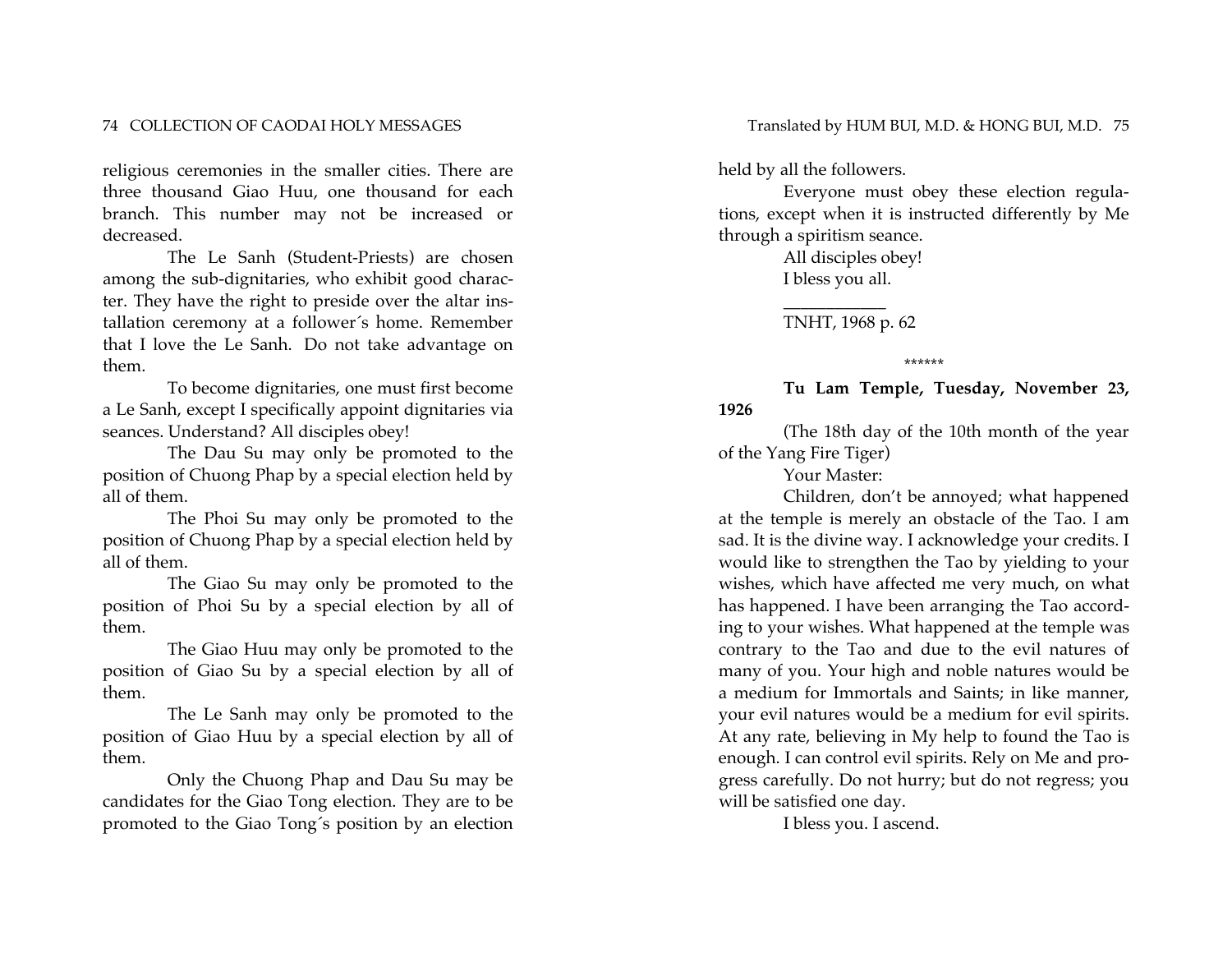religious ceremonies in the smaller cities. There are three thousand Giao Huu, one thousand for each branch. This number may not be increased or decreased.

The Le Sanh (Student-Priests) are chosen among the sub-dignitaries, who exhibit good character. They have the right to preside over the altar installation ceremony at a follower´s home. Remember that I love the Le Sanh. Do not take advantage on them.

To become dignitaries, one must first become a Le Sanh, except I specifically appoint dignitaries via seances. Understand? All disciples obey!

The Dau Su may only be promoted to the position of Chuong Phap by a special election held by all of them.

The Phoi Su may only be promoted to the position of Chuong Phap by a special election held by all of them.

The Giao Su may only be promoted to the position of Phoi Su by a special election by all of them.

The Giao Huu may only be promoted to the position of Giao Su by a special election by all of them.

The Le Sanh may only be promoted to the position of Giao Huu by a special election by all of them.

Only the Chuong Phap and Dau Su may be candidates for the Giao Tong election. They are to be promoted to the Giao Tong´s position by an election held by all the followers.

Everyone must obey these election regulations, except when it is instructed differently by Me through a spiritism seance.

All disciples obey!
I bless you all.

___________
TNHT, 1968 p. 62

******

**Tu Lam Temple, Tuesday, November 23, 1926**

(The 18th day of the 10th month of the year of the Yang Fire Tiger)

Your Master:

Children, don't be annoyed; what happened at the temple is merely an obstacle of the Tao. I am sad. It is the divine way. I acknowledge your credits. I would like to strengthen the Tao by yielding to your wishes, which have affected me very much, on what has happened. I have been arranging the Tao according to your wishes. What happened at the temple was contrary to the Tao and due to the evil natures of many of you. Your high and noble natures would be a medium for Immortals and Saints; in like manner, your evil natures would be a medium for evil spirits. At any rate, believing in My help to found the Tao is enough. I can control evil spirits. Rely on Me and progress carefully. Do not hurry; but do not regress; you will be satisfied one day.

I bless you. I ascend.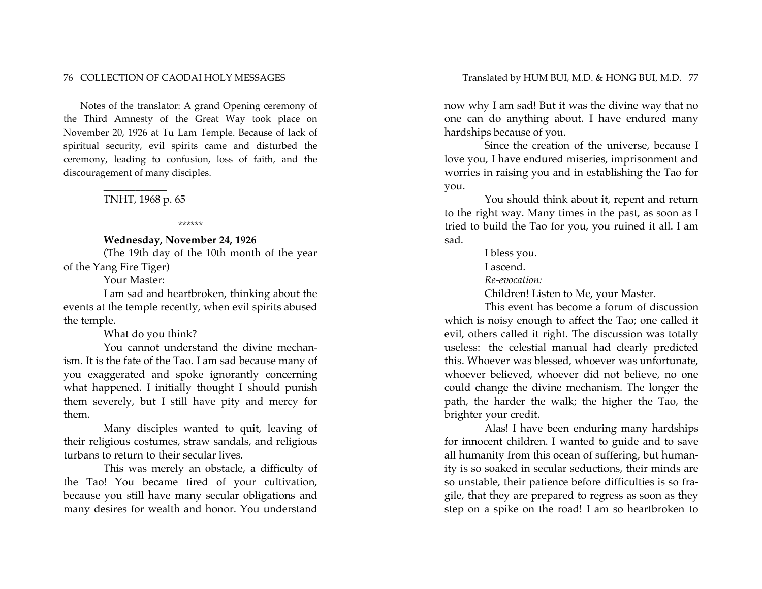Notes of the translator: A grand Opening ceremony of the Third Amnesty of the Great Way took place on November 20, 1926 at Tu Lam Temple. Because of lack of spiritual security, evil spirits came and disturbed the ceremony, leading to confusion, loss of faith, and the discouragement of many disciples.

___________

TNHT, 1968 p. 65

\*\*\*\*\*\*

**Wednesday, November 24, 1926**

(The 19th day of the 10th month of the year of the Yang Fire Tiger)

Your Master:

I am sad and heartbroken, thinking about the events at the temple recently, when evil spirits abused the temple.

What do you think?

You cannot understand the divine mechanism. It is the fate of the Tao. I am sad because many of you exaggerated and spoke ignorantly concerning what happened. I initially thought I should punish them severely, but I still have pity and mercy for them.

Many disciples wanted to quit, leaving of their religious costumes, straw sandals, and religious turbans to return to their secular lives.

This was merely an obstacle, a difficulty of the Tao! You became tired of your cultivation, because you still have many secular obligations and many desires for wealth and honor. You understand now why I am sad! But it was the divine way that no one can do anything about. I have endured many hardships because of you.

Since the creation of the universe, because I love you, I have endured miseries, imprisonment and worries in raising you and in establishing the Tao for you.

You should think about it, repent and return to the right way. Many times in the past, as soon as I tried to build the Tao for you, you ruined it all. I am sad.

I bless you.

I ascend.

*Re-evocation:*

Children! Listen to Me, your Master.

This event has become a forum of discussion which is noisy enough to affect the Tao; one called it evil, others called it right. The discussion was totally useless: the celestial manual had clearly predicted this. Whoever was blessed, whoever was unfortunate, whoever believed, whoever did not believe, no one could change the divine mechanism. The longer the path, the harder the walk; the higher the Tao, the brighter your credit.

Alas! I have been enduring many hardships for innocent children. I wanted to guide and to save all humanity from this ocean of suffering, but humanity is so soaked in secular seductions, their minds are so unstable, their patience before difficulties is so fragile, that they are prepared to regress as soon as they step on a spike on the road! I am so heartbroken to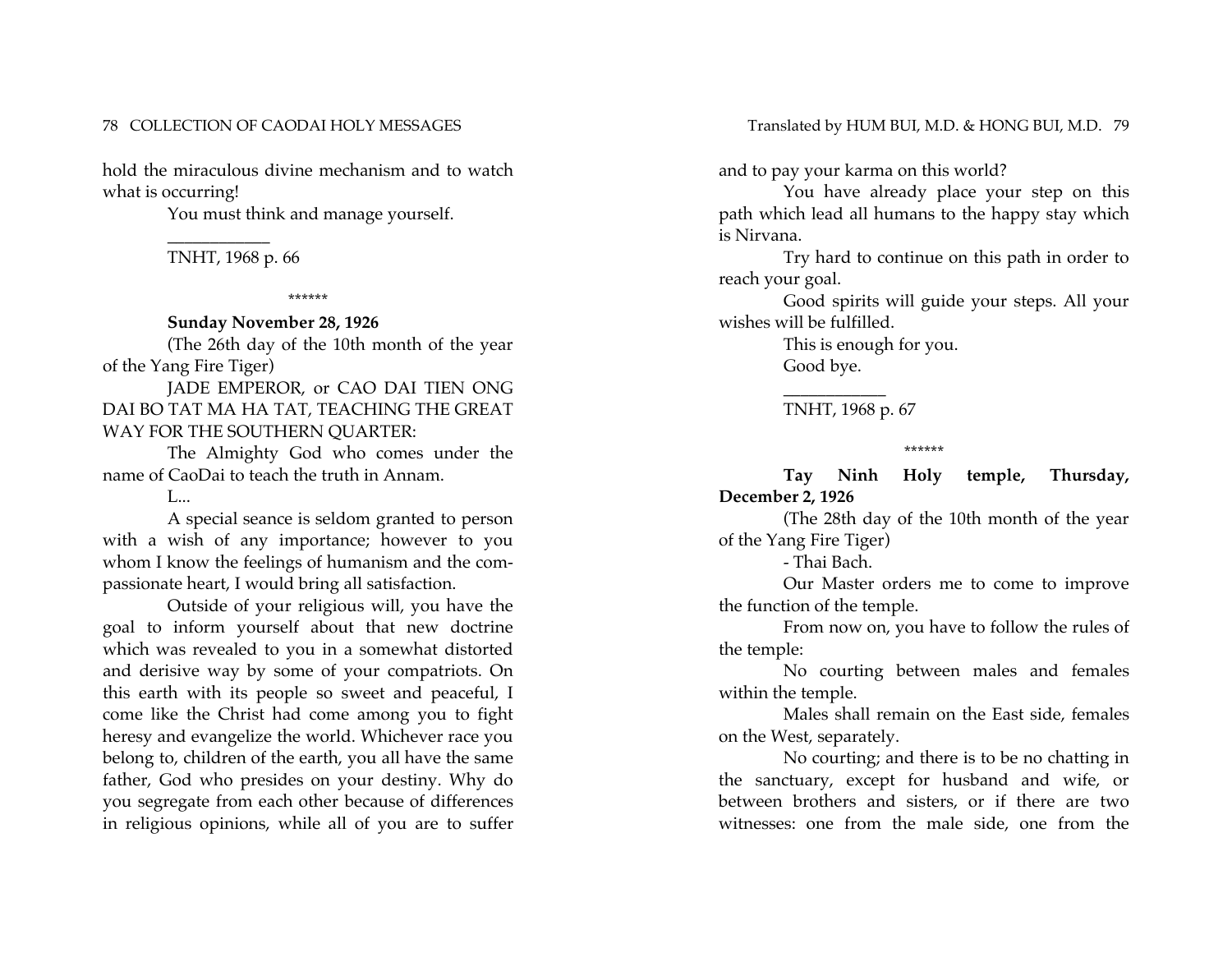hold the miraculous divine mechanism and to watch what is occurring!

You must think and manage yourself.

___________

TNHT, 1968 p. 66

\*\*\*\*\*\*

**Sunday November 28, 1926**

(The 26th day of the 10th month of the year of the Yang Fire Tiger)

JADE EMPEROR, or CAO DAI TIEN ONG DAI BO TAT MA HA TAT, TEACHING THE GREAT WAY FOR THE SOUTHERN QUARTER:

The Almighty God who comes under the name of CaoDai to teach the truth in Annam.

L...

A special seance is seldom granted to person with a wish of any importance; however to you whom I know the feelings of humanism and the compassionate heart, I would bring all satisfaction.

Outside of your religious will, you have the goal to inform yourself about that new doctrine which was revealed to you in a somewhat distorted and derisive way by some of your compatriots. On this earth with its people so sweet and peaceful, I come like the Christ had come among you to fight heresy and evangelize the world. Whichever race you belong to, children of the earth, you all have the same father, God who presides on your destiny. Why do you segregate from each other because of differences in religious opinions, while all of you are to suffer and to pay your karma on this world?

You have already place your step on this path which lead all humans to the happy stay which is Nirvana.

Try hard to continue on this path in order to reach your goal.

Good spirits will guide your steps. All your wishes will be fulfilled.

This is enough for you.

Good bye.

___________

TNHT, 1968 p. 67

\*\*\*\*\*\*

**Tay Ninh Holy temple, Thursday, December 2, 1926**

(The 28th day of the 10th month of the year of the Yang Fire Tiger)

- Thai Bach.

Our Master orders me to come to improve the function of the temple.

From now on, you have to follow the rules of the temple:

No courting between males and females within the temple.

Males shall remain on the East side, females on the West, separately.

No courting; and there is to be no chatting in the sanctuary, except for husband and wife, or between brothers and sisters, or if there are two witnesses: one from the male side, one from the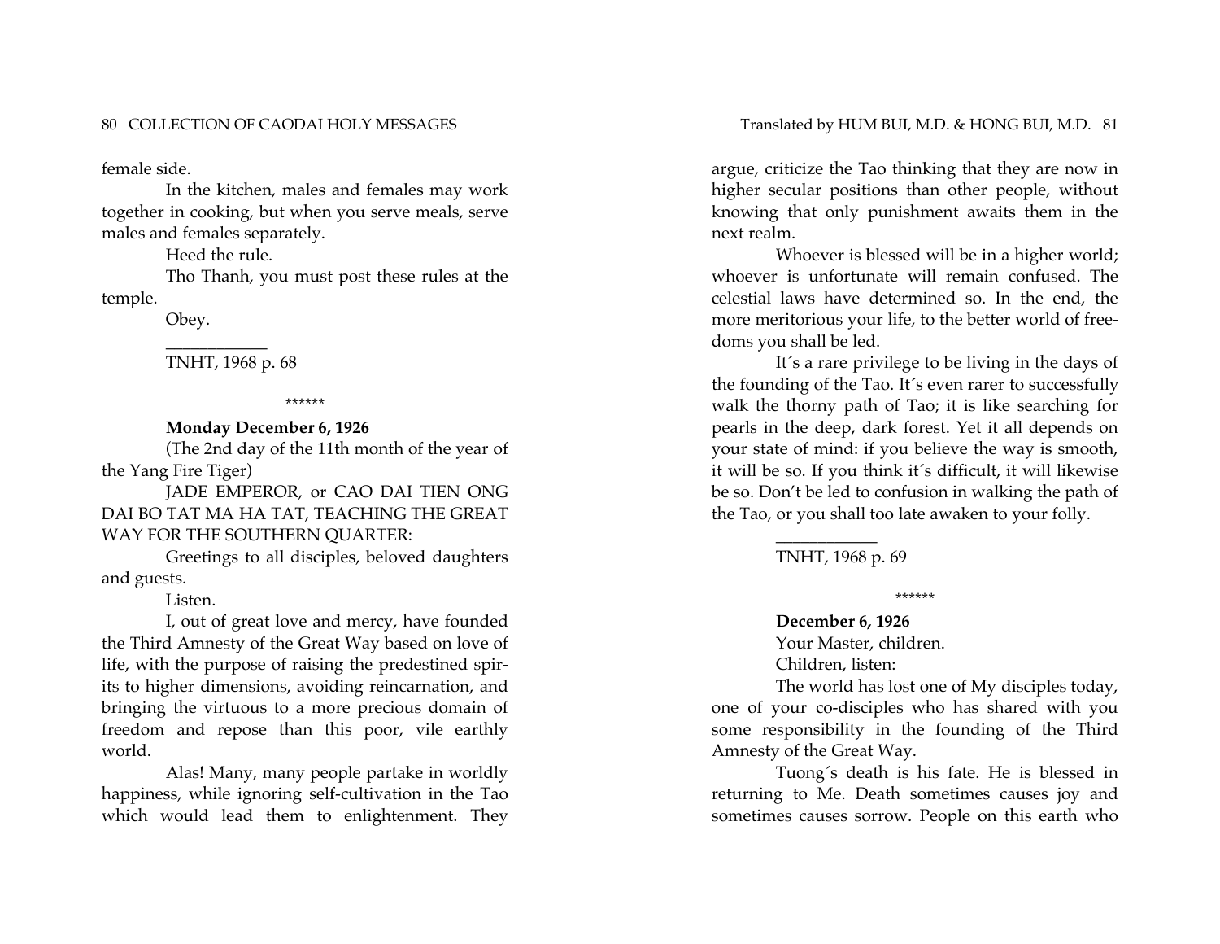female side.

In the kitchen, males and females may work together in cooking, but when you serve meals, serve males and females separately.

Heed the rule.

Tho Thanh, you must post these rules at the temple.

Obey.

___________

TNHT, 1968 p. 68

\*\*\*\*\*\*

**Monday December 6, 1926**

(The 2nd day of the 11th month of the year of the Yang Fire Tiger)

JADE EMPEROR, or CAO DAI TIEN ONG DAI BO TAT MA HA TAT, TEACHING THE GREAT WAY FOR THE SOUTHERN QUARTER:

Greetings to all disciples, beloved daughters and guests.

Listen.

I, out of great love and mercy, have founded the Third Amnesty of the Great Way based on love of life, with the purpose of raising the predestined spirits to higher dimensions, avoiding reincarnation, and bringing the virtuous to a more precious domain of freedom and repose than this poor, vile earthly world.

Alas! Many, many people partake in worldly happiness, while ignoring self-cultivation in the Tao which would lead them to enlightenment. They argue, criticize the Tao thinking that they are now in higher secular positions than other people, without knowing that only punishment awaits them in the next realm.

Whoever is blessed will be in a higher world; whoever is unfortunate will remain confused. The celestial laws have determined so. In the end, the more meritorious your life, to the better world of freedoms you shall be led.

It´s a rare privilege to be living in the days of the founding of the Tao. It´s even rarer to successfully walk the thorny path of Tao; it is like searching for pearls in the deep, dark forest. Yet it all depends on your state of mind: if you believe the way is smooth, it will be so. If you think it´s difficult, it will likewise be so. Don't be led to confusion in walking the path of the Tao, or you shall too late awaken to your folly.

___________

TNHT, 1968 p. 69

\*\*\*\*\*\*

**December 6, 1926**

Your Master, children.

Children, listen:

The world has lost one of My disciples today, one of your co-disciples who has shared with you some responsibility in the founding of the Third Amnesty of the Great Way.

Tuong´s death is his fate. He is blessed in returning to Me. Death sometimes causes joy and sometimes causes sorrow. People on this earth who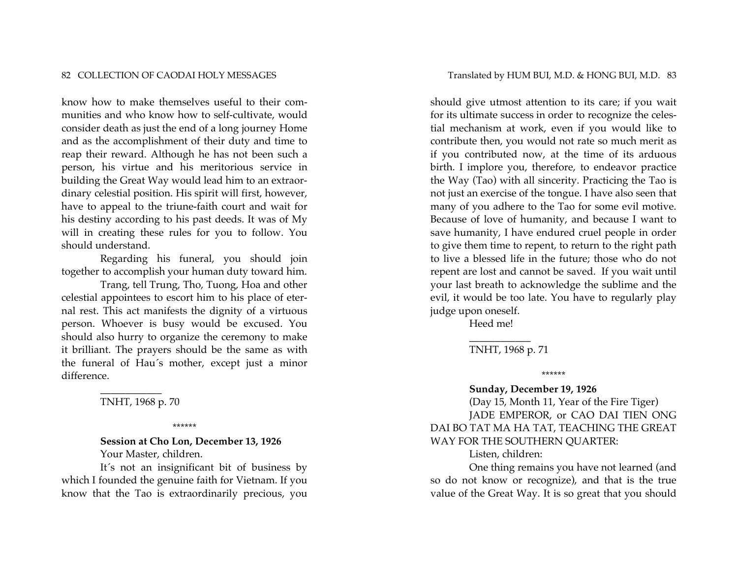know how to make themselves useful to their communities and who know how to self-cultivate, would consider death as just the end of a long journey Home and as the accomplishment of their duty and time to reap their reward. Although he has not been such a person, his virtue and his meritorious service in building the Great Way would lead him to an extraordinary celestial position. His spirit will first, however, have to appeal to the triune-faith court and wait for his destiny according to his past deeds. It was of My will in creating these rules for you to follow. You should understand.

Regarding his funeral, you should join together to accomplish your human duty toward him.

Trang, tell Trung, Tho, Tuong, Hoa and other celestial appointees to escort him to his place of eternal rest. This act manifests the dignity of a virtuous person. Whoever is busy would be excused. You should also hurry to organize the ceremony to make it brilliant. The prayers should be the same as with the funeral of Hau´s mother, except just a minor difference.

___________

TNHT, 1968 p. 70

\*\*\*\*\*\*

**Session at Cho Lon, December 13, 1926**

Your Master, children.

It´s not an insignificant bit of business by which I founded the genuine faith for Vietnam. If you know that the Tao is extraordinarily precious, you should give utmost attention to its care; if you wait for its ultimate success in order to recognize the celestial mechanism at work, even if you would like to contribute then, you would not rate so much merit as if you contributed now, at the time of its arduous birth. I implore you, therefore, to endeavor practice the Way (Tao) with all sincerity. Practicing the Tao is not just an exercise of the tongue. I have also seen that many of you adhere to the Tao for some evil motive. Because of love of humanity, and because I want to save humanity, I have endured cruel people in order to give them time to repent, to return to the right path to live a blessed life in the future; those who do not repent are lost and cannot be saved. If you wait until your last breath to acknowledge the sublime and the evil, it would be too late. You have to regularly play judge upon oneself.

Heed me!

___________

TNHT, 1968 p. 71

\*\*\*\*\*\*

**Sunday, December 19, 1926**

(Day 15, Month 11, Year of the Fire Tiger)

JADE EMPEROR, or CAO DAI TIEN ONG DAI BO TAT MA HA TAT, TEACHING THE GREAT WAY FOR THE SOUTHERN QUARTER:

Listen, children:

One thing remains you have not learned (and so do not know or recognize), and that is the true value of the Great Way. It is so great that you should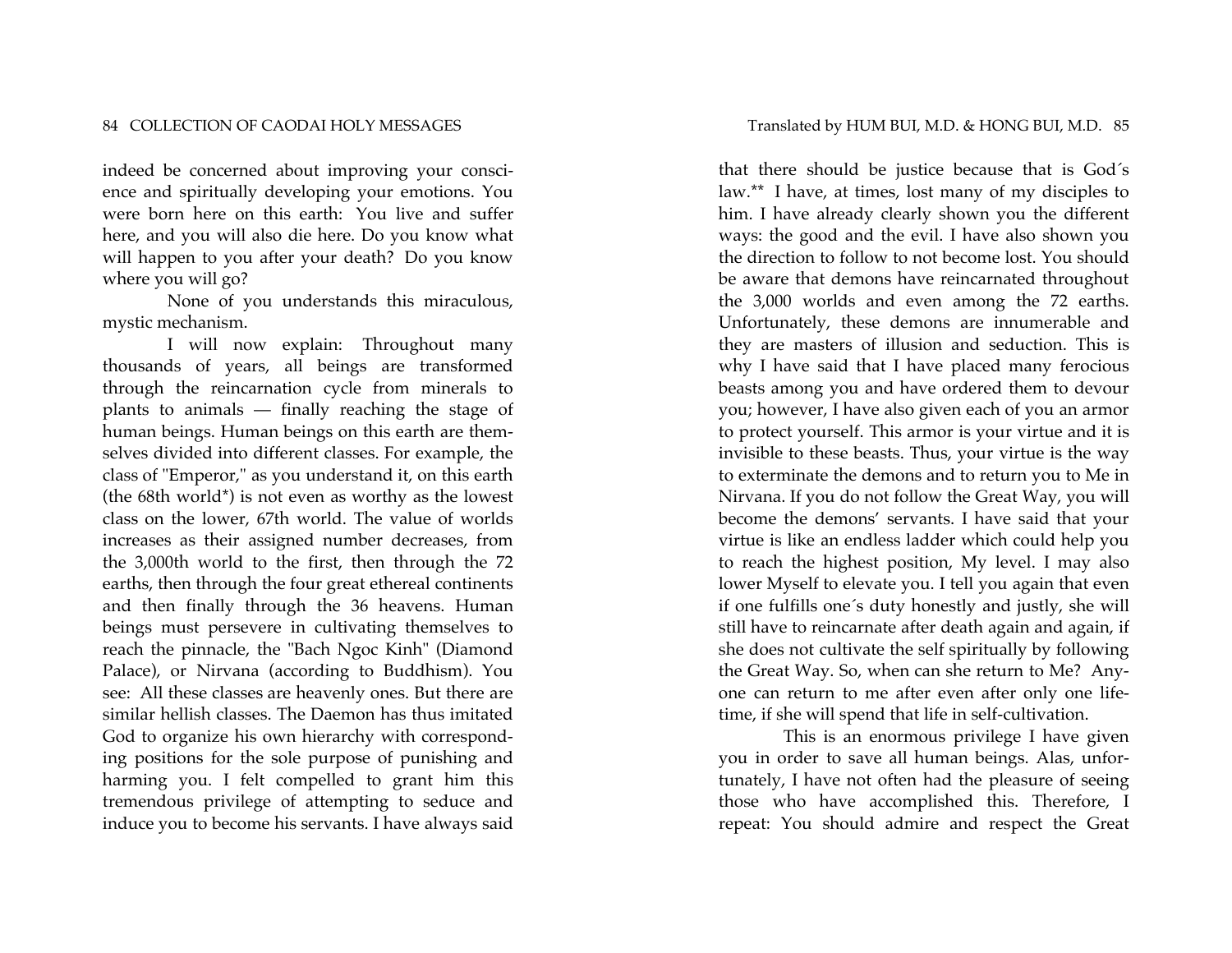indeed be concerned about improving your conscience and spiritually developing your emotions. You were born here on this earth: You live and suffer here, and you will also die here. Do you know what will happen to you after your death? Do you know where you will go?

None of you understands this miraculous, mystic mechanism.

I will now explain: Throughout many thousands of years, all beings are transformed through the reincarnation cycle from minerals to plants to animals — finally reaching the stage of human beings. Human beings on this earth are themselves divided into different classes. For example, the class of "Emperor," as you understand it, on this earth (the 68th world*) is not even as worthy as the lowest class on the lower, 67th world. The value of worlds increases as their assigned number decreases, from the 3,000th world to the first, then through the 72 earths, then through the four great ethereal continents and then finally through the 36 heavens. Human beings must persevere in cultivating themselves to reach the pinnacle, the "Bach Ngoc Kinh" (Diamond Palace), or Nirvana (according to Buddhism). You see: All these classes are heavenly ones. But there are similar hellish classes. The Daemon has thus imitated God to organize his own hierarchy with corresponding positions for the sole purpose of punishing and harming you. I felt compelled to grant him this tremendous privilege of attempting to seduce and induce you to become his servants. I have always said that there should be justice because that is God´s law.** I have, at times, lost many of my disciples to him. I have already clearly shown you the different ways: the good and the evil. I have also shown you the direction to follow to not become lost. You should be aware that demons have reincarnated throughout the 3,000 worlds and even among the 72 earths. Unfortunately, these demons are innumerable and they are masters of illusion and seduction. This is why I have said that I have placed many ferocious beasts among you and have ordered them to devour you; however, I have also given each of you an armor to protect yourself. This armor is your virtue and it is invisible to these beasts. Thus, your virtue is the way to exterminate the demons and to return you to Me in Nirvana. If you do not follow the Great Way, you will become the demons' servants. I have said that your virtue is like an endless ladder which could help you to reach the highest position, My level. I may also lower Myself to elevate you. I tell you again that even if one fulfills one´s duty honestly and justly, she will still have to reincarnate after death again and again, if she does not cultivate the self spiritually by following the Great Way. So, when can she return to Me? Anyone can return to me after even after only one lifetime, if she will spend that life in self-cultivation.

This is an enormous privilege I have given you in order to save all human beings. Alas, unfortunately, I have not often had the pleasure of seeing those who have accomplished this. Therefore, I repeat: You should admire and respect the Great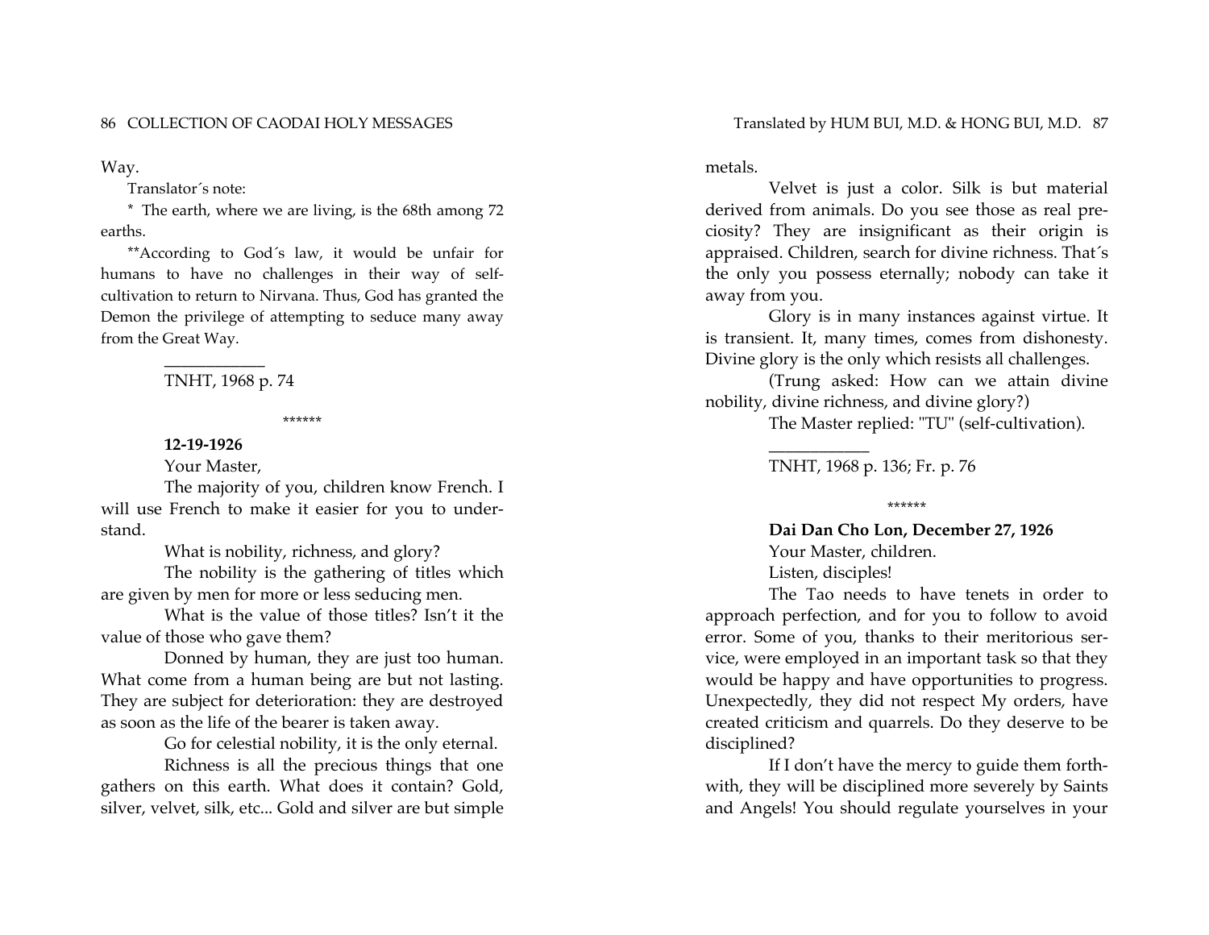Way.

Translator´s note:

* The earth, where we are living, is the 68th among 72 earths.

**According to God´s law, it would be unfair for humans to have no challenges in their way of self-cultivation to return to Nirvana. Thus, God has granted the Demon the privilege of attempting to seduce many away from the Great Way.

___________

TNHT, 1968 p. 74

******

**12-19-1926**

Your Master,

The majority of you, children know French. I will use French to make it easier for you to understand.

What is nobility, richness, and glory?

The nobility is the gathering of titles which are given by men for more or less seducing men.

What is the value of those titles? Isn't it the value of those who gave them?

Donned by human, they are just too human. What come from a human being are but not lasting. They are subject for deterioration: they are destroyed as soon as the life of the bearer is taken away.

Go for celestial nobility, it is the only eternal.

Richness is all the precious things that one gathers on this earth. What does it contain? Gold, silver, velvet, silk, etc... Gold and silver are but simple metals.

Velvet is just a color. Silk is but material derived from animals. Do you see those as real preciosity? They are insignificant as their origin is appraised. Children, search for divine richness. That´s the only you possess eternally; nobody can take it away from you.

Glory is in many instances against virtue. It is transient. It, many times, comes from dishonesty. Divine glory is the only which resists all challenges.

(Trung asked: How can we attain divine nobility, divine richness, and divine glory?)

The Master replied: "TU" (self-cultivation).

___________

TNHT, 1968 p. 136; Fr. p. 76

******

**Dai Dan Cho Lon, December 27, 1926**

Your Master, children.

Listen, disciples!

The Tao needs to have tenets in order to approach perfection, and for you to follow to avoid error. Some of you, thanks to their meritorious service, were employed in an important task so that they would be happy and have opportunities to progress. Unexpectedly, they did not respect My orders, have created criticism and quarrels. Do they deserve to be disciplined?

If I don't have the mercy to guide them forthwith, they will be disciplined more severely by Saints and Angels! You should regulate yourselves in your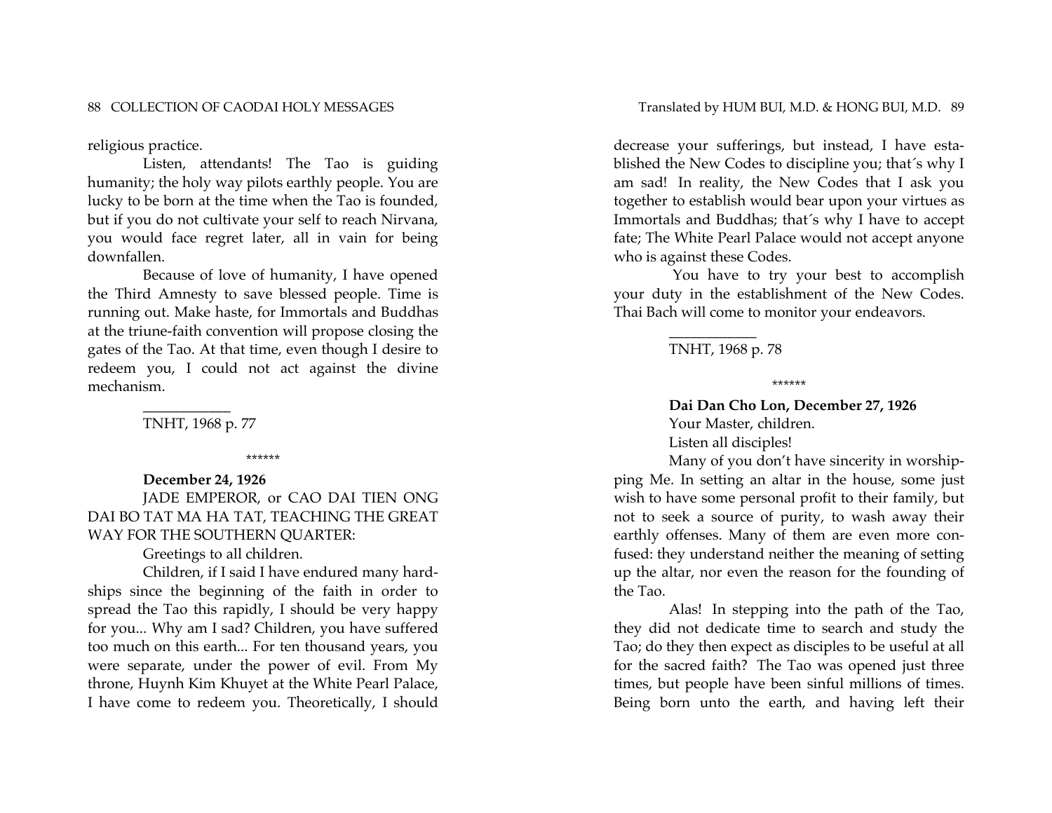religious practice.

Listen, attendants! The Tao is guiding humanity; the holy way pilots earthly people. You are lucky to be born at the time when the Tao is founded, but if you do not cultivate your self to reach Nirvana, you would face regret later, all in vain for being downfallen.

Because of love of humanity, I have opened the Third Amnesty to save blessed people. Time is running out. Make haste, for Immortals and Buddhas at the triune-faith convention will propose closing the gates of the Tao. At that time, even though I desire to redeem you, I could not act against the divine mechanism.

___________

TNHT, 1968 p. 77

******

**December 24, 1926**

JADE EMPEROR, or CAO DAI TIEN ONG DAI BO TAT MA HA TAT, TEACHING THE GREAT WAY FOR THE SOUTHERN QUARTER:

Greetings to all children.

Children, if I said I have endured many hardships since the beginning of the faith in order to spread the Tao this rapidly, I should be very happy for you... Why am I sad? Children, you have suffered too much on this earth... For ten thousand years, you were separate, under the power of evil. From My throne, Huynh Kim Khuyet at the White Pearl Palace, I have come to redeem you. Theoretically, I should decrease your sufferings, but instead, I have established the New Codes to discipline you; that´s why I am sad! In reality, the New Codes that I ask you together to establish would bear upon your virtues as Immortals and Buddhas; that´s why I have to accept fate; The White Pearl Palace would not accept anyone who is against these Codes.

You have to try your best to accomplish your duty in the establishment of the New Codes. Thai Bach will come to monitor your endeavors.

___________

TNHT, 1968 p. 78

******

**Dai Dan Cho Lon, December 27, 1926**

Your Master, children.

Listen all disciples!

Many of you don't have sincerity in worshipping Me. In setting an altar in the house, some just wish to have some personal profit to their family, but not to seek a source of purity, to wash away their earthly offenses. Many of them are even more confused: they understand neither the meaning of setting up the altar, nor even the reason for the founding of the Tao.

Alas! In stepping into the path of the Tao, they did not dedicate time to search and study the Tao; do they then expect as disciples to be useful at all for the sacred faith? The Tao was opened just three times, but people have been sinful millions of times. Being born unto the earth, and having left their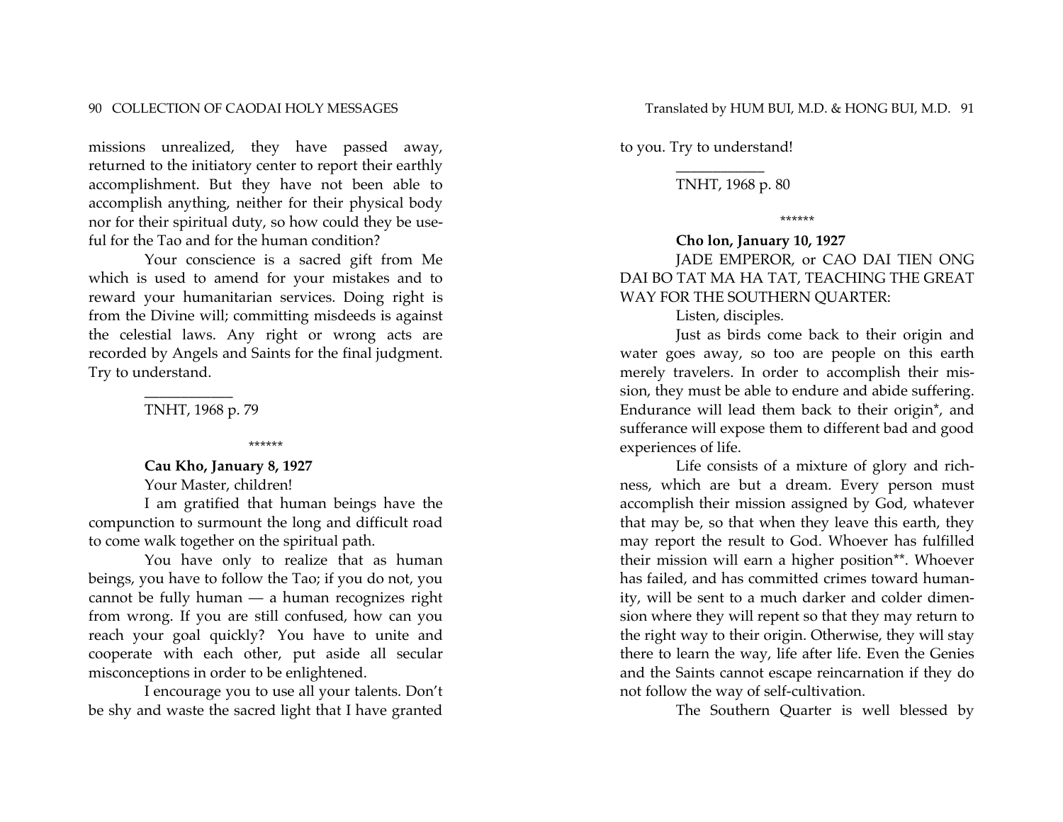missions unrealized, they have passed away, returned to the initiatory center to report their earthly accomplishment. But they have not been able to accomplish anything, neither for their physical body nor for their spiritual duty, so how could they be useful for the Tao and for the human condition?

Your conscience is a sacred gift from Me which is used to amend for your mistakes and to reward your humanitarian services. Doing right is from the Divine will; committing misdeeds is against the celestial laws. Any right or wrong acts are recorded by Angels and Saints for the final judgment. Try to understand.

___________

TNHT, 1968 p. 79

\*\*\*\*\*\*

**Cau Kho, January 8, 1927**

Your Master, children!

I am gratified that human beings have the compunction to surmount the long and difficult road to come walk together on the spiritual path.

You have only to realize that as human beings, you have to follow the Tao; if you do not, you cannot be fully human — a human recognizes right from wrong. If you are still confused, how can you reach your goal quickly? You have to unite and cooperate with each other, put aside all secular misconceptions in order to be enlightened.

I encourage you to use all your talents. Don't be shy and waste the sacred light that I have granted to you. Try to understand!

___________

TNHT, 1968 p. 80

\*\*\*\*\*\*

**Cho lon, January 10, 1927**

JADE EMPEROR, or CAO DAI TIEN ONG DAI BO TAT MA HA TAT, TEACHING THE GREAT WAY FOR THE SOUTHERN QUARTER:

Listen, disciples.

Just as birds come back to their origin and water goes away, so too are people on this earth merely travelers. In order to accomplish their mission, they must be able to endure and abide suffering. Endurance will lead them back to their origin*, and sufferance will expose them to different bad and good experiences of life.

Life consists of a mixture of glory and richness, which are but a dream. Every person must accomplish their mission assigned by God, whatever that may be, so that when they leave this earth, they may report the result to God. Whoever has fulfilled their mission will earn a higher position**. Whoever has failed, and has committed crimes toward humanity, will be sent to a much darker and colder dimension where they will repent so that they may return to the right way to their origin. Otherwise, they will stay there to learn the way, life after life. Even the Genies and the Saints cannot escape reincarnation if they do not follow the way of self-cultivation.

The Southern Quarter is well blessed by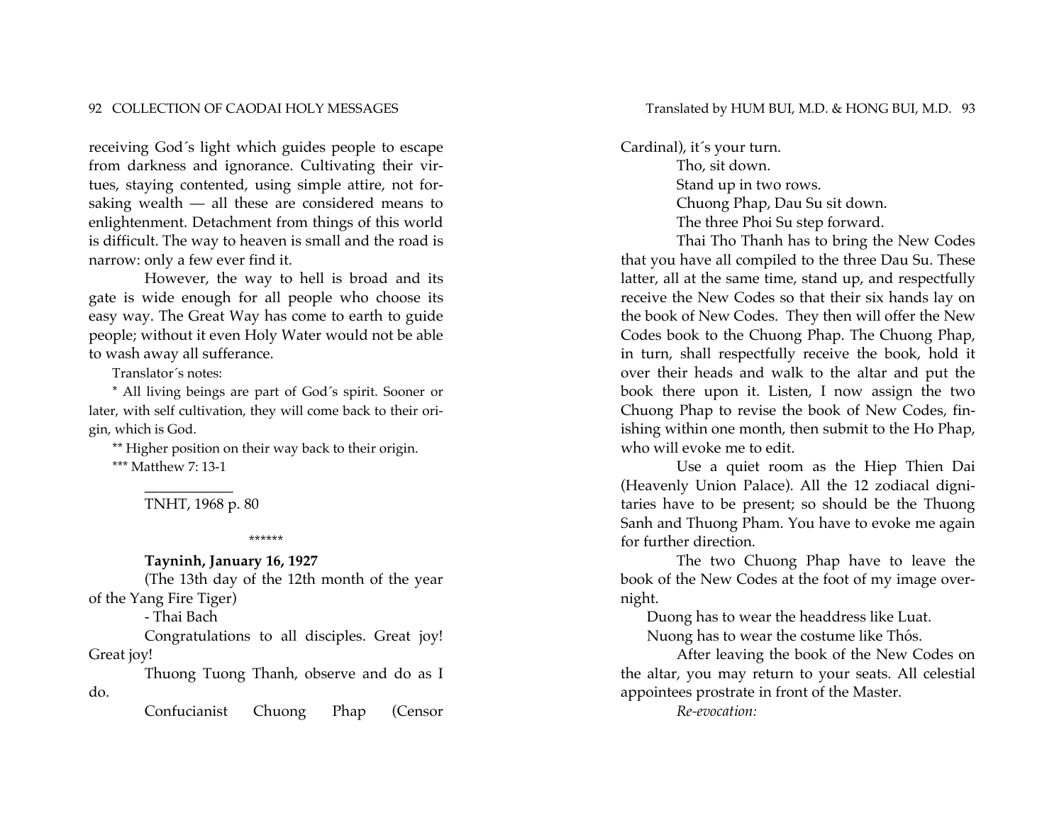receiving God´s light which guides people to escape from darkness and ignorance. Cultivating their virtues, staying contented, using simple attire, not forsaking wealth — all these are considered means to enlightenment. Detachment from things of this world is difficult. The way to heaven is small and the road is narrow: only a few ever find it.

However, the way to hell is broad and its gate is wide enough for all people who choose its easy way. The Great Way has come to earth to guide people; without it even Holy Water would not be able to wash away all sufferance.

Translator´s notes:

* All living beings are part of God´s spirit. Sooner or later, with self cultivation, they will come back to their origin, which is God.

** Higher position on their way back to their origin.

*** Matthew 7: 13-1

____________

TNHT, 1968 p. 80

******

**Tayninh, January 16, 1927**

(The 13th day of the 12th month of the year of the Yang Fire Tiger)

- Thai Bach

Congratulations to all disciples. Great joy! Great joy!

Thuong Tuong Thanh, observe and do as I do.

Confucianist Chuong Phap (Censor Cardinal), it´s your turn.

Tho, sit down.

Stand up in two rows.

Chuong Phap, Dau Su sit down.

The three Phoi Su step forward.

Thai Tho Thanh has to bring the New Codes that you have all compiled to the three Dau Su. These latter, all at the same time, stand up, and respectfully receive the New Codes so that their six hands lay on the book of New Codes. They then will offer the New Codes book to the Chuong Phap. The Chuong Phap, in turn, shall respectfully receive the book, hold it over their heads and walk to the altar and put the book there upon it. Listen, I now assign the two Chuong Phap to revise the book of New Codes, finishing within one month, then submit to the Ho Phap, who will evoke me to edit.

Use a quiet room as the Hiep Thien Dai (Heavenly Union Palace). All the 12 zodiacal dignitaries have to be present; so should be the Thuong Sanh and Thuong Pham. You have to evoke me again for further direction.

The two Chuong Phap have to leave the book of the New Codes at the foot of my image overnight.

Duong has to wear the headdress like Luat.

Nuong has to wear the costume like Thós.

After leaving the book of the New Codes on the altar, you may return to your seats. All celestial appointees prostrate in front of the Master.

*Re-evocation:*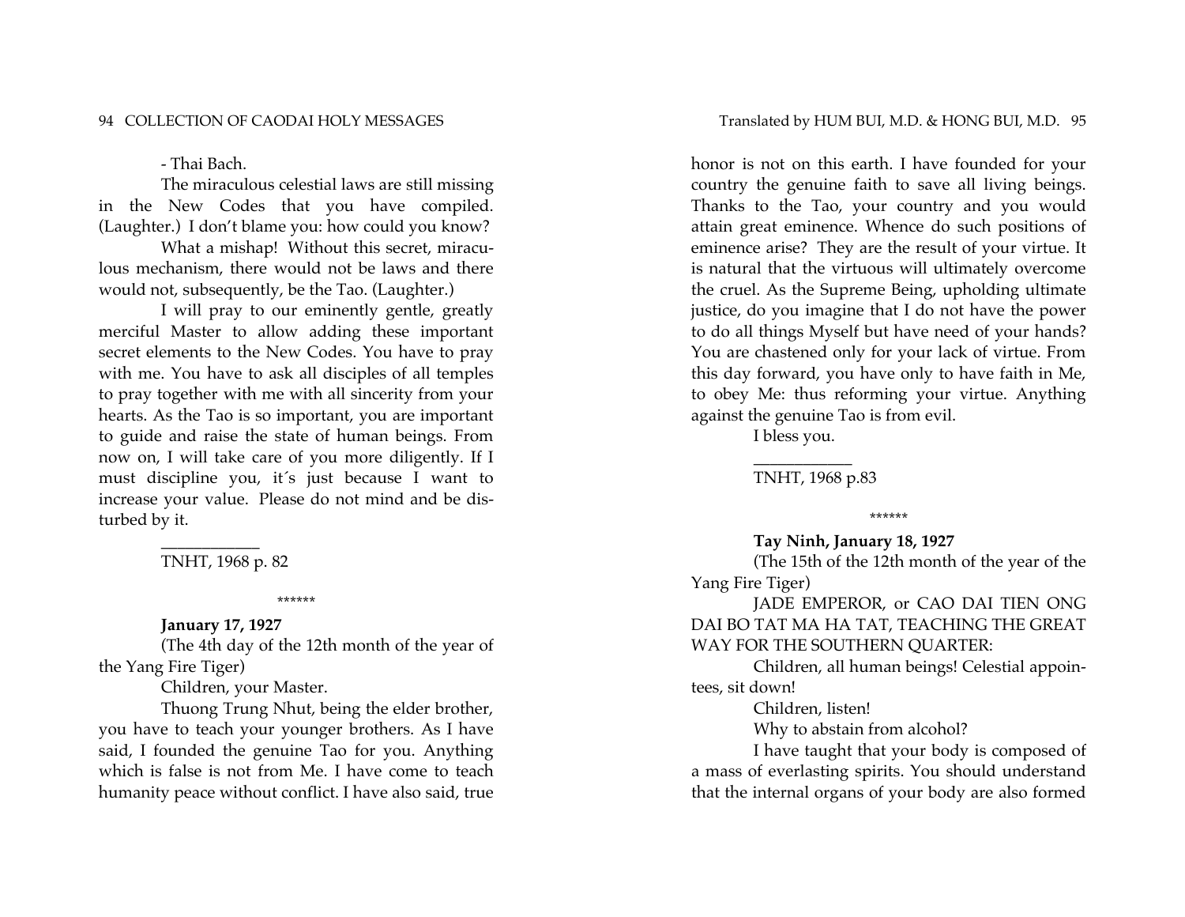- Thai Bach.

The miraculous celestial laws are still missing in the New Codes that you have compiled. (Laughter.) I don't blame you: how could you know?

What a mishap! Without this secret, miraculous mechanism, there would not be laws and there would not, subsequently, be the Tao. (Laughter.)

I will pray to our eminently gentle, greatly merciful Master to allow adding these important secret elements to the New Codes. You have to pray with me. You have to ask all disciples of all temples to pray together with me with all sincerity from your hearts. As the Tao is so important, you are important to guide and raise the state of human beings. From now on, I will take care of you more diligently. If I must discipline you, it´s just because I want to increase your value. Please do not mind and be disturbed by it.

\_\_\_\_\_\_\_\_\_\_\_\_

TNHT, 1968 p. 82

\*\*\*\*\*\*

**January 17, 1927**

(The 4th day of the 12th month of the year of the Yang Fire Tiger)

Children, your Master.

Thuong Trung Nhut, being the elder brother, you have to teach your younger brothers. As I have said, I founded the genuine Tao for you. Anything which is false is not from Me. I have come to teach humanity peace without conflict. I have also said, true honor is not on this earth. I have founded for your country the genuine faith to save all living beings. Thanks to the Tao, your country and you would attain great eminence. Whence do such positions of eminence arise? They are the result of your virtue. It is natural that the virtuous will ultimately overcome the cruel. As the Supreme Being, upholding ultimate justice, do you imagine that I do not have the power to do all things Myself but have need of your hands? You are chastened only for your lack of virtue. From this day forward, you have only to have faith in Me, to obey Me: thus reforming your virtue. Anything against the genuine Tao is from evil.

I bless you.

\_\_\_\_\_\_\_\_\_\_\_\_

TNHT, 1968 p.83

\*\*\*\*\*\*

**Tay Ninh, January 18, 1927**

(The 15th of the 12th month of the year of the Yang Fire Tiger)

JADE EMPEROR, or CAO DAI TIEN ONG DAI BO TAT MA HA TAT, TEACHING THE GREAT WAY FOR THE SOUTHERN QUARTER:

Children, all human beings! Celestial appointees, sit down!

Children, listen!

Why to abstain from alcohol?

I have taught that your body is composed of a mass of everlasting spirits. You should understand that the internal organs of your body are also formed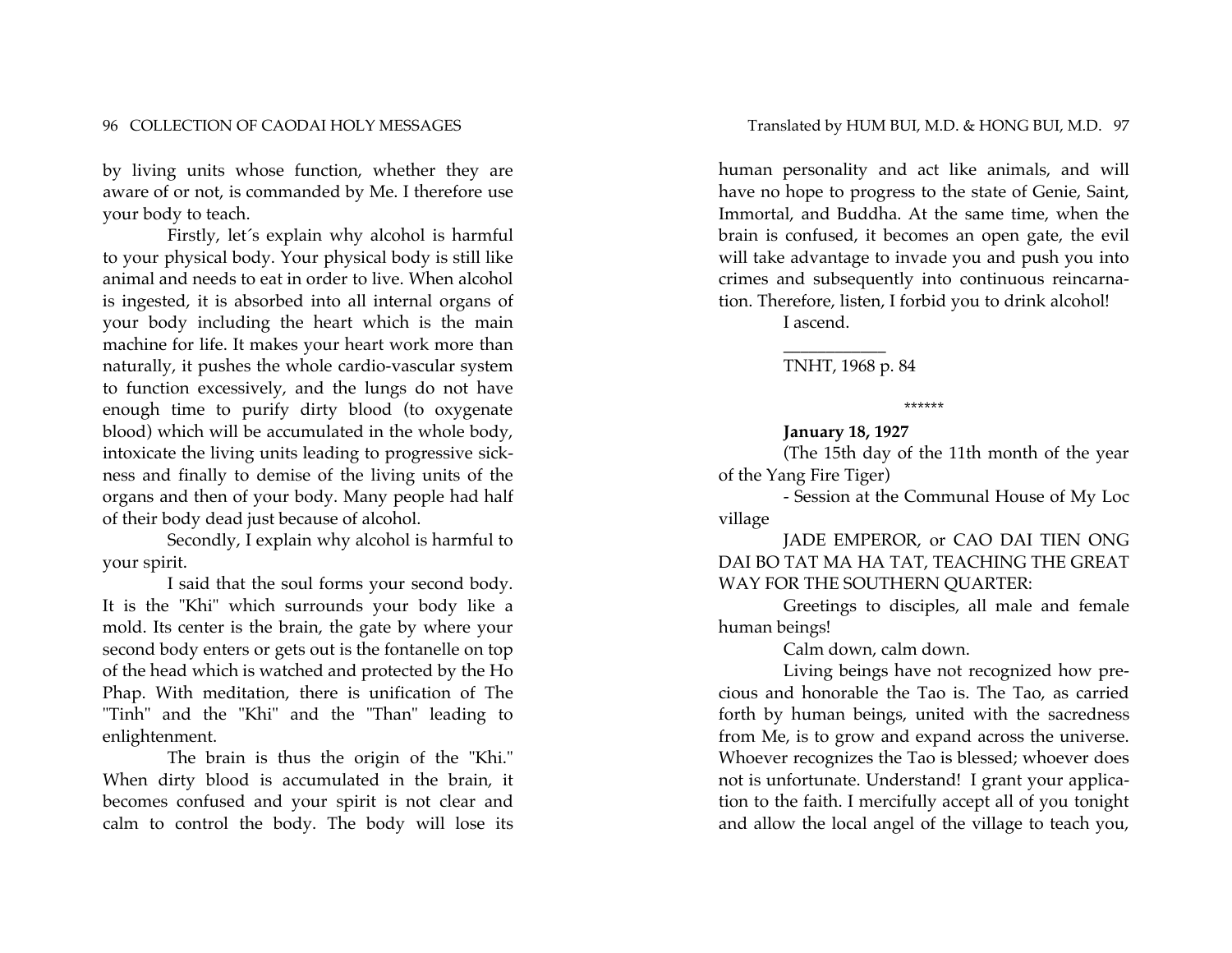by living units whose function, whether they are aware of or not, is commanded by Me. I therefore use your body to teach.

Firstly, let´s explain why alcohol is harmful to your physical body. Your physical body is still like animal and needs to eat in order to live. When alcohol is ingested, it is absorbed into all internal organs of your body including the heart which is the main machine for life. It makes your heart work more than naturally, it pushes the whole cardio-vascular system to function excessively, and the lungs do not have enough time to purify dirty blood (to oxygenate blood) which will be accumulated in the whole body, intoxicate the living units leading to progressive sickness and finally to demise of the living units of the organs and then of your body. Many people had half of their body dead just because of alcohol.

Secondly, I explain why alcohol is harmful to your spirit.

I said that the soul forms your second body. It is the "Khi" which surrounds your body like a mold. Its center is the brain, the gate by where your second body enters or gets out is the fontanelle on top of the head which is watched and protected by the Ho Phap. With meditation, there is unification of The "Tinh" and the "Khi" and the "Than" leading to enlightenment.

The brain is thus the origin of the "Khi." When dirty blood is accumulated in the brain, it becomes confused and your spirit is not clear and calm to control the body. The body will lose its human personality and act like animals, and will have no hope to progress to the state of Genie, Saint, Immortal, and Buddha. At the same time, when the brain is confused, it becomes an open gate, the evil will take advantage to invade you and push you into crimes and subsequently into continuous reincarnation. Therefore, listen, I forbid you to drink alcohol!

I ascend.

___________

TNHT, 1968 p. 84

\*\*\*\*\*\*

**January 18, 1927**

(The 15th day of the 11th month of the year of the Yang Fire Tiger)

- Session at the Communal House of My Loc village

JADE EMPEROR, or CAO DAI TIEN ONG DAI BO TAT MA HA TAT, TEACHING THE GREAT WAY FOR THE SOUTHERN QUARTER:

Greetings to disciples, all male and female human beings!

Calm down, calm down.

Living beings have not recognized how precious and honorable the Tao is. The Tao, as carried forth by human beings, united with the sacredness from Me, is to grow and expand across the universe. Whoever recognizes the Tao is blessed; whoever does not is unfortunate. Understand! I grant your application to the faith. I mercifully accept all of you tonight and allow the local angel of the village to teach you,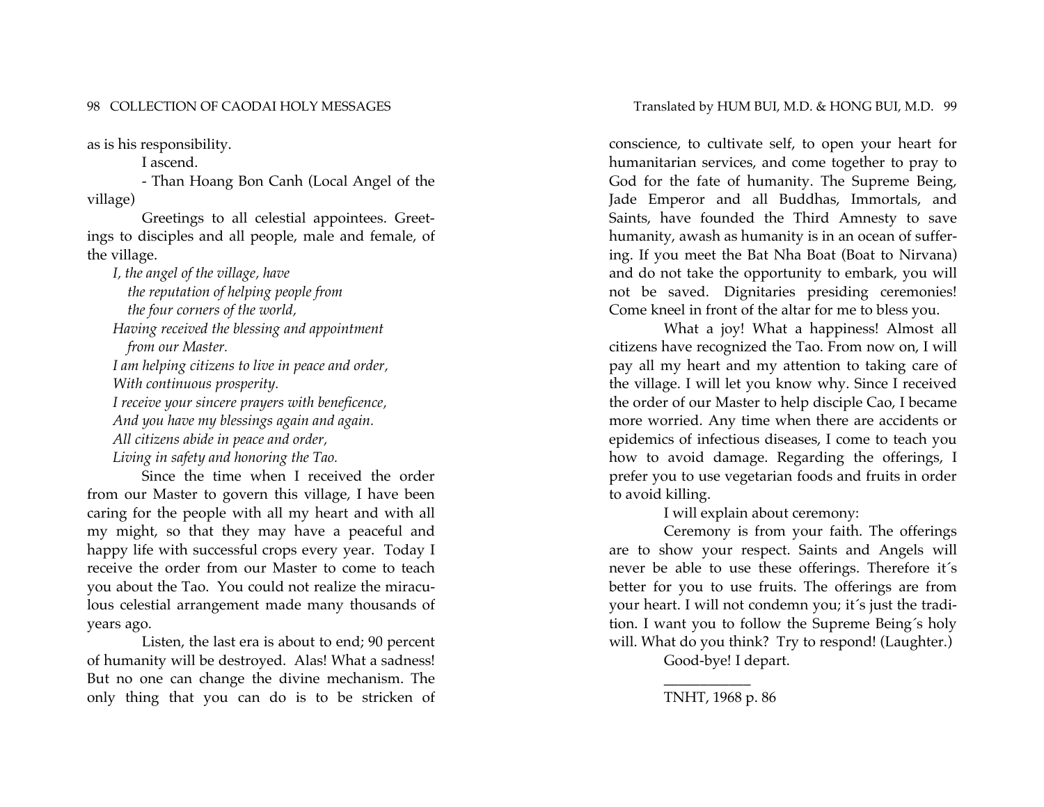as is his responsibility.

I ascend.

- Than Hoang Bon Canh (Local Angel of the village)

Greetings to all celestial appointees. Greetings to disciples and all people, male and female, of the village.

*I, the angel of the village, have*
*the reputation of helping people from*
*the four corners of the world,*
*Having received the blessing and appointment*
*from our Master.*
*I am helping citizens to live in peace and order,*
*With continuous prosperity.*
*I receive your sincere prayers with beneficence,*
*And you have my blessings again and again.*
*All citizens abide in peace and order,*
*Living in safety and honoring the Tao.*

Since the time when I received the order from our Master to govern this village, I have been caring for the people with all my heart and with all my might, so that they may have a peaceful and happy life with successful crops every year. Today I receive the order from our Master to come to teach you about the Tao. You could not realize the miraculous celestial arrangement made many thousands of years ago.

Listen, the last era is about to end; 90 percent of humanity will be destroyed. Alas! What a sadness! But no one can change the divine mechanism. The only thing that you can do is to be stricken of conscience, to cultivate self, to open your heart for humanitarian services, and come together to pray to God for the fate of humanity. The Supreme Being, Jade Emperor and all Buddhas, Immortals, and Saints, have founded the Third Amnesty to save humanity, awash as humanity is in an ocean of suffering. If you meet the Bat Nha Boat (Boat to Nirvana) and do not take the opportunity to embark, you will not be saved. Dignitaries presiding ceremonies! Come kneel in front of the altar for me to bless you.

What a joy! What a happiness! Almost all citizens have recognized the Tao. From now on, I will pay all my heart and my attention to taking care of the village. I will let you know why. Since I received the order of our Master to help disciple Cao, I became more worried. Any time when there are accidents or epidemics of infectious diseases, I come to teach you how to avoid damage. Regarding the offerings, I prefer you to use vegetarian foods and fruits in order to avoid killing.

I will explain about ceremony:

Ceremony is from your faith. The offerings are to show your respect. Saints and Angels will never be able to use these offerings. Therefore it´s better for you to use fruits. The offerings are from your heart. I will not condemn you; it´s just the tradition. I want you to follow the Supreme Being´s holy will. What do you think? Try to respond! (Laughter.)

Good-bye! I depart.

___________

TNHT, 1968 p. 86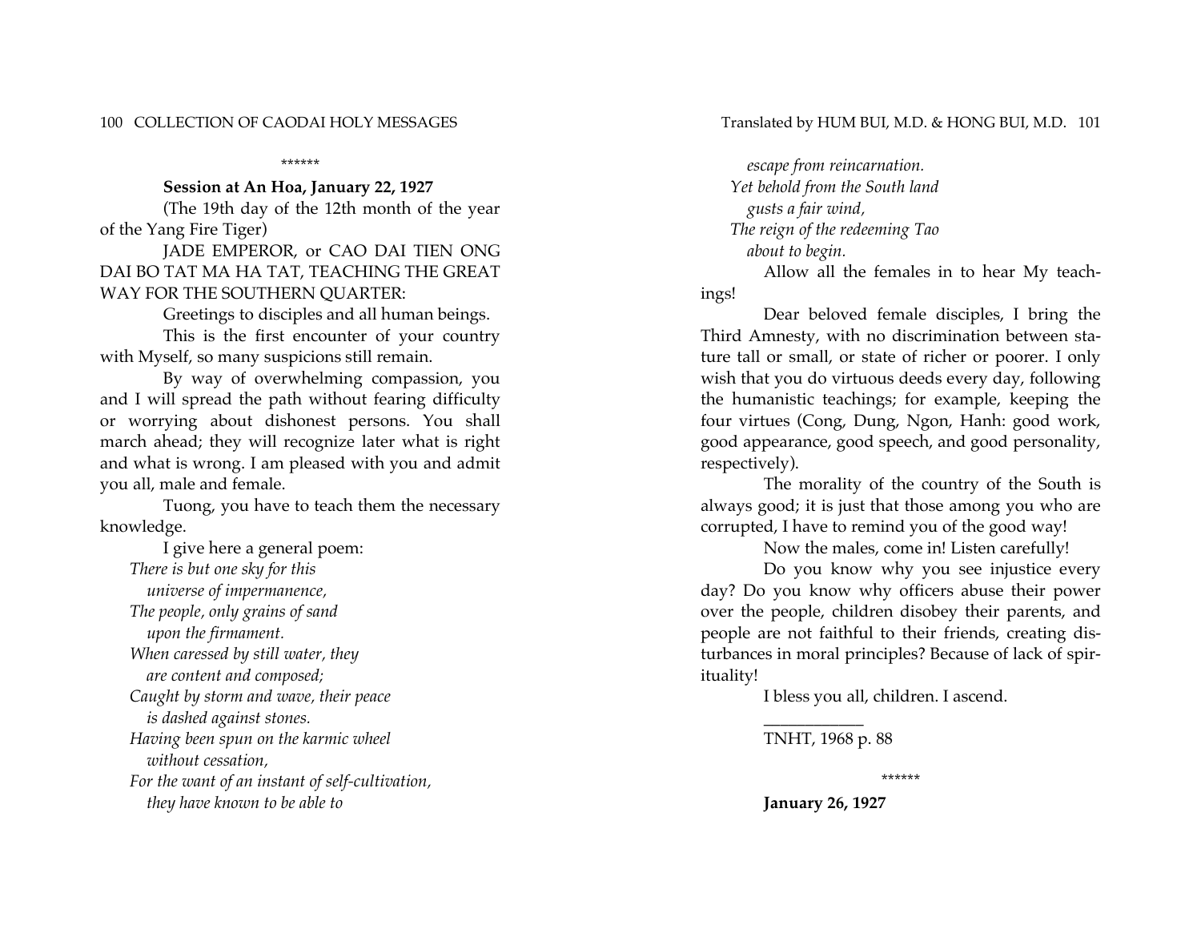******

**Session at An Hoa, January 22, 1927**

(The 19th day of the 12th month of the year of the Yang Fire Tiger)

JADE EMPEROR, or CAO DAI TIEN ONG DAI BO TAT MA HA TAT, TEACHING THE GREAT WAY FOR THE SOUTHERN QUARTER:

Greetings to disciples and all human beings.

This is the first encounter of your country with Myself, so many suspicions still remain.

By way of overwhelming compassion, you and I will spread the path without fearing difficulty or worrying about dishonest persons. You shall march ahead; they will recognize later what is right and what is wrong. I am pleased with you and admit you all, male and female.

Tuong, you have to teach them the necessary knowledge.

I give here a general poem:

*There is but one sky for this*
*universe of impermanence,*
*The people, only grains of sand*
*upon the firmament.*
*When caressed by still water, they*
*are content and composed;*
*Caught by storm and wave, their peace*
*is dashed against stones.*
*Having been spun on the karmic wheel*
*without cessation,*
*For the want of an instant of self-cultivation,*
*they have known to be able to*
*escape from reincarnation.*
*Yet behold from the South land*
*gusts a fair wind,*
*The reign of the redeeming Tao*
*about to begin.*

Allow all the females in to hear My teachings!

Dear beloved female disciples, I bring the Third Amnesty, with no discrimination between stature tall or small, or state of richer or poorer. I only wish that you do virtuous deeds every day, following the humanistic teachings; for example, keeping the four virtues (Cong, Dung, Ngon, Hanh: good work, good appearance, good speech, and good personality, respectively).

The morality of the country of the South is always good; it is just that those among you who are corrupted, I have to remind you of the good way!

Now the males, come in! Listen carefully!

Do you know why you see injustice every day? Do you know why officers abuse their power over the people, children disobey their parents, and people are not faithful to their friends, creating disturbances in moral principles? Because of lack of spirituality!

I bless you all, children. I ascend.

___________

TNHT, 1968 p. 88

******

**January 26, 1927**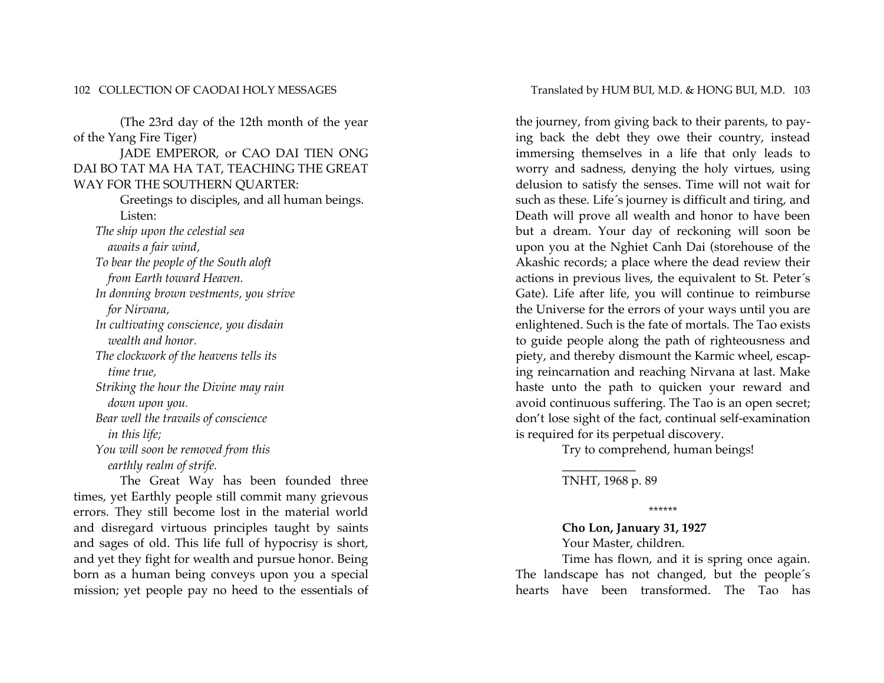(The 23rd day of the 12th month of the year of the Yang Fire Tiger)

JADE EMPEROR, or CAO DAI TIEN ONG DAI BO TAT MA HA TAT, TEACHING THE GREAT WAY FOR THE SOUTHERN QUARTER:

Greetings to disciples, and all human beings.

Listen:

*The ship upon the celestial sea*
*awaits a fair wind,*
*To bear the people of the South aloft*
*from Earth toward Heaven.*
*In donning brown vestments, you strive*
*for Nirvana,*
*In cultivating conscience, you disdain*
*wealth and honor.*
*The clockwork of the heavens tells its*
*time true,*
*Striking the hour the Divine may rain*
*down upon you.*
*Bear well the travails of conscience*
*in this life;*
*You will soon be removed from this*
*earthly realm of strife.*

The Great Way has been founded three times, yet Earthly people still commit many grievous errors. They still become lost in the material world and disregard virtuous principles taught by saints and sages of old. This life full of hypocrisy is short, and yet they fight for wealth and pursue honor. Being born as a human being conveys upon you a special mission; yet people pay no heed to the essentials of the journey, from giving back to their parents, to paying back the debt they owe their country, instead immersing themselves in a life that only leads to worry and sadness, denying the holy virtues, using delusion to satisfy the senses. Time will not wait for such as these. Life´s journey is difficult and tiring, and Death will prove all wealth and honor to have been but a dream. Your day of reckoning will soon be upon you at the Nghiet Canh Dai (storehouse of the Akashic records; a place where the dead review their actions in previous lives, the equivalent to St. Peter´s Gate). Life after life, you will continue to reimburse the Universe for the errors of your ways until you are enlightened. Such is the fate of mortals. The Tao exists to guide people along the path of righteousness and piety, and thereby dismount the Karmic wheel, escaping reincarnation and reaching Nirvana at last. Make haste unto the path to quicken your reward and avoid continuous suffering. The Tao is an open secret; don't lose sight of the fact, continual self-examination is required for its perpetual discovery.

Try to comprehend, human beings!

___________

TNHT, 1968 p. 89

******

**Cho Lon, January 31, 1927**

Your Master, children.

Time has flown, and it is spring once again. The landscape has not changed, but the people´s hearts have been transformed. The Tao has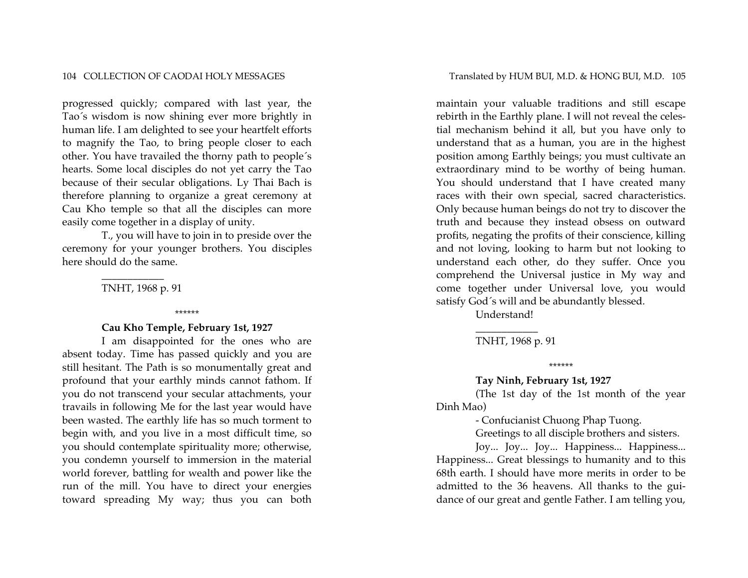progressed quickly; compared with last year, the Tao´s wisdom is now shining ever more brightly in human life. I am delighted to see your heartfelt efforts to magnify the Tao, to bring people closer to each other. You have travailed the thorny path to people´s hearts. Some local disciples do not yet carry the Tao because of their secular obligations. Ly Thai Bach is therefore planning to organize a great ceremony at Cau Kho temple so that all the disciples can more easily come together in a display of unity.

T., you will have to join in to preside over the ceremony for your younger brothers. You disciples here should do the same.

___________

TNHT, 1968 p. 91

******

**Cau Kho Temple, February 1st, 1927**

I am disappointed for the ones who are absent today. Time has passed quickly and you are still hesitant. The Path is so monumentally great and profound that your earthly minds cannot fathom. If you do not transcend your secular attachments, your travails in following Me for the last year would have been wasted. The earthly life has so much torment to begin with, and you live in a most difficult time, so you should contemplate spirituality more; otherwise, you condemn yourself to immersion in the material world forever, battling for wealth and power like the run of the mill. You have to direct your energies toward spreading My way; thus you can both maintain your valuable traditions and still escape rebirth in the Earthly plane. I will not reveal the celestial mechanism behind it all, but you have only to understand that as a human, you are in the highest position among Earthly beings; you must cultivate an extraordinary mind to be worthy of being human. You should understand that I have created many races with their own special, sacred characteristics. Only because human beings do not try to discover the truth and because they instead obsess on outward profits, negating the profits of their conscience, killing and not loving, looking to harm but not looking to understand each other, do they suffer. Once you comprehend the Universal justice in My way and come together under Universal love, you would satisfy God´s will and be abundantly blessed.

Understand!

___________

TNHT, 1968 p. 91

******

**Tay Ninh, February 1st, 1927**

(The 1st day of the 1st month of the year Dinh Mao)

- Confucianist Chuong Phap Tuong.

Greetings to all disciple brothers and sisters.

Joy... Joy... Joy... Happiness... Happiness... Happiness... Great blessings to humanity and to this 68th earth. I should have more merits in order to be admitted to the 36 heavens. All thanks to the guidance of our great and gentle Father. I am telling you,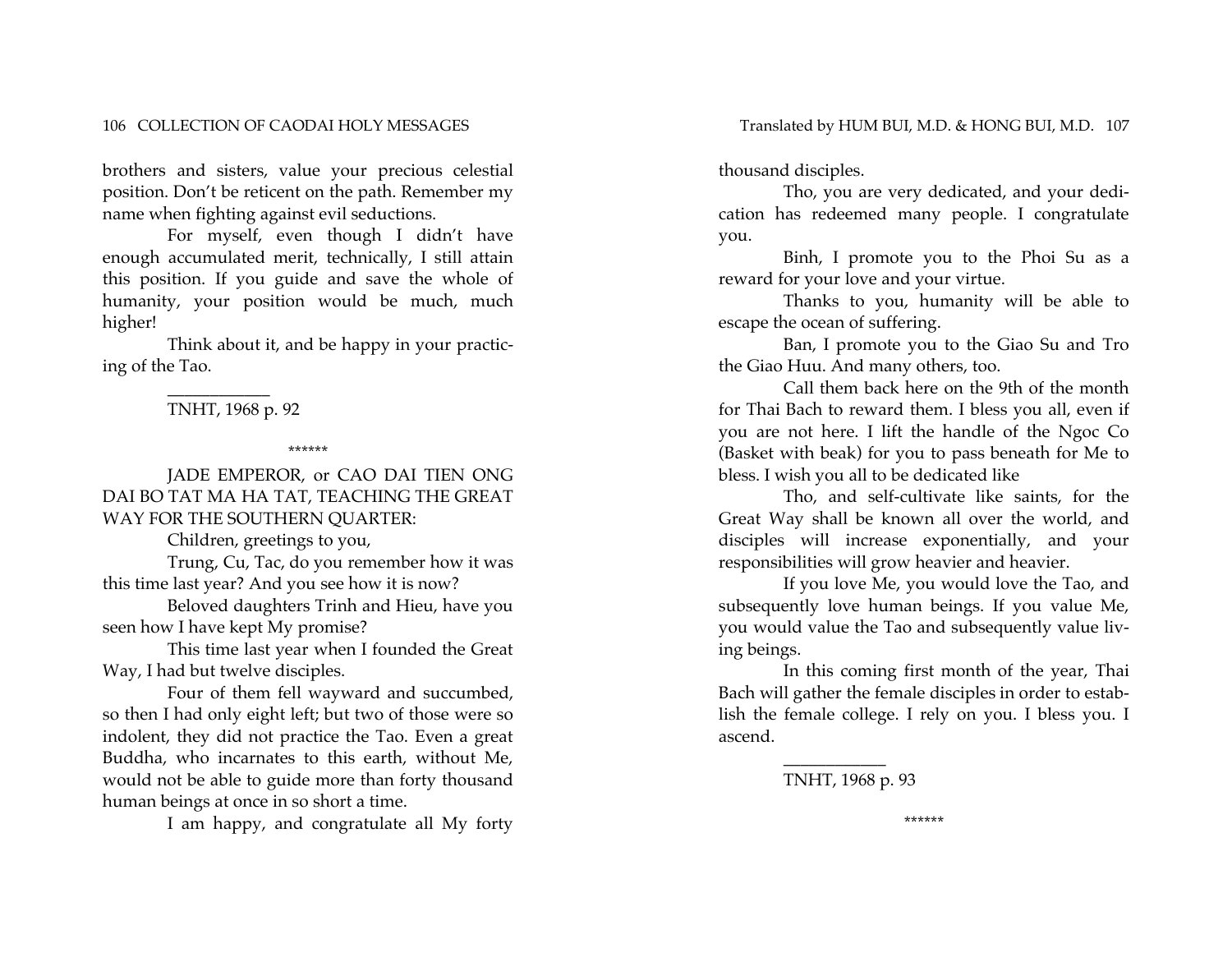brothers and sisters, value your precious celestial position. Don't be reticent on the path. Remember my name when fighting against evil seductions.

For myself, even though I didn't have enough accumulated merit, technically, I still attain this position. If you guide and save the whole of humanity, your position would be much, much higher!

Think about it, and be happy in your practicing of the Tao.

___________

TNHT, 1968 p. 92

******

JADE EMPEROR, or CAO DAI TIEN ONG DAI BO TAT MA HA TAT, TEACHING THE GREAT WAY FOR THE SOUTHERN QUARTER:

Children, greetings to you,

Trung, Cu, Tac, do you remember how it was this time last year? And you see how it is now?

Beloved daughters Trinh and Hieu, have you seen how I have kept My promise?

This time last year when I founded the Great Way, I had but twelve disciples.

Four of them fell wayward and succumbed, so then I had only eight left; but two of those were so indolent, they did not practice the Tao. Even a great Buddha, who incarnates to this earth, without Me, would not be able to guide more than forty thousand human beings at once in so short a time.

I am happy, and congratulate all My forty thousand disciples.

Tho, you are very dedicated, and your dedication has redeemed many people. I congratulate you.

Binh, I promote you to the Phoi Su as a reward for your love and your virtue.

Thanks to you, humanity will be able to escape the ocean of suffering.

Ban, I promote you to the Giao Su and Tro the Giao Huu. And many others, too.

Call them back here on the 9th of the month for Thai Bach to reward them. I bless you all, even if you are not here. I lift the handle of the Ngoc Co (Basket with beak) for you to pass beneath for Me to bless. I wish you all to be dedicated like

Tho, and self-cultivate like saints, for the Great Way shall be known all over the world, and disciples will increase exponentially, and your responsibilities will grow heavier and heavier.

If you love Me, you would love the Tao, and subsequently love human beings. If you value Me, you would value the Tao and subsequently value living beings.

In this coming first month of the year, Thai Bach will gather the female disciples in order to establish the female college. I rely on you. I bless you. I ascend.

___________

TNHT, 1968 p. 93

******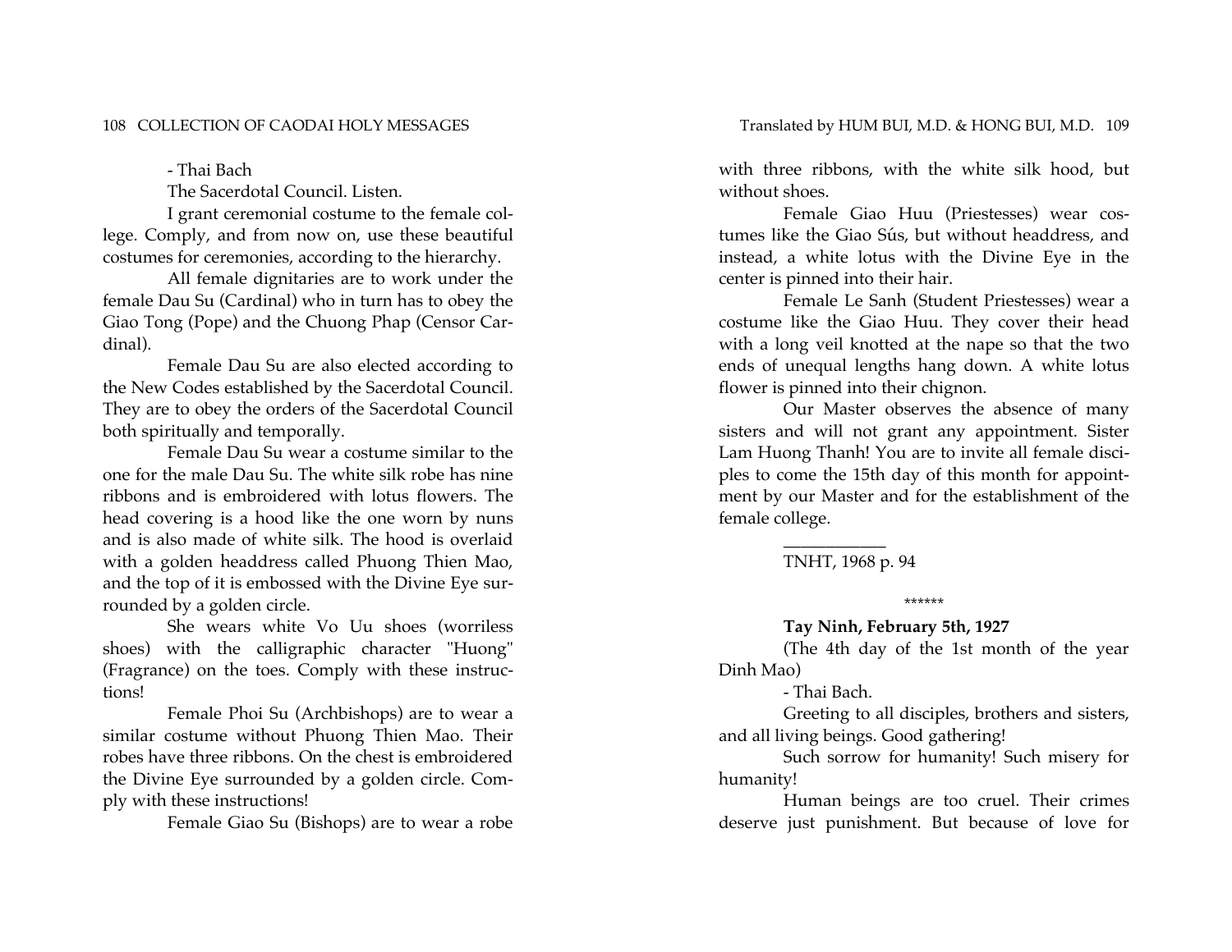- Thai Bach

The Sacerdotal Council. Listen.

I grant ceremonial costume to the female college. Comply, and from now on, use these beautiful costumes for ceremonies, according to the hierarchy.

All female dignitaries are to work under the female Dau Su (Cardinal) who in turn has to obey the Giao Tong (Pope) and the Chuong Phap (Censor Cardinal).

Female Dau Su are also elected according to the New Codes established by the Sacerdotal Council. They are to obey the orders of the Sacerdotal Council both spiritually and temporally.

Female Dau Su wear a costume similar to the one for the male Dau Su. The white silk robe has nine ribbons and is embroidered with lotus flowers. The head covering is a hood like the one worn by nuns and is also made of white silk. The hood is overlaid with a golden headdress called Phuong Thien Mao, and the top of it is embossed with the Divine Eye surrounded by a golden circle.

She wears white Vo Uu shoes (worriless shoes) with the calligraphic character "Huong" (Fragrance) on the toes. Comply with these instructions!

Female Phoi Su (Archbishops) are to wear a similar costume without Phuong Thien Mao. Their robes have three ribbons. On the chest is embroidered the Divine Eye surrounded by a golden circle. Comply with these instructions!

Female Giao Su (Bishops) are to wear a robe with three ribbons, with the white silk hood, but without shoes.

Female Giao Huu (Priestesses) wear costumes like the Giao Sús, but without headdress, and instead, a white lotus with the Divine Eye in the center is pinned into their hair.

Female Le Sanh (Student Priestesses) wear a costume like the Giao Huu. They cover their head with a long veil knotted at the nape so that the two ends of unequal lengths hang down. A white lotus flower is pinned into their chignon.

Our Master observes the absence of many sisters and will not grant any appointment. Sister Lam Huong Thanh! You are to invite all female disciples to come the 15th day of this month for appointment by our Master and for the establishment of the female college.

___________

TNHT, 1968 p. 94

******

**Tay Ninh, February 5th, 1927**

(The 4th day of the 1st month of the year Dinh Mao)

- Thai Bach.

Greeting to all disciples, brothers and sisters, and all living beings. Good gathering!

Such sorrow for humanity! Such misery for humanity!

Human beings are too cruel. Their crimes deserve just punishment. But because of love for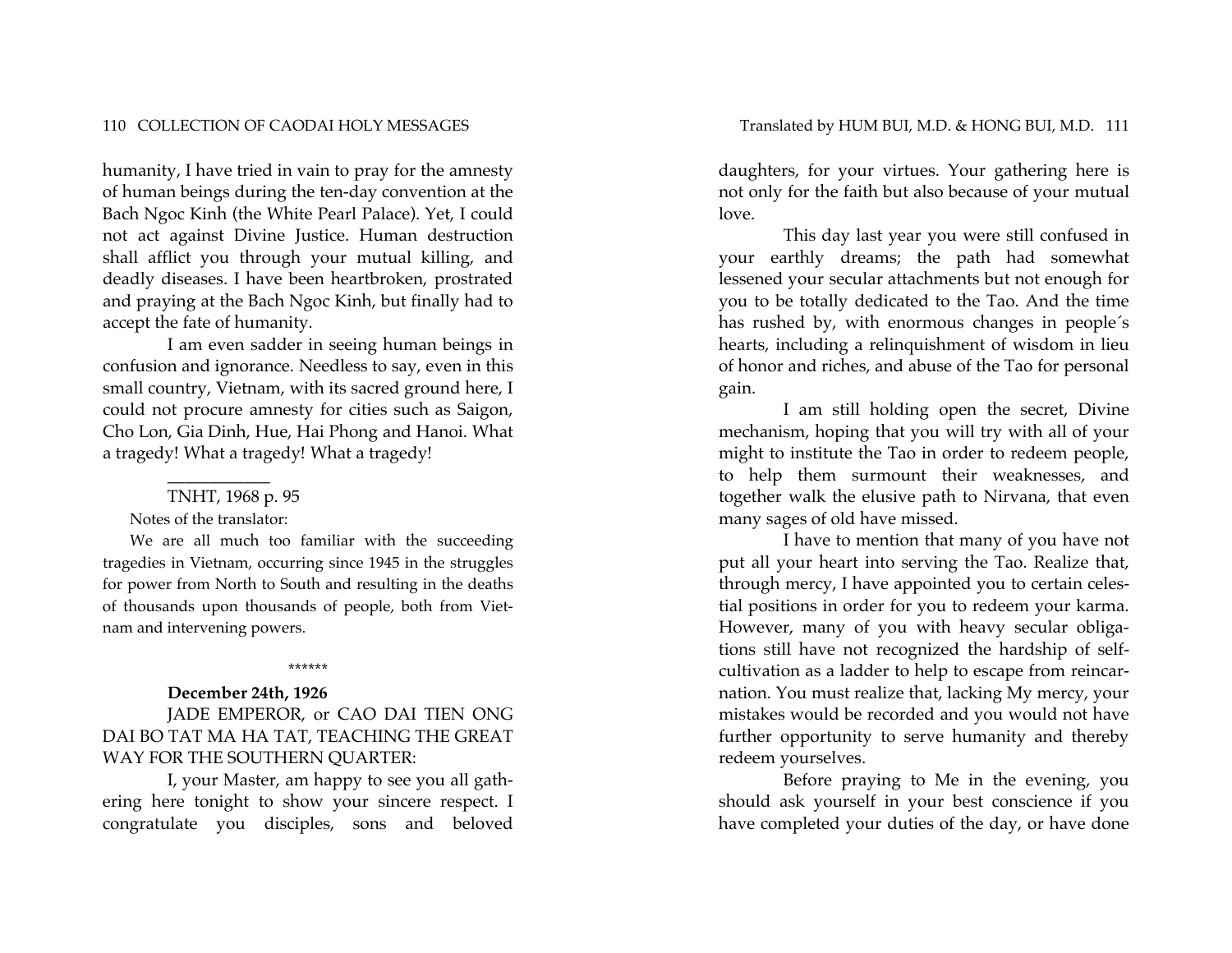humanity, I have tried in vain to pray for the amnesty of human beings during the ten-day convention at the Bach Ngoc Kinh (the White Pearl Palace). Yet, I could not act against Divine Justice. Human destruction shall afflict you through your mutual killing, and deadly diseases. I have been heartbroken, prostrated and praying at the Bach Ngoc Kinh, but finally had to accept the fate of humanity.

I am even sadder in seeing human beings in confusion and ignorance. Needless to say, even in this small country, Vietnam, with its sacred ground here, I could not procure amnesty for cities such as Saigon, Cho Lon, Gia Dinh, Hue, Hai Phong and Hanoi. What a tragedy! What a tragedy! What a tragedy!

---

TNHT, 1968 p. 95

Notes of the translator:

We are all much too familiar with the succeeding tragedies in Vietnam, occurring since 1945 in the struggles for power from North to South and resulting in the deaths of thousands upon thousands of people, both from Vietnam and intervening powers.

\*\*\*\*\*\*

**December 24th, 1926**

JADE EMPEROR, or CAO DAI TIEN ONG DAI BO TAT MA HA TAT, TEACHING THE GREAT WAY FOR THE SOUTHERN QUARTER:

I, your Master, am happy to see you all gathering here tonight to show your sincere respect. I congratulate you disciples, sons and beloved daughters, for your virtues. Your gathering here is not only for the faith but also because of your mutual love.

This day last year you were still confused in your earthly dreams; the path had somewhat lessened your secular attachments but not enough for you to be totally dedicated to the Tao. And the time has rushed by, with enormous changes in people´s hearts, including a relinquishment of wisdom in lieu of honor and riches, and abuse of the Tao for personal gain.

I am still holding open the secret, Divine mechanism, hoping that you will try with all of your might to institute the Tao in order to redeem people, to help them surmount their weaknesses, and together walk the elusive path to Nirvana, that even many sages of old have missed.

I have to mention that many of you have not put all your heart into serving the Tao. Realize that, through mercy, I have appointed you to certain celestial positions in order for you to redeem your karma. However, many of you with heavy secular obligations still have not recognized the hardship of self-cultivation as a ladder to help to escape from reincarnation. You must realize that, lacking My mercy, your mistakes would be recorded and you would not have further opportunity to serve humanity and thereby redeem yourselves.

Before praying to Me in the evening, you should ask yourself in your best conscience if you have completed your duties of the day, or have done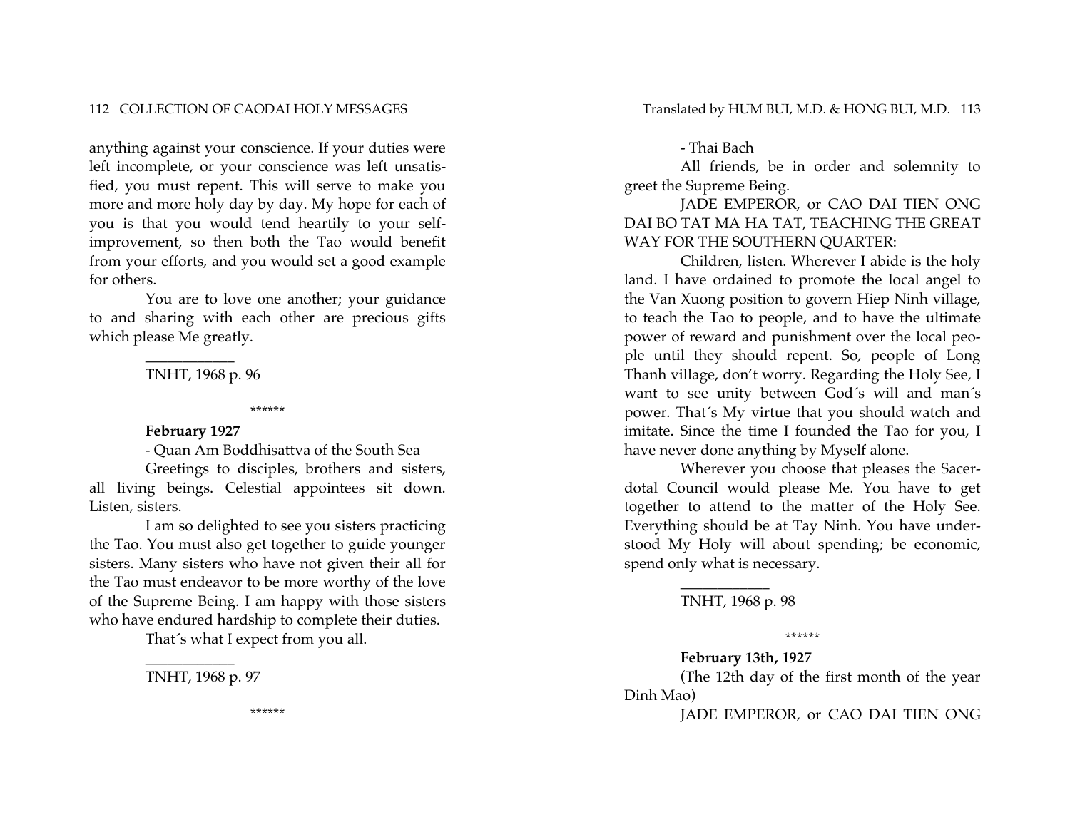anything against your conscience. If your duties were left incomplete, or your conscience was left unsatisfied, you must repent. This will serve to make you more and more holy day by day. My hope for each of you is that you would tend heartily to your self-improvement, so then both the Tao would benefit from your efforts, and you would set a good example for others.

You are to love one another; your guidance to and sharing with each other are precious gifts which please Me greatly.

___________

TNHT, 1968 p. 96

******

**February 1927**

- Quan Am Boddhisattva of the South Sea

Greetings to disciples, brothers and sisters, all living beings. Celestial appointees sit down. Listen, sisters.

I am so delighted to see you sisters practicing the Tao. You must also get together to guide younger sisters. Many sisters who have not given their all for the Tao must endeavor to be more worthy of the love of the Supreme Being. I am happy with those sisters who have endured hardship to complete their duties.

That´s what I expect from you all.

___________

TNHT, 1968 p. 97

******

- Thai Bach

All friends, be in order and solemnity to greet the Supreme Being.

JADE EMPEROR, or CAO DAI TIEN ONG DAI BO TAT MA HA TAT, TEACHING THE GREAT WAY FOR THE SOUTHERN QUARTER:

Children, listen. Wherever I abide is the holy land. I have ordained to promote the local angel to the Van Xuong position to govern Hiep Ninh village, to teach the Tao to people, and to have the ultimate power of reward and punishment over the local people until they should repent. So, people of Long Thanh village, don't worry. Regarding the Holy See, I want to see unity between God´s will and man´s power. That´s My virtue that you should watch and imitate. Since the time I founded the Tao for you, I have never done anything by Myself alone.

Wherever you choose that pleases the Sacerdotal Council would please Me. You have to get together to attend to the matter of the Holy See. Everything should be at Tay Ninh. You have understood My Holy will about spending; be economic, spend only what is necessary.

___________

TNHT, 1968 p. 98

******

**February 13th, 1927**

(The 12th day of the first month of the year Dinh Mao)

JADE EMPEROR, or CAO DAI TIEN ONG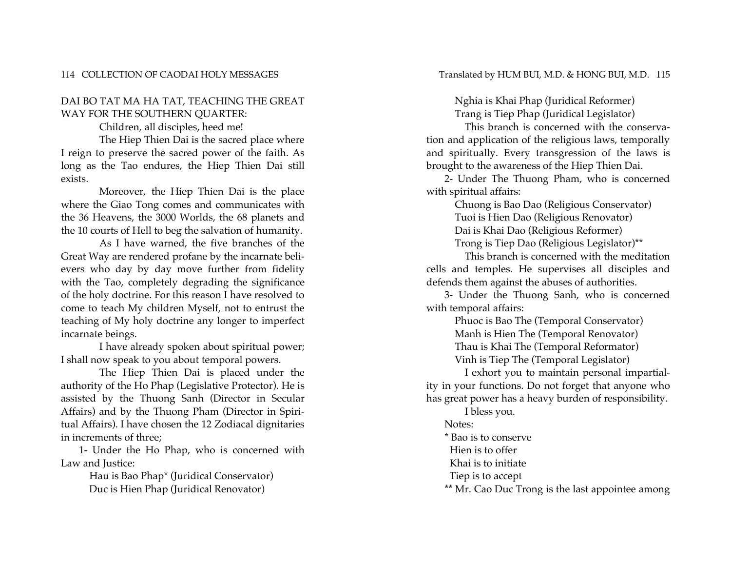DAI BO TAT MA HA TAT, TEACHING THE GREAT WAY FOR THE SOUTHERN QUARTER:

Children, all disciples, heed me!

The Hiep Thien Dai is the sacred place where I reign to preserve the sacred power of the faith. As long as the Tao endures, the Hiep Thien Dai still exists.

Moreover, the Hiep Thien Dai is the place where the Giao Tong comes and communicates with the 36 Heavens, the 3000 Worlds, the 68 planets and the 10 courts of Hell to beg the salvation of humanity.

As I have warned, the five branches of the Great Way are rendered profane by the incarnate believers who day by day move further from fidelity with the Tao, completely degrading the significance of the holy doctrine. For this reason I have resolved to come to teach My children Myself, not to entrust the teaching of My holy doctrine any longer to imperfect incarnate beings.

I have already spoken about spiritual power; I shall now speak to you about temporal powers.

The Hiep Thien Dai is placed under the authority of the Ho Phap (Legislative Protector). He is assisted by the Thuong Sanh (Director in Secular Affairs) and by the Thuong Pham (Director in Spiritual Affairs). I have chosen the 12 Zodiacal dignitaries in increments of three;

1- Under the Ho Phap, who is concerned with Law and Justice:

Hau is Bao Phap* (Juridical Conservator)
Duc is Hien Phap (Juridical Renovator)
Nghia is Khai Phap (Juridical Reformer)
Trang is Tiep Phap (Juridical Legislator)

This branch is concerned with the conservation and application of the religious laws, temporally and spiritually. Every transgression of the laws is brought to the awareness of the Hiep Thien Dai.

2- Under The Thuong Pham, who is concerned with spiritual affairs:

Chuong is Bao Dao (Religious Conservator)
Tuoi is Hien Dao (Religious Renovator)
Dai is Khai Dao (Religious Reformer)
Trong is Tiep Dao (Religious Legislator)**

This branch is concerned with the meditation cells and temples. He supervises all disciples and defends them against the abuses of authorities.

3- Under the Thuong Sanh, who is concerned with temporal affairs:

Phuoc is Bao The (Temporal Conservator)
Manh is Hien The (Temporal Renovator)
Thau is Khai The (Temporal Reformator)
Vinh is Tiep The (Temporal Legislator)

I exhort you to maintain personal impartiality in your functions. Do not forget that anyone who has great power has a heavy burden of responsibility.

I bless you.

Notes:

* Bao is to conserve
Hien is to offer
Khai is to initiate
Tiep is to accept

** Mr. Cao Duc Trong is the last appointee among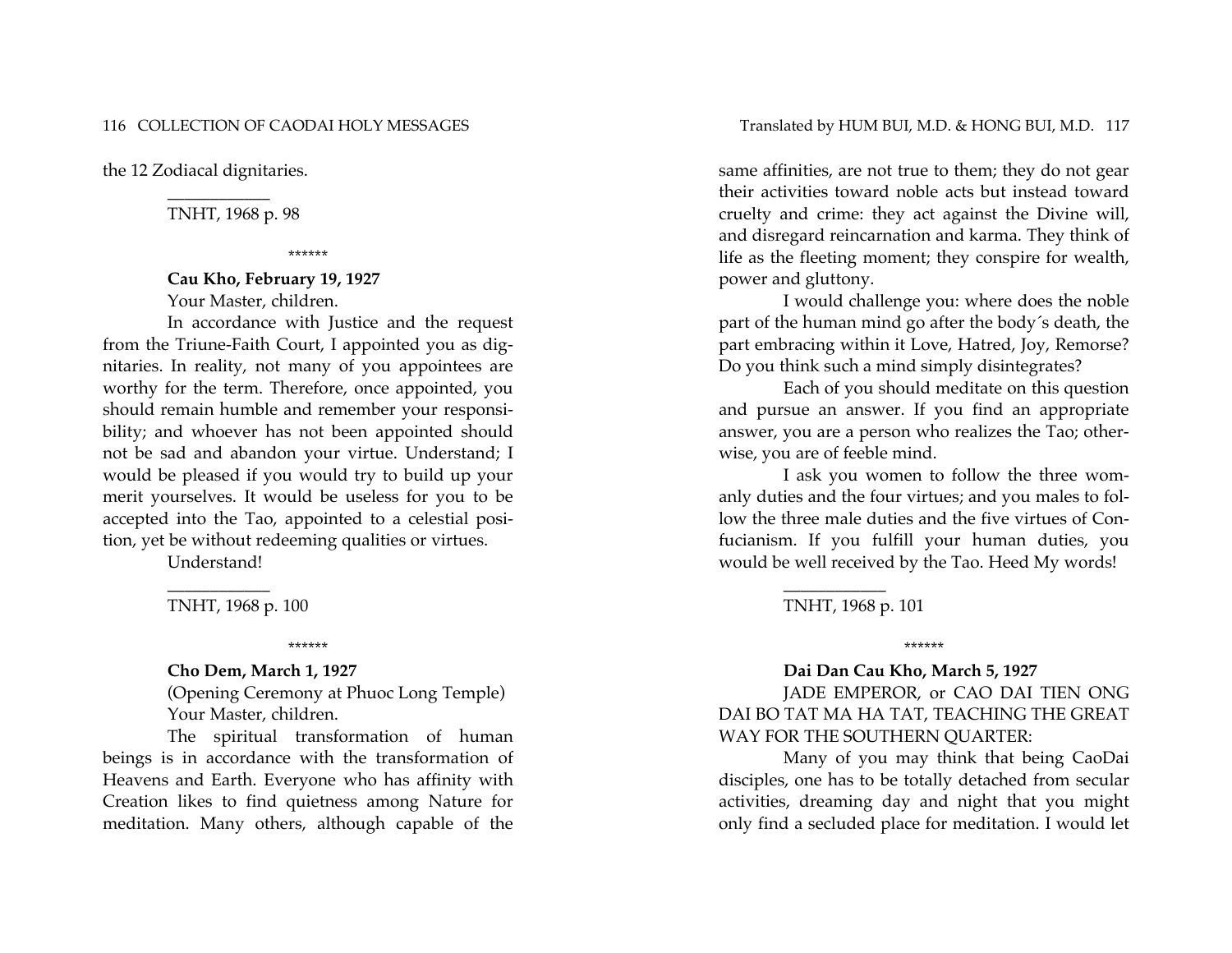the 12 Zodiacal dignitaries.

___________

TNHT, 1968 p. 98

\*\*\*\*\*\*

**Cau Kho, February 19, 1927**

Your Master, children.

In accordance with Justice and the request from the Triune-Faith Court, I appointed you as dignitaries. In reality, not many of you appointees are worthy for the term. Therefore, once appointed, you should remain humble and remember your responsibility; and whoever has not been appointed should not be sad and abandon your virtue. Understand; I would be pleased if you would try to build up your merit yourselves. It would be useless for you to be accepted into the Tao, appointed to a celestial position, yet be without redeeming qualities or virtues.

Understand!

___________

TNHT, 1968 p. 100

\*\*\*\*\*\*

**Cho Dem, March 1, 1927**

(Opening Ceremony at Phuoc Long Temple)

Your Master, children.

The spiritual transformation of human beings is in accordance with the transformation of Heavens and Earth. Everyone who has affinity with Creation likes to find quietness among Nature for meditation. Many others, although capable of the same affinities, are not true to them; they do not gear their activities toward noble acts but instead toward cruelty and crime: they act against the Divine will, and disregard reincarnation and karma. They think of life as the fleeting moment; they conspire for wealth, power and gluttony.

I would challenge you: where does the noble part of the human mind go after the body´s death, the part embracing within it Love, Hatred, Joy, Remorse? Do you think such a mind simply disintegrates?

Each of you should meditate on this question and pursue an answer. If you find an appropriate answer, you are a person who realizes the Tao; otherwise, you are of feeble mind.

I ask you women to follow the three womanly duties and the four virtues; and you males to follow the three male duties and the five virtues of Confucianism. If you fulfill your human duties, you would be well received by the Tao. Heed My words!

___________

TNHT, 1968 p. 101

\*\*\*\*\*\*

**Dai Dan Cau Kho, March 5, 1927**

JADE EMPEROR, or CAO DAI TIEN ONG DAI BO TAT MA HA TAT, TEACHING THE GREAT WAY FOR THE SOUTHERN QUARTER:

Many of you may think that being CaoDai disciples, one has to be totally detached from secular activities, dreaming day and night that you might only find a secluded place for meditation. I would let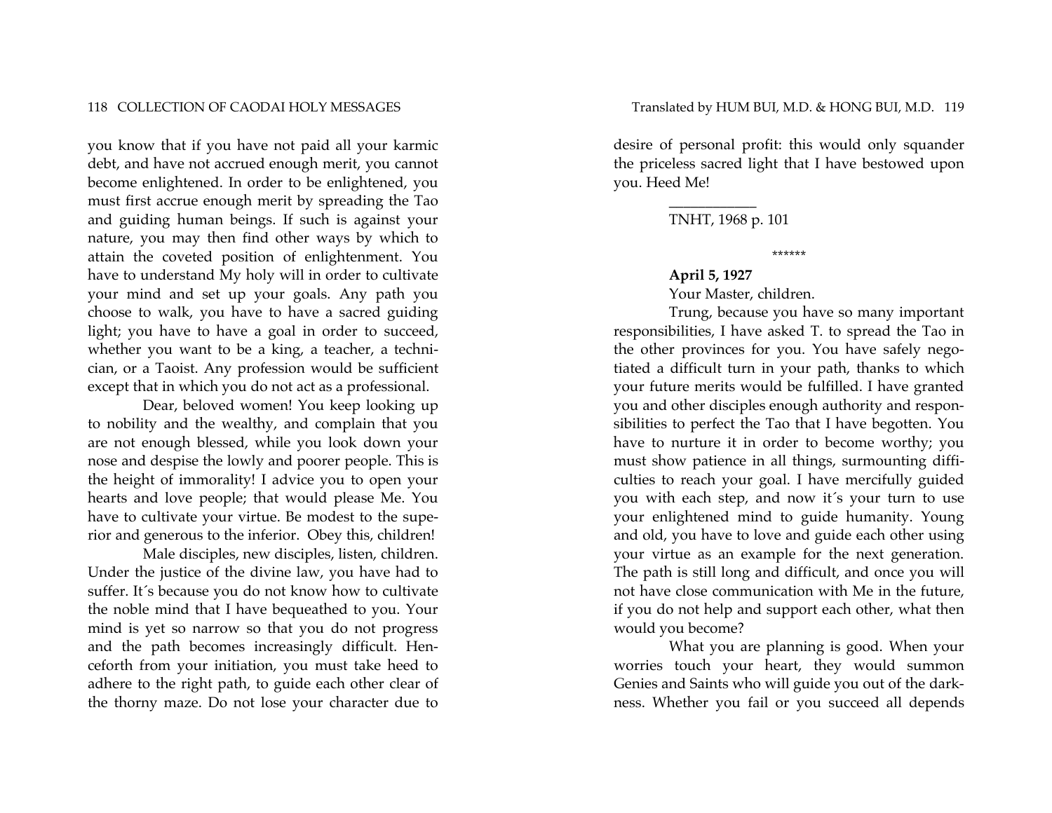you know that if you have not paid all your karmic debt, and have not accrued enough merit, you cannot become enlightened. In order to be enlightened, you must first accrue enough merit by spreading the Tao and guiding human beings. If such is against your nature, you may then find other ways by which to attain the coveted position of enlightenment. You have to understand My holy will in order to cultivate your mind and set up your goals. Any path you choose to walk, you have to have a sacred guiding light; you have to have a goal in order to succeed, whether you want to be a king, a teacher, a technician, or a Taoist. Any profession would be sufficient except that in which you do not act as a professional.

Dear, beloved women! You keep looking up to nobility and the wealthy, and complain that you are not enough blessed, while you look down your nose and despise the lowly and poorer people. This is the height of immorality! I advice you to open your hearts and love people; that would please Me. You have to cultivate your virtue. Be modest to the superior and generous to the inferior. Obey this, children!

Male disciples, new disciples, listen, children. Under the justice of the divine law, you have had to suffer. It´s because you do not know how to cultivate the noble mind that I have bequeathed to you. Your mind is yet so narrow so that you do not progress and the path becomes increasingly difficult. Henceforth from your initiation, you must take heed to adhere to the right path, to guide each other clear of the thorny maze. Do not lose your character due to desire of personal profit: this would only squander the priceless sacred light that I have bestowed upon you. Heed Me!

___________

TNHT, 1968 p. 101

******

**April 5, 1927**

Your Master, children.

Trung, because you have so many important responsibilities, I have asked T. to spread the Tao in the other provinces for you. You have safely negotiated a difficult turn in your path, thanks to which your future merits would be fulfilled. I have granted you and other disciples enough authority and responsibilities to perfect the Tao that I have begotten. You have to nurture it in order to become worthy; you must show patience in all things, surmounting difficulties to reach your goal. I have mercifully guided you with each step, and now it´s your turn to use your enlightened mind to guide humanity. Young and old, you have to love and guide each other using your virtue as an example for the next generation. The path is still long and difficult, and once you will not have close communication with Me in the future, if you do not help and support each other, what then would you become?

What you are planning is good. When your worries touch your heart, they would summon Genies and Saints who will guide you out of the darkness. Whether you fail or you succeed all depends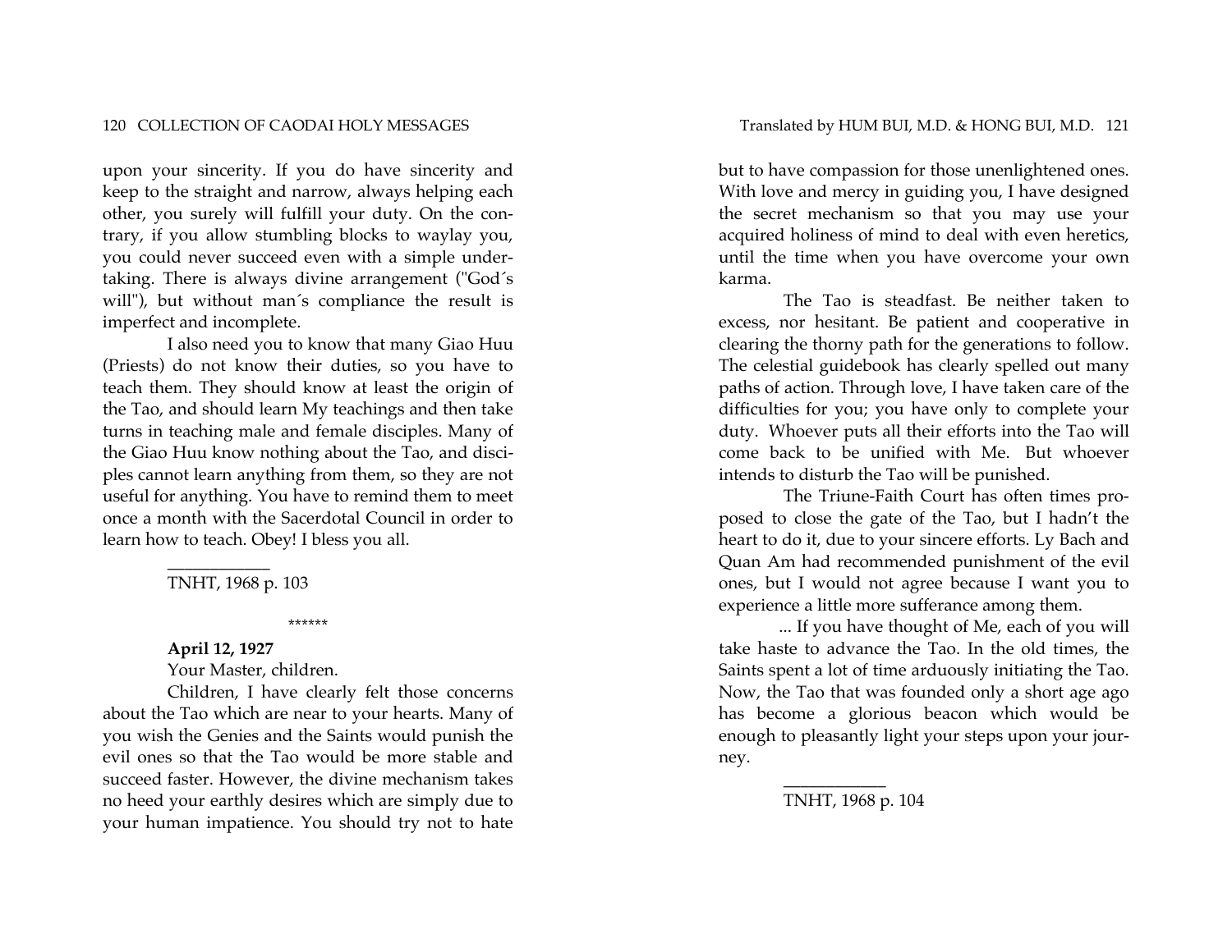upon your sincerity. If you do have sincerity and keep to the straight and narrow, always helping each other, you surely will fulfill your duty. On the contrary, if you allow stumbling blocks to waylay you, you could never succeed even with a simple undertaking. There is always divine arrangement ("God´s will"), but without man´s compliance the result is imperfect and incomplete.

I also need you to know that many Giao Huu (Priests) do not know their duties, so you have to teach them. They should know at least the origin of the Tao, and should learn My teachings and then take turns in teaching male and female disciples. Many of the Giao Huu know nothing about the Tao, and disciples cannot learn anything from them, so they are not useful for anything. You have to remind them to meet once a month with the Sacerdotal Council in order to learn how to teach. Obey! I bless you all.

___________

TNHT, 1968 p. 103

******

**April 12, 1927**

Your Master, children.

Children, I have clearly felt those concerns about the Tao which are near to your hearts. Many of you wish the Genies and the Saints would punish the evil ones so that the Tao would be more stable and succeed faster. However, the divine mechanism takes no heed your earthly desires which are simply due to your human impatience. You should try not to hate but to have compassion for those unenlightened ones. With love and mercy in guiding you, I have designed the secret mechanism so that you may use your acquired holiness of mind to deal with even heretics, until the time when you have overcome your own karma.

The Tao is steadfast. Be neither taken to excess, nor hesitant. Be patient and cooperative in clearing the thorny path for the generations to follow. The celestial guidebook has clearly spelled out many paths of action. Through love, I have taken care of the difficulties for you; you have only to complete your duty. Whoever puts all their efforts into the Tao will come back to be unified with Me. But whoever intends to disturb the Tao will be punished.

The Triune-Faith Court has often times proposed to close the gate of the Tao, but I hadn't the heart to do it, due to your sincere efforts. Ly Bach and Quan Am had recommended punishment of the evil ones, but I would not agree because I want you to experience a little more sufferance among them.

... If you have thought of Me, each of you will take haste to advance the Tao. In the old times, the Saints spent a lot of time arduously initiating the Tao. Now, the Tao that was founded only a short age ago has become a glorious beacon which would be enough to pleasantly light your steps upon your journey.

___________

TNHT, 1968 p. 104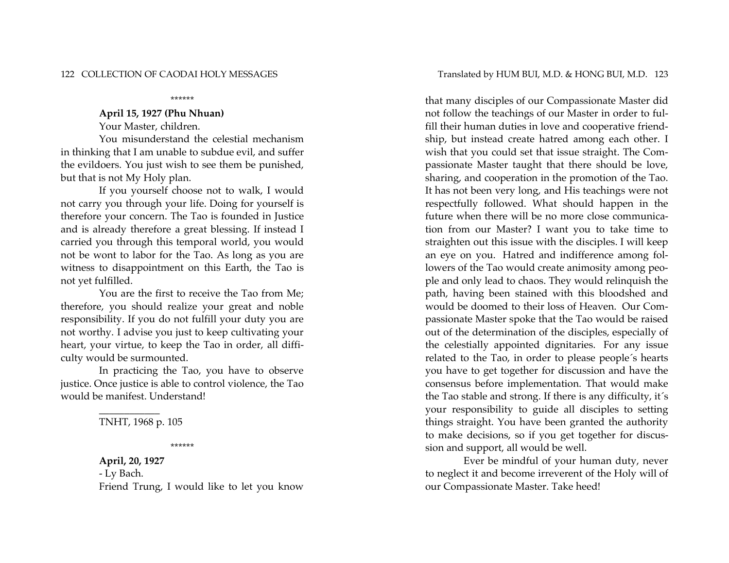******

**April 15, 1927 (Phu Nhuan)**

Your Master, children.

You misunderstand the celestial mechanism in thinking that I am unable to subdue evil, and suffer the evildoers. You just wish to see them be punished, but that is not My Holy plan.

If you yourself choose not to walk, I would not carry you through your life. Doing for yourself is therefore your concern. The Tao is founded in Justice and is already therefore a great blessing. If instead I carried you through this temporal world, you would not be wont to labor for the Tao. As long as you are witness to disappointment on this Earth, the Tao is not yet fulfilled.

You are the first to receive the Tao from Me; therefore, you should realize your great and noble responsibility. If you do not fulfill your duty you are not worthy. I advise you just to keep cultivating your heart, your virtue, to keep the Tao in order, all difficulty would be surmounted.

In practicing the Tao, you have to observe justice. Once justice is able to control violence, the Tao would be manifest. Understand!

___________

TNHT, 1968 p. 105

******

**April, 20, 1927**

- Ly Bach.

Friend Trung, I would like to let you know that many disciples of our Compassionate Master did not follow the teachings of our Master in order to fulfill their human duties in love and cooperative friendship, but instead create hatred among each other. I wish that you could set that issue straight. The Compassionate Master taught that there should be love, sharing, and cooperation in the promotion of the Tao. It has not been very long, and His teachings were not respectfully followed. What should happen in the future when there will be no more close communication from our Master? I want you to take time to straighten out this issue with the disciples. I will keep an eye on you. Hatred and indifference among followers of the Tao would create animosity among people and only lead to chaos. They would relinquish the path, having been stained with this bloodshed and would be doomed to their loss of Heaven. Our Compassionate Master spoke that the Tao would be raised out of the determination of the disciples, especially of the celestially appointed dignitaries. For any issue related to the Tao, in order to please people´s hearts you have to get together for discussion and have the consensus before implementation. That would make the Tao stable and strong. If there is any difficulty, it´s your responsibility to guide all disciples to setting things straight. You have been granted the authority to make decisions, so if you get together for discussion and support, all would be well.

Ever be mindful of your human duty, never to neglect it and become irreverent of the Holy will of our Compassionate Master. Take heed!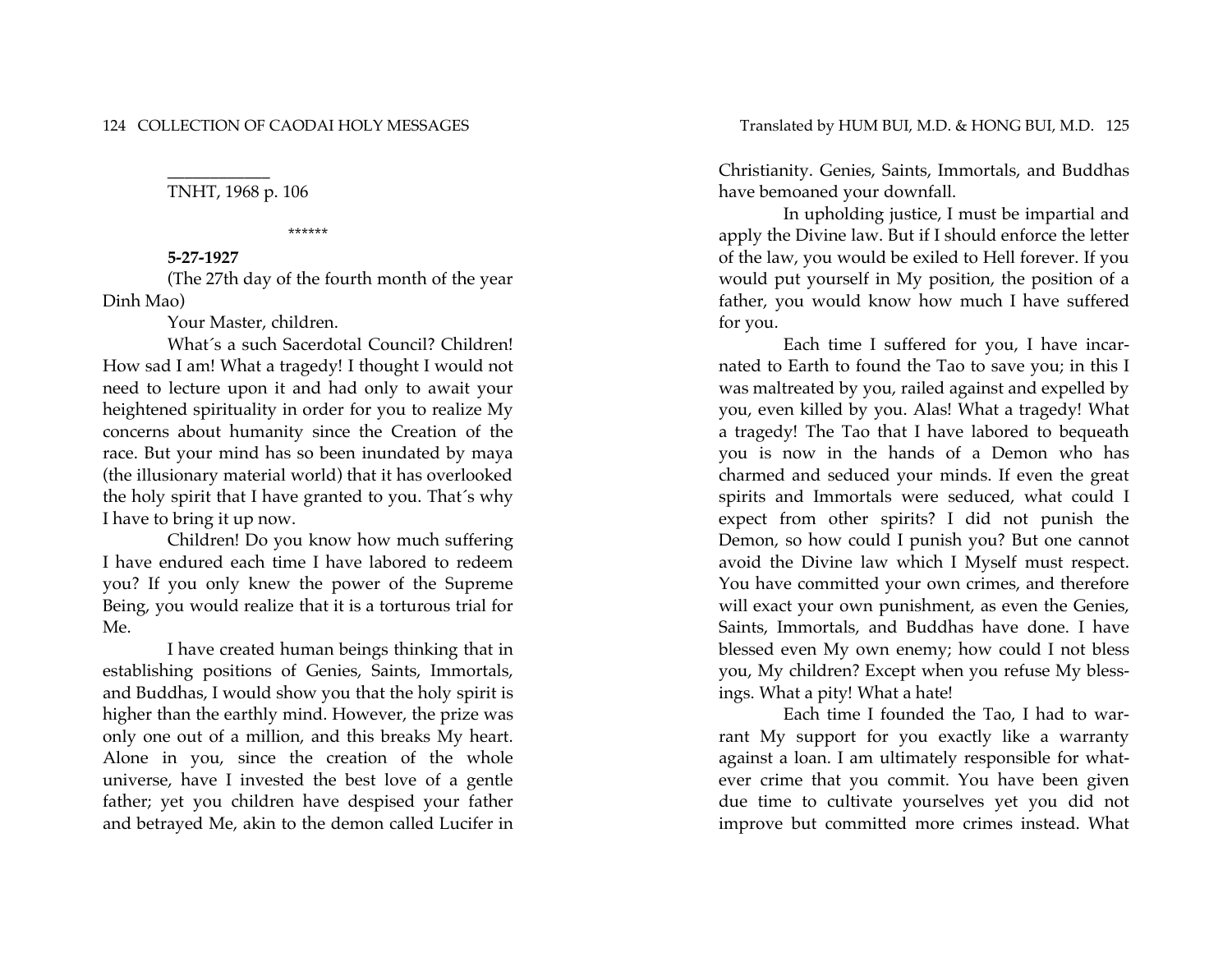___________

TNHT, 1968 p. 106

\*\*\*\*\*\*

**5-27-1927**

(The 27th day of the fourth month of the year Dinh Mao)

Your Master, children.

What´s a such Sacerdotal Council? Children! How sad I am! What a tragedy! I thought I would not need to lecture upon it and had only to await your heightened spirituality in order for you to realize My concerns about humanity since the Creation of the race. But your mind has so been inundated by maya (the illusionary material world) that it has overlooked the holy spirit that I have granted to you. That´s why I have to bring it up now.

Children! Do you know how much suffering I have endured each time I have labored to redeem you? If you only knew the power of the Supreme Being, you would realize that it is a torturous trial for Me.

I have created human beings thinking that in establishing positions of Genies, Saints, Immortals, and Buddhas, I would show you that the holy spirit is higher than the earthly mind. However, the prize was only one out of a million, and this breaks My heart. Alone in you, since the creation of the whole universe, have I invested the best love of a gentle father; yet you children have despised your father and betrayed Me, akin to the demon called Lucifer in Christianity. Genies, Saints, Immortals, and Buddhas have bemoaned your downfall.

In upholding justice, I must be impartial and apply the Divine law. But if I should enforce the letter of the law, you would be exiled to Hell forever. If you would put yourself in My position, the position of a father, you would know how much I have suffered for you.

Each time I suffered for you, I have incarnated to Earth to found the Tao to save you; in this I was maltreated by you, railed against and expelled by you, even killed by you. Alas! What a tragedy! What a tragedy! The Tao that I have labored to bequeath you is now in the hands of a Demon who has charmed and seduced your minds. If even the great spirits and Immortals were seduced, what could I expect from other spirits? I did not punish the Demon, so how could I punish you? But one cannot avoid the Divine law which I Myself must respect. You have committed your own crimes, and therefore will exact your own punishment, as even the Genies, Saints, Immortals, and Buddhas have done. I have blessed even My own enemy; how could I not bless you, My children? Except when you refuse My blessings. What a pity! What a hate!

Each time I founded the Tao, I had to warrant My support for you exactly like a warranty against a loan. I am ultimately responsible for whatever crime that you commit. You have been given due time to cultivate yourselves yet you did not improve but committed more crimes instead. What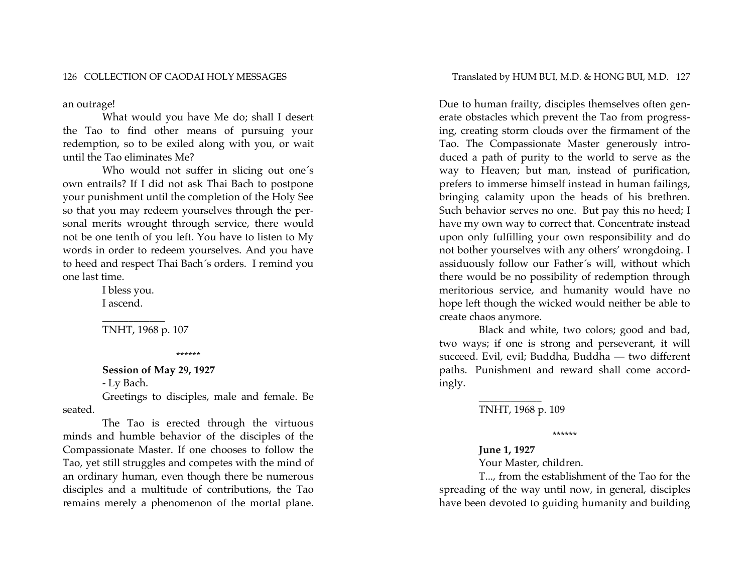an outrage!

What would you have Me do; shall I desert the Tao to find other means of pursuing your redemption, so to be exiled along with you, or wait until the Tao eliminates Me?

Who would not suffer in slicing out one´s own entrails? If I did not ask Thai Bach to postpone your punishment until the completion of the Holy See so that you may redeem yourselves through the personal merits wrought through service, there would not be one tenth of you left. You have to listen to My words in order to redeem yourselves. And you have to heed and respect Thai Bach´s orders. I remind you one last time.

I bless you.
I ascend.

___________

TNHT, 1968 p. 107

******

**Session of May 29, 1927**

- Ly Bach.

Greetings to disciples, male and female. Be seated.

The Tao is erected through the virtuous minds and humble behavior of the disciples of the Compassionate Master. If one chooses to follow the Tao, yet still struggles and competes with the mind of an ordinary human, even though there be numerous disciples and a multitude of contributions, the Tao remains merely a phenomenon of the mortal plane. Due to human frailty, disciples themselves often generate obstacles which prevent the Tao from progressing, creating storm clouds over the firmament of the Tao. The Compassionate Master generously introduced a path of purity to the world to serve as the way to Heaven; but man, instead of purification, prefers to immerse himself instead in human failings, bringing calamity upon the heads of his brethren. Such behavior serves no one. But pay this no heed; I have my own way to correct that. Concentrate instead upon only fulfilling your own responsibility and do not bother yourselves with any others' wrongdoing. I assiduously follow our Father´s will, without which there would be no possibility of redemption through meritorious service, and humanity would have no hope left though the wicked would neither be able to create chaos anymore.

Black and white, two colors; good and bad, two ways; if one is strong and perseverant, it will succeed. Evil, evil; Buddha, Buddha — two different paths. Punishment and reward shall come accordingly.

___________

TNHT, 1968 p. 109

******

**June 1, 1927**

Your Master, children.

T..., from the establishment of the Tao for the spreading of the way until now, in general, disciples have been devoted to guiding humanity and building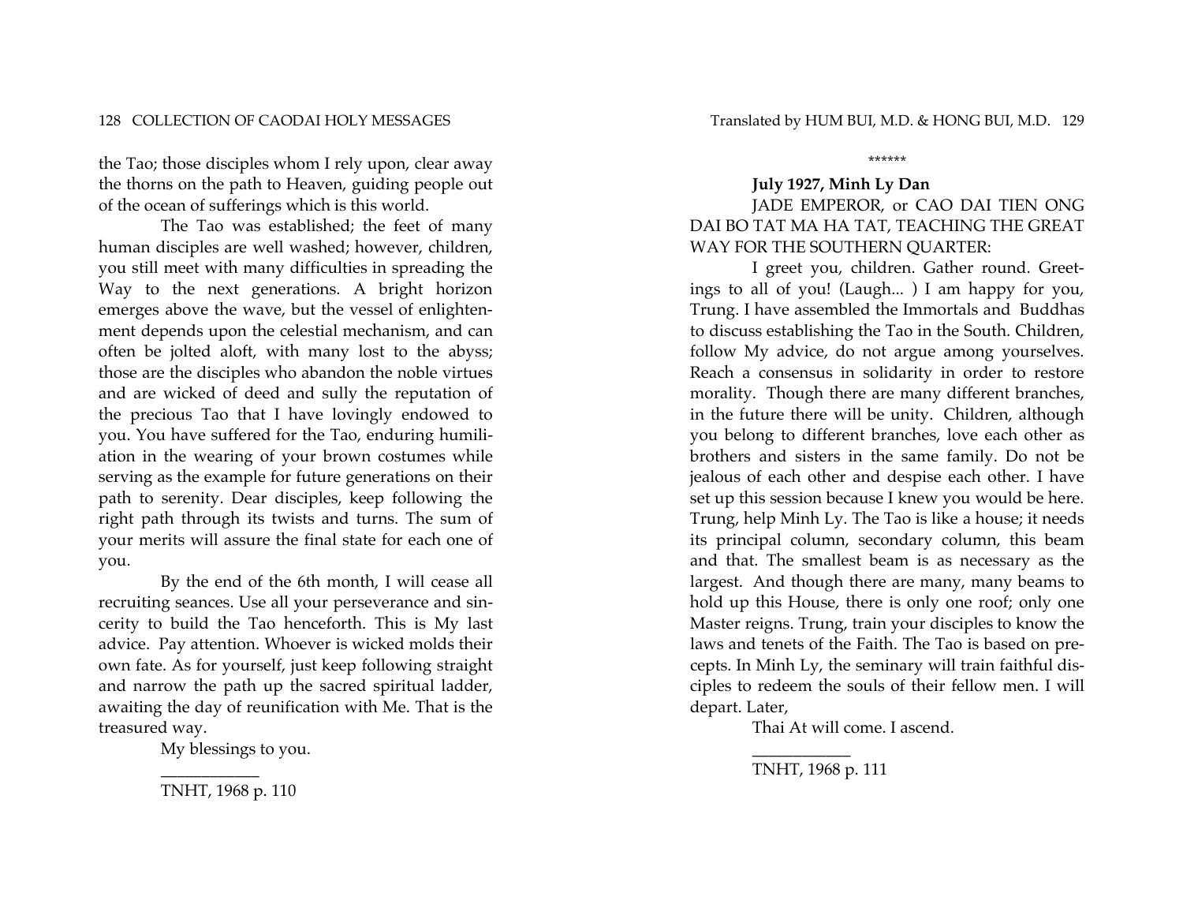the Tao; those disciples whom I rely upon, clear away the thorns on the path to Heaven, guiding people out of the ocean of sufferings which is this world.

The Tao was established; the feet of many human disciples are well washed; however, children, you still meet with many difficulties in spreading the Way to the next generations. A bright horizon emerges above the wave, but the vessel of enlightenment depends upon the celestial mechanism, and can often be jolted aloft, with many lost to the abyss; those are the disciples who abandon the noble virtues and are wicked of deed and sully the reputation of the precious Tao that I have lovingly endowed to you. You have suffered for the Tao, enduring humiliation in the wearing of your brown costumes while serving as the example for future generations on their path to serenity. Dear disciples, keep following the right path through its twists and turns. The sum of your merits will assure the final state for each one of you.

By the end of the 6th month, I will cease all recruiting seances. Use all your perseverance and sincerity to build the Tao henceforth. This is My last advice. Pay attention. Whoever is wicked molds their own fate. As for yourself, just keep following straight and narrow the path up the sacred spiritual ladder, awaiting the day of reunification with Me. That is the treasured way.

My blessings to you.

___________

TNHT, 1968 p. 110

******

**July 1927, Minh Ly Dan**

JADE EMPEROR, or CAO DAI TIEN ONG DAI BO TAT MA HA TAT, TEACHING THE GREAT WAY FOR THE SOUTHERN QUARTER:

I greet you, children. Gather round. Greetings to all of you! (Laugh... ) I am happy for you, Trung. I have assembled the Immortals and Buddhas to discuss establishing the Tao in the South. Children, follow My advice, do not argue among yourselves. Reach a consensus in solidarity in order to restore morality. Though there are many different branches, in the future there will be unity. Children, although you belong to different branches, love each other as brothers and sisters in the same family. Do not be jealous of each other and despise each other. I have set up this session because I knew you would be here. Trung, help Minh Ly. The Tao is like a house; it needs its principal column, secondary column, this beam and that. The smallest beam is as necessary as the largest. And though there are many, many beams to hold up this House, there is only one roof; only one Master reigns. Trung, train your disciples to know the laws and tenets of the Faith. The Tao is based on precepts. In Minh Ly, the seminary will train faithful disciples to redeem the souls of their fellow men. I will depart. Later,

Thai At will come. I ascend.

___________

TNHT, 1968 p. 111